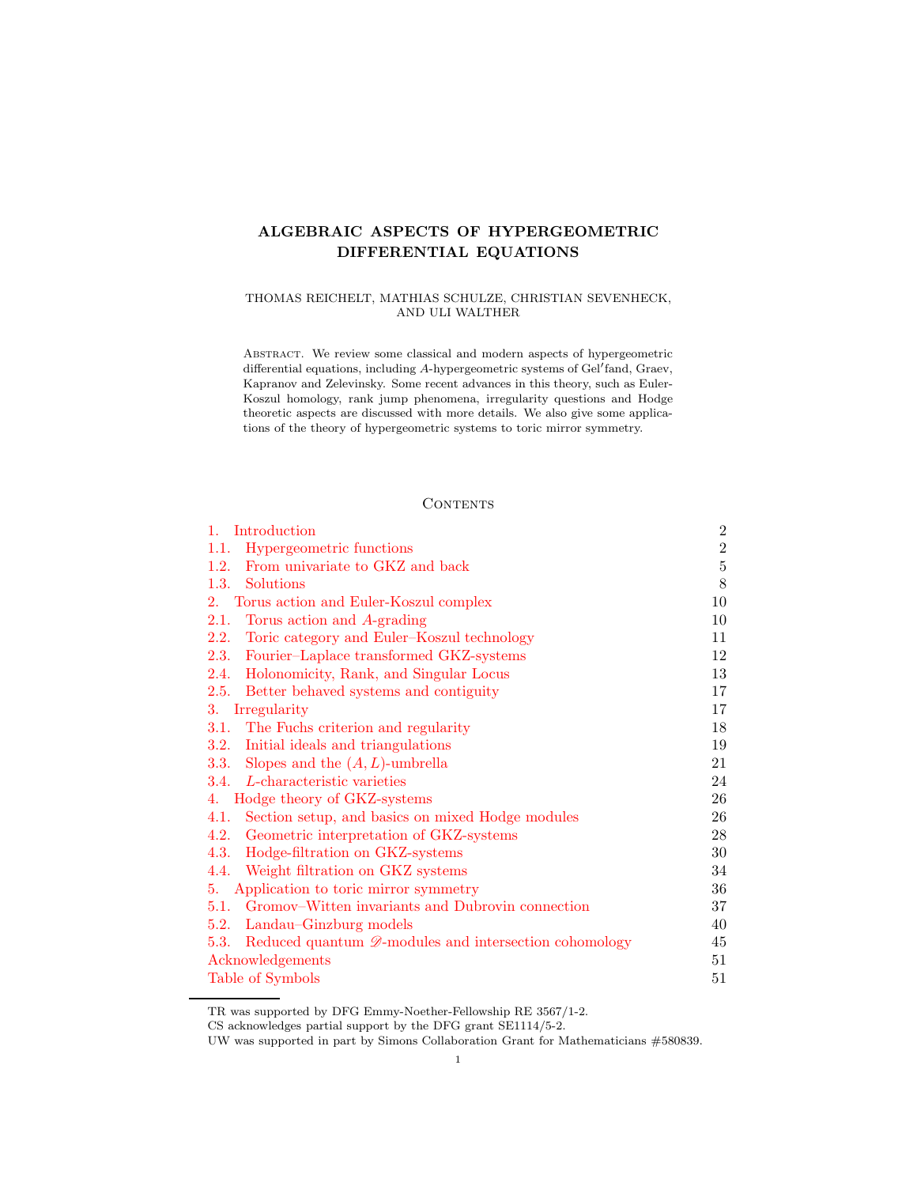# ALGEBRAIC ASPECTS OF HYPERGEOMETRIC DIFFERENTIAL EQUATIONS

THOMAS REICHELT, MATHIAS SCHULZE, CHRISTIAN SEVENHECK, AND ULI WALTHER

Abstract. We review some classical and modern aspects of hypergeometric differential equations, including $A$-hypergeometric systems of Gel′fand, Graev, Kapranov and Zelevinsky. Some recent advances in this theory, such as Euler-Koszul homology, rank jump phenomena, irregularity questions and Hodge theoretic aspects are discussed with more details. We also give some applications of the theory of hypergeometric systems to toric mirror symmetry.

## Contents

| | |
|---|---|
| 1. Introduction | 2 |
| 1.1. Hypergeometric functions | 2 |
| 1.2. From univariate to GKZ and back | 5 |
| 1.3. Solutions | 8 |
| 2. Torus action and Euler-Koszul complex | 10 |
| 2.1. Torus action and $A$-grading | 10 |
| 2.2. Toric category and Euler–Koszul technology | 11 |
| 2.3. Fourier–Laplace transformed GKZ-systems | 12 |
| 2.4. Holonomicity, Rank, and Singular Locus | 13 |
| 2.5. Better behaved systems and contiguity | 17 |
| 3. Irregularity | 17 |
| 3.1. The Fuchs criterion and regularity | 18 |
| 3.2. Initial ideals and triangulations | 19 |
| 3.3. Slopes and the $(A, L)$-umbrella | 21 |
| 3.4. $L$-characteristic varieties | 24 |
| 4. Hodge theory of GKZ-systems | 26 |
| 4.1. Section setup, and basics on mixed Hodge modules | 26 |
| 4.2. Geometric interpretation of GKZ-systems | 28 |
| 4.3. Hodge-filtration on GKZ-systems | 30 |
| 4.4. Weight filtration on GKZ systems | 34 |
| 5. Application to toric mirror symmetry | 36 |
| 5.1. Gromov–Witten invariants and Dubrovin connection | 37 |
| 5.2. Landau–Ginzburg models | 40 |
| 5.3. Reduced quantum $\mathscr{D}$-modules and intersection cohomology | 45 |
| Acknowledgements | 51 |
| Table of Symbols | 51 |

TR was supported by DFG Emmy-Noether-Fellowship RE 3567/1-2.

CS acknowledges partial support by the DFG grant SE1114/5-2.

UW was supported in part by Simons Collaboration Grant for Mathematicians #580839.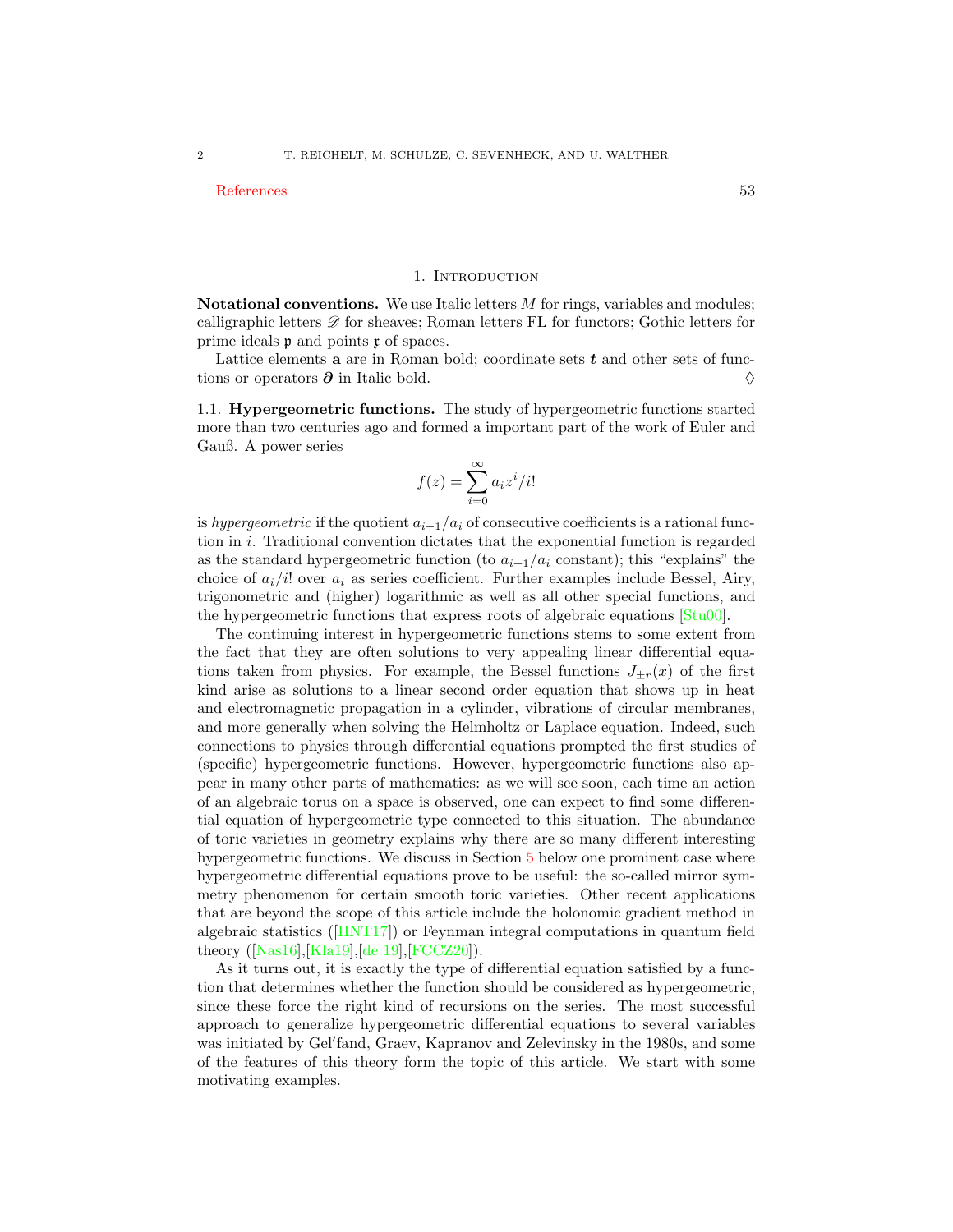References 53

# 1. Introduction

**Notational conventions.** We use Italic letters $M$ for rings, variables and modules; calligraphic letters $\mathscr{D}$ for sheaves; Roman letters FL for functors; Gothic letters for prime ideals $\mathfrak{p}$ and points $\mathfrak{x}$ of spaces.

Lattice elements $\mathbf{a}$ are in Roman bold; coordinate sets $\boldsymbol{t}$ and other sets of functions or operators $\boldsymbol{\partial}$ in Italic bold. $\Diamond$

## 1.1. Hypergeometric functions.

The study of hypergeometric functions started more than two centuries ago and formed a important part of the work of Euler and Gauß. A power series

$$f(z) = \sum_{i=0}^{\infty} a_i z^i / i!$$

is *hypergeometric* if the quotient $a_{i+1}/a_i$ of consecutive coefficients is a rational function in $i$. Traditional convention dictates that the exponential function is regarded as the standard hypergeometric function (to $a_{i+1}/a_i$ constant); this "explains" the choice of $a_i/i!$ over $a_i$ as series coefficient. Further examples include Bessel, Airy, trigonometric and (higher) logarithmic as well as all other special functions, and the hypergeometric functions that express roots of algebraic equations [Stu00].

The continuing interest in hypergeometric functions stems to some extent from the fact that they are often solutions to very appealing linear differential equations taken from physics. For example, the Bessel functions $J_{\pm r}(x)$ of the first kind arise as solutions to a linear second order equation that shows up in heat and electromagnetic propagation in a cylinder, vibrations of circular membranes, and more generally when solving the Helmholtz or Laplace equation. Indeed, such connections to physics through differential equations prompted the first studies of (specific) hypergeometric functions. However, hypergeometric functions also appear in many other parts of mathematics: as we will see soon, each time an action of an algebraic torus on a space is observed, one can expect to find some differential equation of hypergeometric type connected to this situation. The abundance of toric varieties in geometry explains why there are so many different interesting hypergeometric functions. We discuss in Section 5 below one prominent case where hypergeometric differential equations prove to be useful: the so-called mirror symmetry phenomenon for certain smooth toric varieties. Other recent applications that are beyond the scope of this article include the holonomic gradient method in algebraic statistics ([HNT17]) or Feynman integral computations in quantum field theory ([Nas16],[Kla19],[de 19],[FCCZ20]).

As it turns out, it is exactly the type of differential equation satisfied by a function that determines whether the function should be considered as hypergeometric, since these force the right kind of recursions on the series. The most successful approach to generalize hypergeometric differential equations to several variables was initiated by Gel′fand, Graev, Kapranov and Zelevinsky in the 1980s, and some of the features of this theory form the topic of this article. We start with some motivating examples.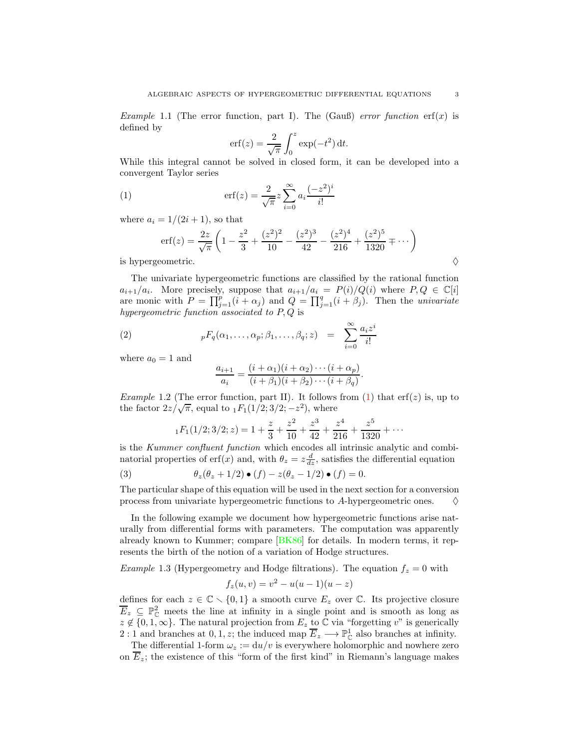*Example* 1.1 (The error function, part I). The (Gauß) *error function* $\operatorname{erf}(x)$ is defined by

$$\operatorname{erf}(z) = \frac{2}{\sqrt{\pi}} \int_0^z \exp(-t^2)\,\mathrm{d}t.$$

While this integral cannot be solved in closed form, it can be developed into a convergent Taylor series

$$\operatorname{erf}(z) = \frac{2}{\sqrt{\pi}} z \sum_{i=0}^{\infty} a_i \frac{(-z^2)^i}{i!} \tag{1}$$

where $a_i = 1/(2i+1)$, so that

$$\operatorname{erf}(z) = \frac{2z}{\sqrt{\pi}} \left( 1 - \frac{z^2}{3} + \frac{(z^2)^2}{10} - \frac{(z^2)^3}{42} - \frac{(z^2)^4}{216} + \frac{(z^2)^5}{1320} \mp \cdots \right)$$

is hypergeometric. $\diamondsuit$

The univariate hypergeometric functions are classified by the rational function $a_{i+1}/a_i$. More precisely, suppose that $a_{i+1}/a_i = P(i)/Q(i)$ where $P, Q \in \mathbb{C}[i]$ are monic with $P = \prod_{j=1}^{p}(i + \alpha_j)$ and $Q = \prod_{j=1}^{q}(i + \beta_j)$. Then the *univariate hypergeometric function associated to* $P, Q$ is

$${}_pF_q(\alpha_1, \ldots, \alpha_p; \beta_1, \ldots, \beta_q; z) \quad = \quad \sum_{i=0}^{\infty} \frac{a_i z^i}{i!} \tag{2}$$

where $a_0 = 1$ and

$$\frac{a_{i+1}}{a_i} = \frac{(i+\alpha_1)(i+\alpha_2)\cdots(i+\alpha_p)}{(i+\beta_1)(i+\beta_2)\cdots(i+\beta_q)}.$$

*Example* 1.2 (The error function, part II). It follows from (1) that $\operatorname{erf}(z)$ is, up to the factor $2z/\sqrt{\pi}$, equal to ${}_1F_1(1/2; 3/2; -z^2)$, where

$${}_1F_1(1/2; 3/2; z) = 1 + \frac{z}{3} + \frac{z^2}{10} + \frac{z^3}{42} + \frac{z^4}{216} + \frac{z^5}{1320} + \cdots$$

is the *Kummer confluent function* which encodes all intrinsic analytic and combinatorial properties of $\operatorname{erf}(x)$ and, with $\theta_z = z\frac{d}{dz}$, satisfies the differential equation

$$\theta_z(\theta_z + 1/2) \bullet (f) - z(\theta_z - 1/2) \bullet (f) = 0. \tag{3}$$

The particular shape of this equation will be used in the next section for a conversion process from univariate hypergeometric functions to $A$-hypergeometric ones. $\diamondsuit$

In the following example we document how hypergeometric functions arise naturally from differential forms with parameters. The computation was apparently already known to Kummer; compare [BK86] for details. In modern terms, it represents the birth of the notion of a variation of Hodge structures.

*Example* 1.3 (Hypergeometry and Hodge filtrations). The equation $f_z = 0$ with

$$f_z(u, v) = v^2 - u(u-1)(u-z)$$

defines for each $z \in \mathbb{C} \smallsetminus \{0, 1\}$ a smooth curve $E_z$ over $\mathbb{C}$. Its projective closure $\overline{E}_z \subseteq \mathbb{P}^2_{\mathbb{C}}$ meets the line at infinity in a single point and is smooth as long as $z \notin \{0, 1, \infty\}$. The natural projection from $E_z$ to $\mathbb{C}$ via "forgetting $v$" is generically $2:1$ and branches at $0, 1, z$; the induced map $\overline{E}_z \longrightarrow \mathbb{P}^1_{\mathbb{C}}$ also branches at infinity.

The differential 1-form $\omega_z := \mathrm{d}u/v$ is everywhere holomorphic and nowhere zero on $\overline{E}_z$; the existence of this "form of the first kind" in Riemann's language makes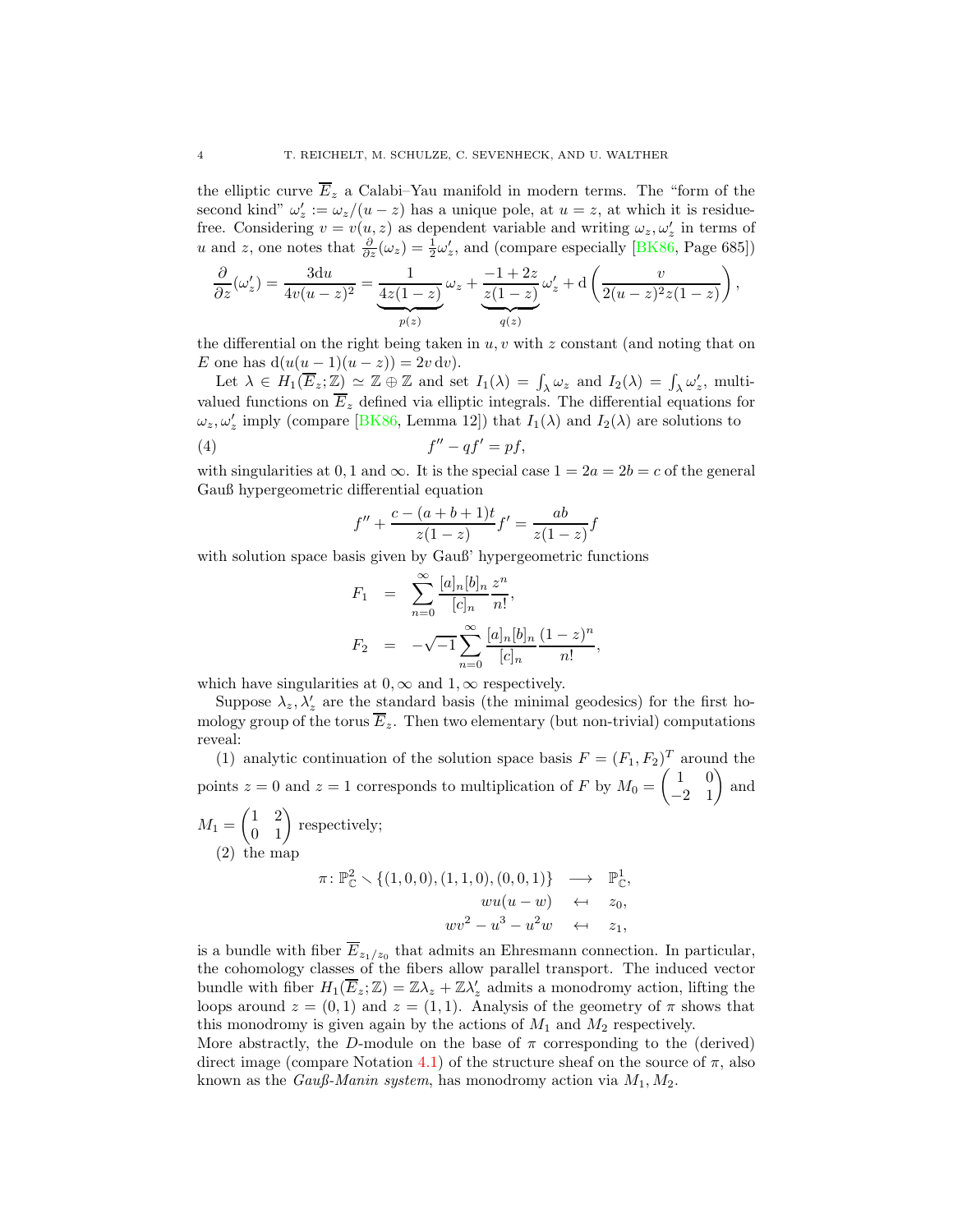the elliptic curve $\overline{E}_z$ a Calabi–Yau manifold in modern terms. The "form of the second kind" $\omega'_z := \omega_z/(u-z)$ has a unique pole, at $u = z$, at which it is residue-free. Considering $v = v(u, z)$ as dependent variable and writing $\omega_z, \omega'_z$ in terms of $u$ and $z$, one notes that $\frac{\partial}{\partial z}(\omega_z) = \frac{1}{2}\omega'_z$, and (compare especially [BK86, Page 685])

$$\frac{\partial}{\partial z}(\omega'_z) = \frac{3\mathrm{d}u}{4v(u-z)^2} = \underbrace{\frac{1}{4z(1-z)}}_{p(z)}\omega_z + \underbrace{\frac{-1+2z}{z(1-z)}}_{q(z)}\omega'_z + \mathrm{d}\left(\frac{v}{2(u-z)^2 z(1-z)}\right),$$

the differential on the right being taken in $u, v$ with $z$ constant (and noting that on $E$ one has $\mathrm{d}(u(u-1)(u-z)) = 2v\,\mathrm{d}v$).

Let $\lambda \in H_1(\overline{E}_z; \mathbb{Z}) \simeq \mathbb{Z} \oplus \mathbb{Z}$ and set $I_1(\lambda) = \int_\lambda \omega_z$ and $I_2(\lambda) = \int_\lambda \omega'_z$, multi-valued functions on $\overline{E}_z$ defined via elliptic integrals. The differential equations for $\omega_z, \omega'_z$ imply (compare [BK86, Lemma 12]) that $I_1(\lambda)$ and $I_2(\lambda)$ are solutions to

$$f'' - qf' = pf, \tag{4}$$

with singularities at $0, 1$ and $\infty$. It is the special case $1 = 2a = 2b = c$ of the general Gauß hypergeometric differential equation

$$f'' + \frac{c - (a+b+1)t}{z(1-z)}f' = \frac{ab}{z(1-z)}f$$

with solution space basis given by Gauß' hypergeometric functions

$$\begin{aligned} F_1 &= \sum_{n=0}^{\infty} \frac{[a]_n [b]_n}{[c]_n} \frac{z^n}{n!}, \\ F_2 &= -\sqrt{-1} \sum_{n=0}^{\infty} \frac{[a]_n [b]_n}{[c]_n} \frac{(1-z)^n}{n!}, \end{aligned}$$

which have singularities at $0, \infty$ and $1, \infty$ respectively.

Suppose $\lambda_z, \lambda'_z$ are the standard basis (the minimal geodesics) for the first homology group of the torus $\overline{E}_z$. Then two elementary (but non-trivial) computations reveal:

(1) analytic continuation of the solution space basis $F = (F_1, F_2)^T$ around the points $z = 0$ and $z = 1$ corresponds to multiplication of $F$ by $M_0 = \begin{pmatrix} 1 & 0 \\ -2 & 1 \end{pmatrix}$ and $M_1 = \begin{pmatrix} 1 & 2 \\ 0 & 1 \end{pmatrix}$ respectively;

(2) the map

$$\begin{aligned} \pi \colon \mathbb{P}^2_{\mathbb{C}} \smallsetminus \{(1,0,0), (1,1,0), (0,0,1)\} &\longrightarrow \mathbb{P}^1_{\mathbb{C}}, \\ wu(u-w) &\leftarrow\!\shortmid \; z_0, \\ wv^2 - u^3 - u^2 w &\leftarrow\!\shortmid \; z_1, \end{aligned}$$

is a bundle with fiber $\overline{E}_{z_1/z_0}$ that admits an Ehresmann connection. In particular, the cohomology classes of the fibers allow parallel transport. The induced vector bundle with fiber $H_1(\overline{E}_z; \mathbb{Z}) = \mathbb{Z}\lambda_z + \mathbb{Z}\lambda'_z$ admits a monodromy action, lifting the loops around $z = (0, 1)$ and $z = (1, 1)$. Analysis of the geometry of $\pi$ shows that this monodromy is given again by the actions of $M_1$ and $M_2$ respectively.

More abstractly, the $D$-module on the base of $\pi$ corresponding to the (derived) direct image (compare Notation 4.1) of the structure sheaf on the source of $\pi$, also known as the *Gauß-Manin system*, has monodromy action via $M_1, M_2$.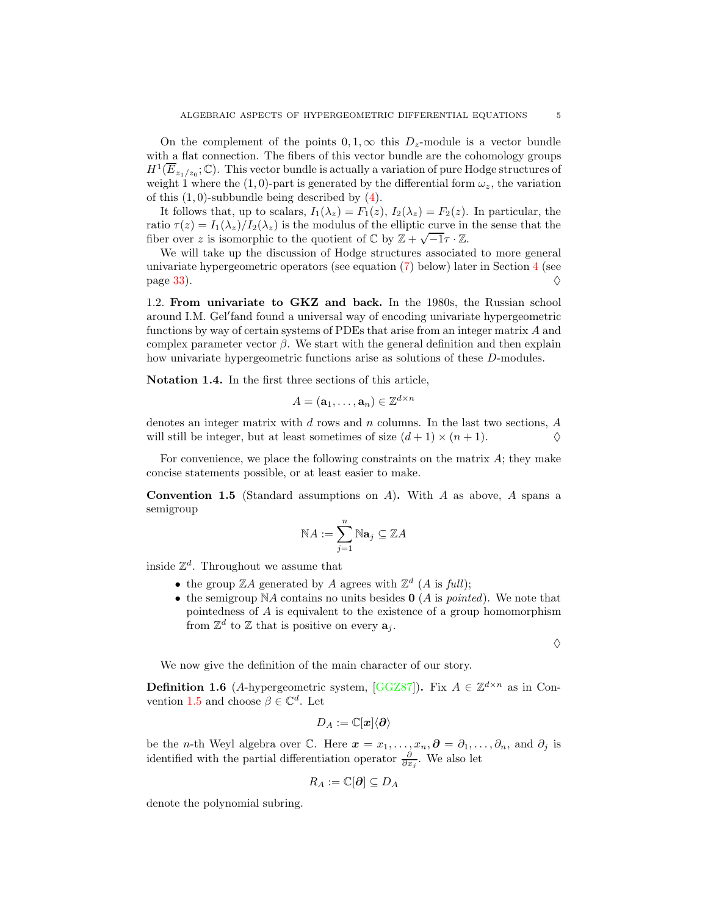On the complement of the points $0, 1, \infty$ this $D_z$-module is a vector bundle with a flat connection. The fibers of this vector bundle are the cohomology groups $H^1(\overline{E}_{z_1/z_0}; \mathbb{C})$. This vector bundle is actually a variation of pure Hodge structures of weight 1 where the $(1,0)$-part is generated by the differential form $\omega_z$, the variation of this $(1,0)$-subbundle being described by (4).

It follows that, up to scalars, $I_1(\lambda_z) = F_1(z)$, $I_2(\lambda_z) = F_2(z)$. In particular, the ratio $\tau(z) = I_1(\lambda_z)/I_2(\lambda_z)$ is the modulus of the elliptic curve in the sense that the fiber over $z$ is isomorphic to the quotient of $\mathbb{C}$ by $\mathbb{Z} + \sqrt{-1}\tau \cdot \mathbb{Z}$.

We will take up the discussion of Hodge structures associated to more general univariate hypergeometric operators (see equation (7) below) later in Section 4 (see page 33). $\diamondsuit$

1.2. **From univariate to GKZ and back.** In the 1980s, the Russian school around I.M. Gel′fand found a universal way of encoding univariate hypergeometric functions by way of certain systems of PDEs that arise from an integer matrix $A$ and complex parameter vector $\beta$. We start with the general definition and then explain how univariate hypergeometric functions arise as solutions of these $D$-modules.

**Notation 1.4.** In the first three sections of this article,

$$A = (\mathbf{a}_1, \ldots, \mathbf{a}_n) \in \mathbb{Z}^{d \times n}$$

denotes an integer matrix with $d$ rows and $n$ columns. In the last two sections, $A$ will still be integer, but at least sometimes of size $(d+1) \times (n+1)$. $\diamondsuit$

For convenience, we place the following constraints on the matrix $A$; they make concise statements possible, or at least easier to make.

**Convention 1.5** (Standard assumptions on $A$)**.** With $A$ as above, $A$ spans a semigroup

$$\mathbb{N}A := \sum_{j=1}^{n} \mathbb{N}\mathbf{a}_j \subseteq \mathbb{Z}A$$

inside $\mathbb{Z}^d$. Throughout we assume that

- the group $\mathbb{Z}A$ generated by $A$ agrees with $\mathbb{Z}^d$ ($A$ is *full*);
- the semigroup $\mathbb{N}A$ contains no units besides $\mathbf{0}$ ($A$ is *pointed*). We note that pointedness of $A$ is equivalent to the existence of a group homomorphism from $\mathbb{Z}^d$ to $\mathbb{Z}$ that is positive on every $\mathbf{a}_j$.

$\diamondsuit$

We now give the definition of the main character of our story.

**Definition 1.6** ($A$-hypergeometric system, [GGZ87])**.** Fix $A \in \mathbb{Z}^{d \times n}$ as in Convention 1.5 and choose $\beta \in \mathbb{C}^d$. Let

$$D_A := \mathbb{C}[\boldsymbol{x}]\langle \boldsymbol{\partial} \rangle$$

be the $n$-th Weyl algebra over $\mathbb{C}$. Here $\boldsymbol{x} = x_1, \ldots, x_n, \boldsymbol{\partial} = \partial_1, \ldots, \partial_n$, and $\partial_j$ is identified with the partial differentiation operator $\frac{\partial}{\partial x_j}$. We also let

$$R_A := \mathbb{C}[\boldsymbol{\partial}] \subseteq D_A$$

denote the polynomial subring.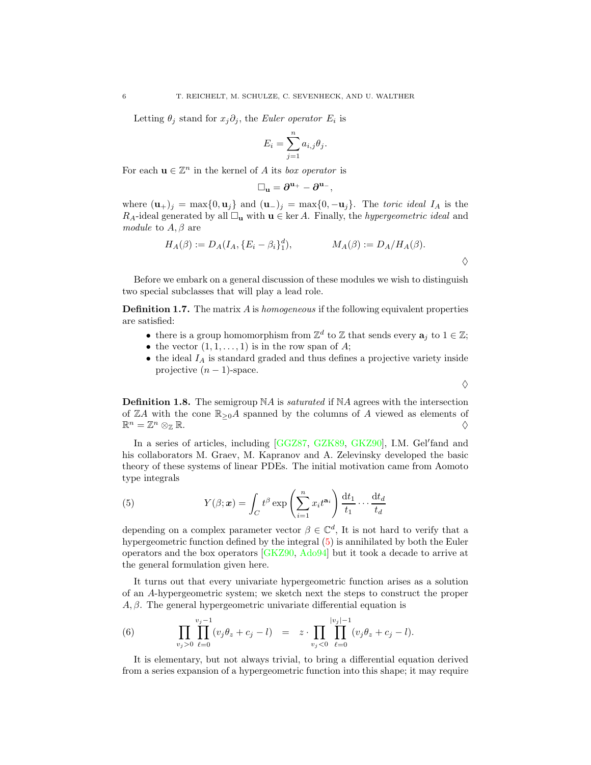Letting $\theta_j$ stand for $x_j\partial_j$, the *Euler operator* $E_i$ is

$$E_i = \sum_{j=1}^{n} a_{i,j}\theta_j.$$

For each $\mathbf{u} \in \mathbb{Z}^n$ in the kernel of $A$ its *box operator* is

$$\square_{\mathbf{u}} = \boldsymbol{\partial}^{\mathbf{u}_+} - \boldsymbol{\partial}^{\mathbf{u}_-},$$

where $(\mathbf{u}_+)_j = \max\{0, \mathbf{u}_j\}$ and $(\mathbf{u}_-)_j = \max\{0, -\mathbf{u}_j\}$. The *toric ideal* $I_A$ is the $R_A$-ideal generated by all $\square_{\mathbf{u}}$ with $\mathbf{u} \in \ker A$. Finally, the *hypergeometric ideal* and *module* to $A, \beta$ are

$$H_A(\beta) := D_A(I_A, \{E_i - \beta_i\}_1^d), \qquad\qquad M_A(\beta) := D_A/H_A(\beta).$$

$\diamondsuit$

Before we embark on a general discussion of these modules we wish to distinguish two special subclasses that will play a lead role.

**Definition 1.7.** The matrix $A$ is *homogeneous* if the following equivalent properties are satisfied:

- there is a group homomorphism from $\mathbb{Z}^d$ to $\mathbb{Z}$ that sends every $\mathbf{a}_j$ to $1 \in \mathbb{Z}$;
- the vector $(1, 1, \ldots, 1)$ is in the row span of $A$;
- the ideal $I_A$ is standard graded and thus defines a projective variety inside projective $(n-1)$-space.

$\diamondsuit$

**Definition 1.8.** The semigroup $\mathbb{N}A$ is *saturated* if $\mathbb{N}A$ agrees with the intersection of $\mathbb{Z}A$ with the cone $\mathbb{R}_{\geq 0}A$ spanned by the columns of $A$ viewed as elements of $\mathbb{R}^n = \mathbb{Z}^n \otimes_{\mathbb{Z}} \mathbb{R}$. $\diamondsuit$

In a series of articles, including [GGZ87, GZK89, GKZ90], I.M. Gel′fand and his collaborators M. Graev, M. Kapranov and A. Zelevinsky developed the basic theory of these systems of linear PDEs. The initial motivation came from Aomoto type integrals

$$Y(\beta; \boldsymbol{x}) = \int_C t^\beta \exp\left(\sum_{i=1}^{n} x_i t^{\mathbf{a}_i}\right) \frac{\mathrm{d}t_1}{t_1} \cdots \frac{\mathrm{d}t_d}{t_d} \tag{5}$$

depending on a complex parameter vector $\beta \in \mathbb{C}^d$, It is not hard to verify that a hypergeometric function defined by the integral (5) is annihilated by both the Euler operators and the box operators [GKZ90, Ado94] but it took a decade to arrive at the general formulation given here.

It turns out that every univariate hypergeometric function arises as a solution of an $A$-hypergeometric system; we sketch next the steps to construct the proper $A, \beta$. The general hypergeometric univariate differential equation is

$$\prod_{v_j > 0} \prod_{\ell=0}^{v_j - 1} (v_j\theta_z + c_j - l) \quad = \quad z \cdot \prod_{v_j < 0} \prod_{\ell=0}^{|v_j|-1} (v_j\theta_z + c_j - l). \tag{6}$$

It is elementary, but not always trivial, to bring a differential equation derived from a series expansion of a hypergeometric function into this shape; it may require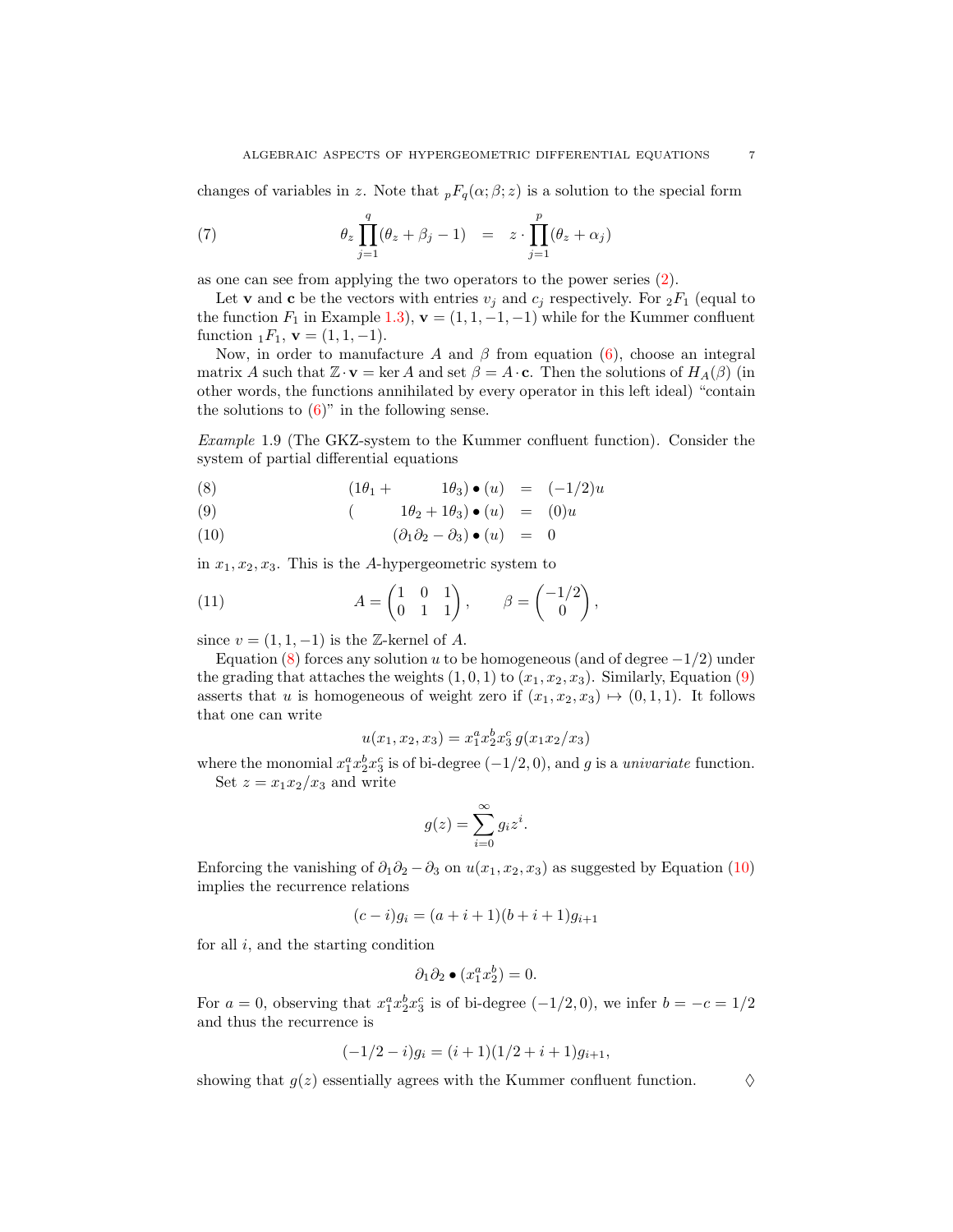changes of variables in $z$. Note that ${}_pF_q(\alpha;\beta;z)$ is a solution to the special form

$$\theta_z \prod_{j=1}^{q}(\theta_z+\beta_j-1) \quad = \quad z\cdot\prod_{j=1}^{p}(\theta_z+\alpha_j) \tag{7}$$

as one can see from applying the two operators to the power series (2).

Let $\mathbf{v}$ and $\mathbf{c}$ be the vectors with entries $v_j$ and $c_j$ respectively. For ${}_2F_1$ (equal to the function $F_1$ in Example 1.3), $\mathbf{v}=(1,1,-1,-1)$ while for the Kummer confluent function ${}_1F_1$, $\mathbf{v}=(1,1,-1)$.

Now, in order to manufacture $A$ and $\beta$ from equation (6), choose an integral matrix $A$ such that $\mathbb{Z}\cdot\mathbf{v}=\ker A$ and set $\beta=A\cdot\mathbf{c}$. Then the solutions of $H_A(\beta)$ (in other words, the functions annihilated by every operator in this left ideal) "contain the solutions to (6)" in the following sense.

*Example* 1.9 (The GKZ-system to the Kummer confluent function). Consider the system of partial differential equations

$$(1\theta_1+\qquad 1\theta_3)\bullet(u) \quad = \quad (-1/2)u \tag{8}$$

$$(\qquad 1\theta_2+1\theta_3)\bullet(u) \quad = \quad (0)u \tag{9}$$

$$(\partial_1\partial_2-\partial_3)\bullet(u) \quad = \quad 0 \tag{10}$$

in $x_1,x_2,x_3$. This is the $A$-hypergeometric system to

$$A=\begin{pmatrix}1&0&1\\0&1&1\end{pmatrix},\qquad \beta=\begin{pmatrix}-1/2\\0\end{pmatrix}, \tag{11}$$

since $v=(1,1,-1)$ is the $\mathbb{Z}$-kernel of $A$.

Equation (8) forces any solution $u$ to be homogeneous (and of degree $-1/2$) under the grading that attaches the weights $(1,0,1)$ to $(x_1,x_2,x_3)$. Similarly, Equation (9) asserts that $u$ is homogeneous of weight zero if $(x_1,x_2,x_3)\mapsto(0,1,1)$. It follows that one can write

$$u(x_1,x_2,x_3)=x_1^ax_2^bx_3^c\,g(x_1x_2/x_3)$$

where the monomial $x_1^ax_2^bx_3^c$ is of bi-degree $(-1/2,0)$, and $g$ is a *univariate* function. Set $z=x_1x_2/x_3$ and write

$$g(z)=\sum_{i=0}^{\infty}g_iz^i.$$

Enforcing the vanishing of $\partial_1\partial_2-\partial_3$ on $u(x_1,x_2,x_3)$ as suggested by Equation (10) implies the recurrence relations

$$(c-i)g_i=(a+i+1)(b+i+1)g_{i+1}$$

for all $i$, and the starting condition

$$\partial_1\partial_2\bullet(x_1^ax_2^b)=0.$$

For $a=0$, observing that $x_1^ax_2^bx_3^c$ is of bi-degree $(-1/2,0)$, we infer $b=-c=1/2$ and thus the recurrence is

$$(-1/2-i)g_i=(i+1)(1/2+i+1)g_{i+1},$$

showing that $g(z)$ essentially agrees with the Kummer confluent function. $\diamondsuit$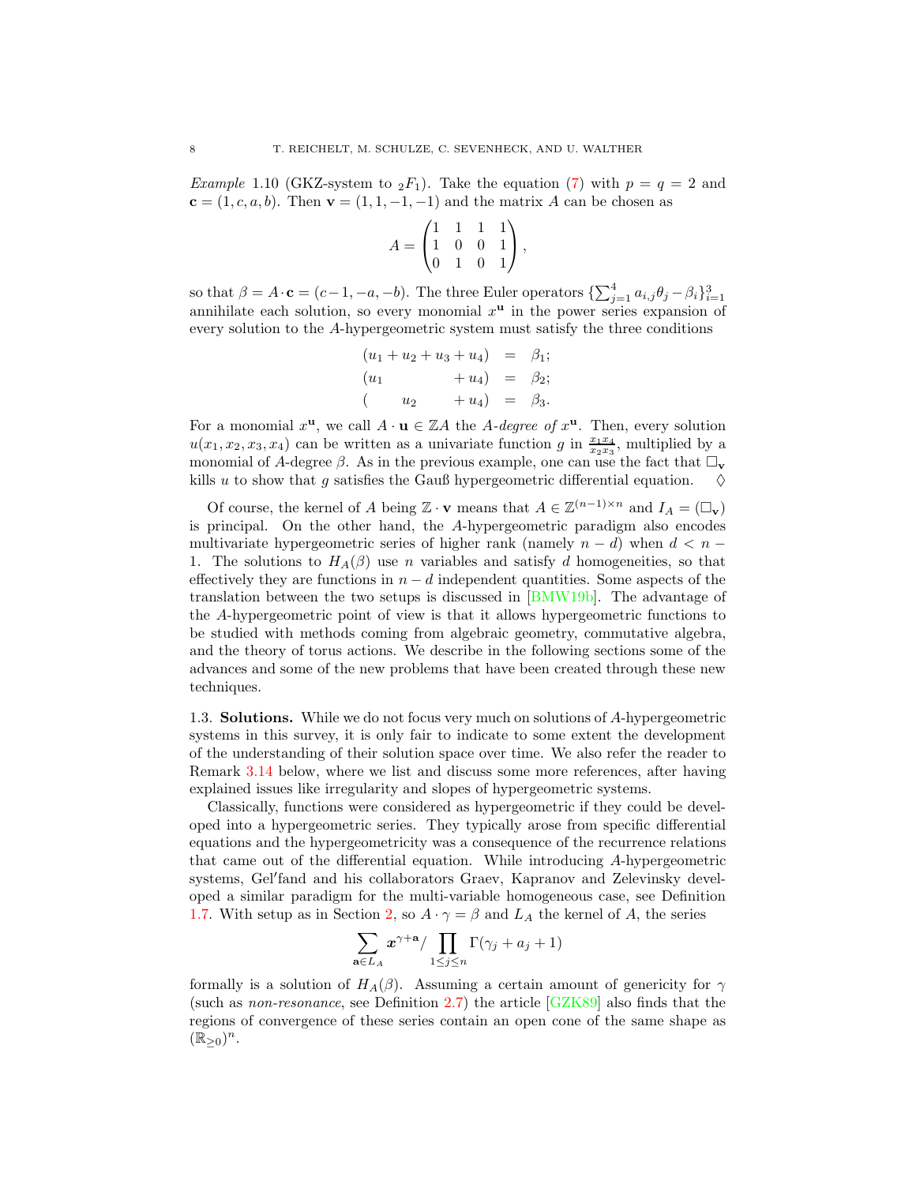*Example* 1.10 (GKZ-system to ${}_2F_1$). Take the equation (7) with $p = q = 2$ and $\mathbf{c} = (1, c, a, b)$. Then $\mathbf{v} = (1, 1, -1, -1)$ and the matrix $A$ can be chosen as

$$A = \begin{pmatrix} 1 & 1 & 1 & 1 \\ 1 & 0 & 0 & 1 \\ 0 & 1 & 0 & 1 \end{pmatrix},$$

so that $\beta = A \cdot \mathbf{c} = (c-1, -a, -b)$. The three Euler operators $\{\sum_{j=1}^4 a_{i,j}\theta_j - \beta_i\}_{i=1}^3$ annihilate each solution, so every monomial $x^{\mathbf{u}}$ in the power series expansion of every solution to the $A$-hypergeometric system must satisfy the three conditions

$$\begin{aligned}
(u_1 + u_2 + u_3 + u_4) &= \beta_1; \\
(u_1 \qquad\qquad + u_4) &= \beta_2; \\
(\qquad u_2 \qquad + u_4) &= \beta_3.
\end{aligned}$$

For a monomial $x^{\mathbf{u}}$, we call $A \cdot \mathbf{u} \in \mathbb{Z}A$ the *$A$-degree of* $x^{\mathbf{u}}$. Then, every solution $u(x_1, x_2, x_3, x_4)$ can be written as a univariate function $g$ in $\frac{x_1 x_4}{x_2 x_3}$, multiplied by a monomial of $A$-degree $\beta$. As in the previous example, one can use the fact that $\Box_{\mathbf{v}}$ kills $u$ to show that $g$ satisfies the Gauß hypergeometric differential equation. $\Diamond$

Of course, the kernel of $A$ being $\mathbb{Z} \cdot \mathbf{v}$ means that $A \in \mathbb{Z}^{(n-1)\times n}$ and $I_A = (\Box_{\mathbf{v}})$ is principal. On the other hand, the $A$-hypergeometric paradigm also encodes multivariate hypergeometric series of higher rank (namely $n - d$) when $d < n - 1$. The solutions to $H_A(\beta)$ use $n$ variables and satisfy $d$ homogeneities, so that effectively they are functions in $n - d$ independent quantities. Some aspects of the translation between the two setups is discussed in [BMW19b]. The advantage of the $A$-hypergeometric point of view is that it allows hypergeometric functions to be studied with methods coming from algebraic geometry, commutative algebra, and the theory of torus actions. We describe in the following sections some of the advances and some of the new problems that have been created through these new techniques.

1.3. **Solutions.** While we do not focus very much on solutions of $A$-hypergeometric systems in this survey, it is only fair to indicate to some extent the development of the understanding of their solution space over time. We also refer the reader to Remark 3.14 below, where we list and discuss some more references, after having explained issues like irregularity and slopes of hypergeometric systems.

Classically, functions were considered as hypergeometric if they could be developed into a hypergeometric series. They typically arose from specific differential equations and the hypergeometricity was a consequence of the recurrence relations that came out of the differential equation. While introducing $A$-hypergeometric systems, Gel′fand and his collaborators Graev, Kapranov and Zelevinsky developed a similar paradigm for the multi-variable homogeneous case, see Definition 1.7. With setup as in Section 2, so $A \cdot \gamma = \beta$ and $L_A$ the kernel of $A$, the series

$$\sum_{\mathbf{a} \in L_A} \boldsymbol{x}^{\gamma + \mathbf{a}} / \prod_{1 \le j \le n} \Gamma(\gamma_j + a_j + 1)$$

formally is a solution of $H_A(\beta)$. Assuming a certain amount of genericity for $\gamma$ (such as *non-resonance*, see Definition 2.7) the article [GZK89] also finds that the regions of convergence of these series contain an open cone of the same shape as $(\mathbb{R}_{\ge 0})^n$.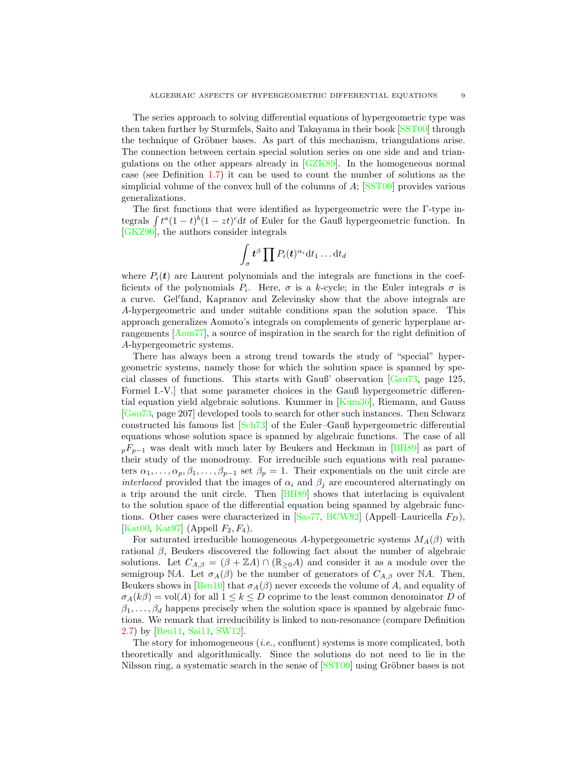The series approach to solving differential equations of hypergeometric type was then taken further by Sturmfels, Saito and Takayama in their book [SST00] through the technique of Gröbner bases. As part of this mechanism, triangulations arise. The connection between certain special solution series on one side and and triangulations on the other appears already in [GZK89]. In the homogeneous normal case (see Definition 1.7) it can be used to count the number of solutions as the simplicial volume of the convex hull of the columns of $A$; [SST00] provides various generalizations.

The first functions that were identified as hypergeometric were the Γ-type integrals $\int t^a(1-t)^b(1-zt)^c \mathrm{d}t$ of Euler for the Gauß hypergeometric function. In [GKZ90], the authors consider integrals

$$\int_\sigma \boldsymbol{t}^\beta \prod P_i(\boldsymbol{t})^{\alpha_i} \mathrm{d}t_1 \ldots \mathrm{d}t_d$$

where $P_i(\boldsymbol{t})$ are Laurent polynomials and the integrals are functions in the coefficients of the polynomials $P_i$. Here, $\sigma$ is a $k$-cycle; in the Euler integrals $\sigma$ is a curve. Gel′fand, Kapranov and Zelevinsky show that the above integrals are $A$-hypergeometric and under suitable conditions span the solution space. This approach generalizes Aomoto's integrals on complements of generic hyperplane arrangements [Aom77], a source of inspiration in the search for the right definition of $A$-hypergeometric systems.

There has always been a strong trend towards the study of "special" hypergeometric systems, namely those for which the solution space is spanned by special classes of functions. This starts with Gauß' observation [Gau73, page 125, Formel I.-V.] that some parameter choices in the Gauß hypergeometric differential equation yield algebraic solutions. Kummer in [Kum36], Riemann, and Gauss [Gau73, page 207] developed tools to search for other such instances. Then Schwarz constructed his famous list [Sch73] of the Euler–Gauß hypergeometric differential equations whose solution space is spanned by algebraic functions. The case of all ${}_pF_{p-1}$ was dealt with much later by Beukers and Heckman in [BH89] as part of their study of the monodromy. For irreducible such equations with real parameters $\alpha_1, \ldots, \alpha_p, \beta_1, \ldots, \beta_{p-1}$ set $\beta_p = 1$. Their exponentials on the unit circle are *interlaced* provided that the images of $\alpha_i$ and $\beta_j$ are encountered alternatingly on a trip around the unit circle. Then [BH89] shows that interlacing is equivalent to the solution space of the differential equation being spanned by algebraic functions. Other cases were characterized in [Sas77, BCW92] (Appell–Lauricella $F_D$), [Kat00, Kat97] (Appell $F_2, F_4$).

For saturated irreducible homogeneous $A$-hypergeometric systems $M_A(\beta)$ with rational $\beta$, Beukers discovered the following fact about the number of algebraic solutions. Let $C_{A,\beta} = (\beta + \mathbb{Z}A) \cap (\mathbb{R}_{\geq 0}A)$ and consider it as a module over the semigroup $\mathbb{N}A$. Let $\sigma_A(\beta)$ be the number of generators of $C_{A,\beta}$ over $\mathbb{N}A$. Then, Beukers shows in [Beu10] that $\sigma_A(\beta)$ never exceeds the volume of $A$, and equality of $\sigma_A(k\beta) = \mathrm{vol}(A)$ for all $1 \leq k \leq D$ coprime to the least common denominator $D$ of $\beta_1, \ldots, \beta_d$ happens precisely when the solution space is spanned by algebraic functions. We remark that irreducibility is linked to non-resonance (compare Definition 2.7) by [Beu11, Sai11, SW12].

The story for inhomogeneous (*i.e.*, confluent) systems is more complicated, both theoretically and algorithmically. Since the solutions do not need to lie in the Nilsson ring, a systematic search in the sense of [SST00] using Gröbner bases is not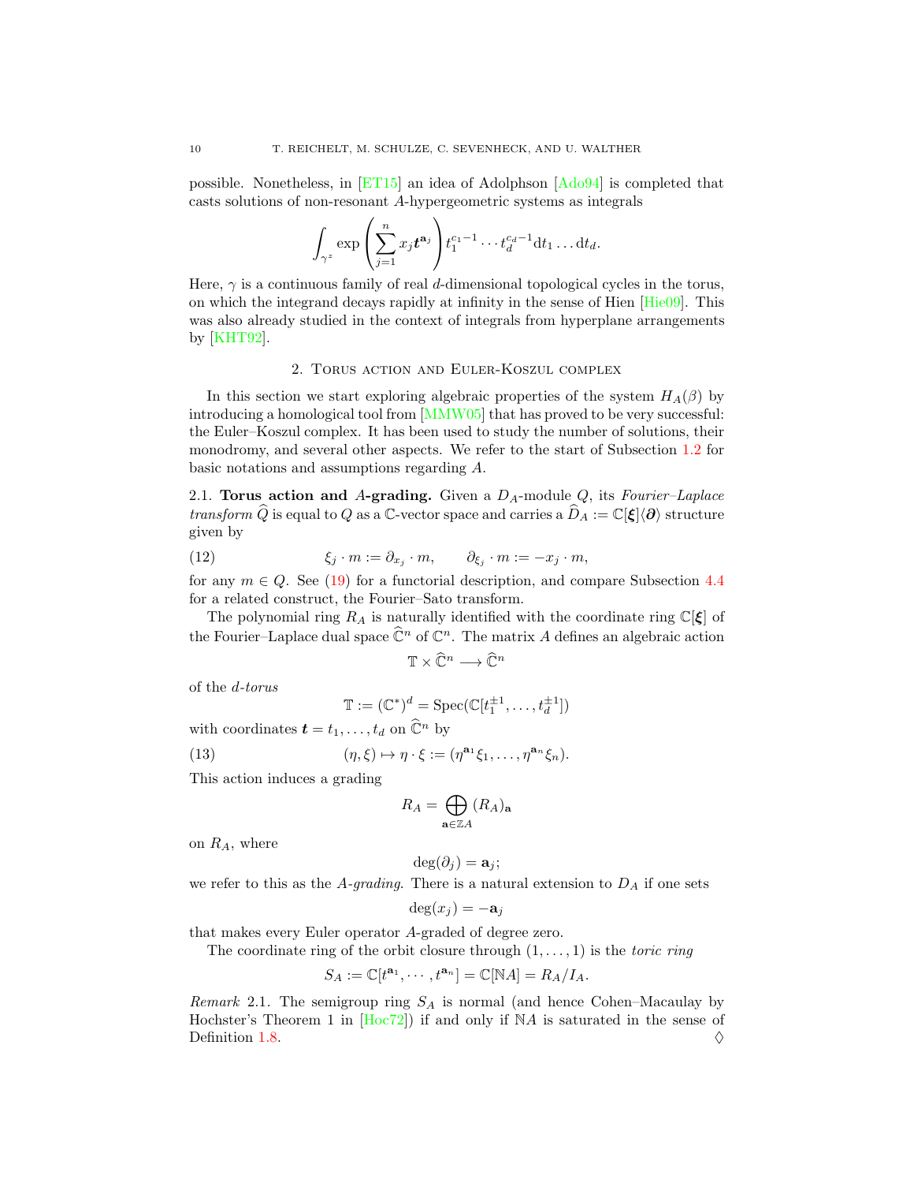possible. Nonetheless, in [ET15] an idea of Adolphson [Ado94] is completed that casts solutions of non-resonant $A$-hypergeometric systems as integrals

$$\int_{\gamma^z} \exp\left(\sum_{j=1}^{n} x_j \boldsymbol{t}^{\mathbf{a}_j}\right) t_1^{c_1-1}\cdots t_d^{c_d-1}\mathrm{d}t_1\ldots\mathrm{d}t_d.$$

Here, $\gamma$ is a continuous family of real $d$-dimensional topological cycles in the torus, on which the integrand decays rapidly at infinity in the sense of Hien [Hie09]. This was also already studied in the context of integrals from hyperplane arrangements by [KHT92].

## 2. Torus action and Euler-Koszul complex

In this section we start exploring algebraic properties of the system $H_A(\beta)$ by introducing a homological tool from [MMW05] that has proved to be very successful: the Euler–Koszul complex. It has been used to study the number of solutions, their monodromy, and several other aspects. We refer to the start of Subsection 1.2 for basic notations and assumptions regarding $A$.

### 2.1. Torus action and $A$-grading.

Given a $D_A$-module $Q$, its *Fourier–Laplace transform* $\widehat{Q}$ is equal to $Q$ as a $\mathbb{C}$-vector space and carries a $\widehat{D}_A := \mathbb{C}[\boldsymbol{\xi}]\langle\boldsymbol{\partial}\rangle$ structure given by

$$\xi_j \cdot m := \partial_{x_j}\cdot m, \qquad \partial_{\xi_j}\cdot m := -x_j\cdot m, \tag{12}$$

for any $m \in Q$. See (19) for a functorial description, and compare Subsection 4.4 for a related construct, the Fourier–Sato transform.

The polynomial ring $R_A$ is naturally identified with the coordinate ring $\mathbb{C}[\boldsymbol{\xi}]$ of the Fourier–Laplace dual space $\widehat{\mathbb{C}}^n$ of $\mathbb{C}^n$. The matrix $A$ defines an algebraic action

$$\mathbb{T}\times\widehat{\mathbb{C}}^n \longrightarrow \widehat{\mathbb{C}}^n$$

of the *$d$-torus*

$$\mathbb{T} := (\mathbb{C}^*)^d = \operatorname{Spec}(\mathbb{C}[t_1^{\pm 1},\ldots,t_d^{\pm 1}])$$

with coordinates $\boldsymbol{t} = t_1,\ldots,t_d$ on $\widehat{\mathbb{C}}^n$ by

$$(\eta,\xi)\mapsto \eta\cdot\xi := (\eta^{\mathbf{a}_1}\xi_1,\ldots,\eta^{\mathbf{a}_n}\xi_n). \tag{13}$$

This action induces a grading

$$R_A = \bigoplus_{\mathbf{a}\in\mathbb{Z}A}(R_A)_{\mathbf{a}}$$

on $R_A$, where

$$\deg(\partial_j) = \mathbf{a}_j;$$

we refer to this as the *$A$-grading*. There is a natural extension to $D_A$ if one sets

$$\deg(x_j) = -\mathbf{a}_j$$

that makes every Euler operator $A$-graded of degree zero.

The coordinate ring of the orbit closure through $(1,\ldots,1)$ is the *toric ring*

$$S_A := \mathbb{C}[t^{\mathbf{a}_1},\cdots,t^{\mathbf{a}_n}] = \mathbb{C}[\mathbb{N}A] = R_A/I_A.$$

*Remark* 2.1. The semigroup ring $S_A$ is normal (and hence Cohen–Macaulay by Hochster's Theorem 1 in [Hoc72]) if and only if $\mathbb{N}A$ is saturated in the sense of Definition 1.8. ◊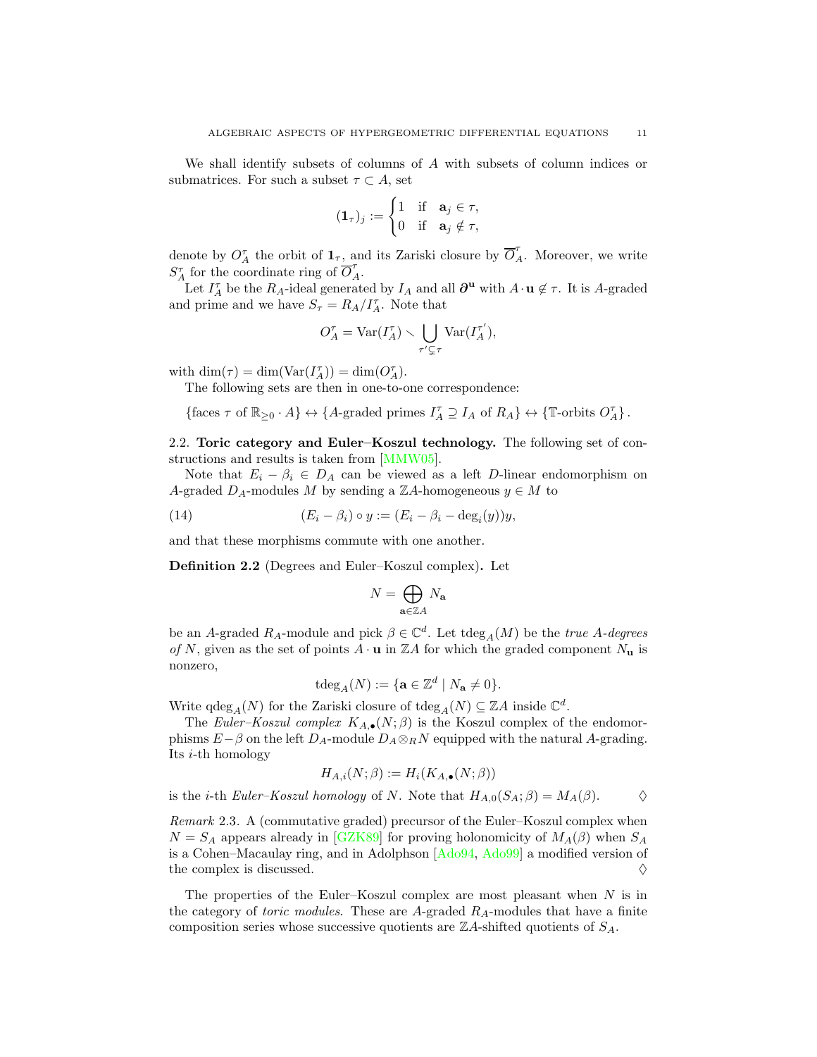We shall identify subsets of columns of $A$ with subsets of column indices or submatrices. For such a subset $\tau \subset A$, set

$$(\mathbf{1}_\tau)_j := \begin{cases} 1 & \text{if} \quad \mathbf{a}_j \in \tau, \\ 0 & \text{if} \quad \mathbf{a}_j \notin \tau, \end{cases}$$

denote by $O_A^\tau$ the orbit of $\mathbf{1}_\tau$, and its Zariski closure by $\overline{O}_A^\tau$. Moreover, we write $S_A^\tau$ for the coordinate ring of $\overline{O}_A^\tau$.

Let $I_A^\tau$ be the $R_A$-ideal generated by $I_A$ and all $\boldsymbol{\partial}^{\mathbf{u}}$ with $A \cdot \mathbf{u} \notin \tau$. It is $A$-graded and prime and we have $S_\tau = R_A/I_A^\tau$. Note that

$$O_A^\tau = \operatorname{Var}(I_A^\tau) \smallsetminus \bigcup_{\tau' \subsetneq \tau} \operatorname{Var}(I_A^{\tau'}),$$

with $\dim(\tau) = \dim(\operatorname{Var}(I_A^\tau)) = \dim(O_A^\tau)$.

The following sets are then in one-to-one correspondence:

$$\{\text{faces } \tau \text{ of } \mathbb{R}_{\geq 0} \cdot A\} \leftrightarrow \{A\text{-graded primes } I_A^\tau \supseteq I_A \text{ of } R_A\} \leftrightarrow \{\mathbb{T}\text{-orbits } O_A^\tau\}.$$

## 2.2. Toric category and Euler–Koszul technology.

The following set of constructions and results is taken from [MMW05].

Note that $E_i - \beta_i \in D_A$ can be viewed as a left $D$-linear endomorphism on $A$-graded $D_A$-modules $M$ by sending a $\mathbb{Z}A$-homogeneous $y \in M$ to

$$(E_i - \beta_i) \circ y := (E_i - \beta_i - \deg_i(y))y, \tag{14}$$

and that these morphisms commute with one another.

**Definition 2.2** (Degrees and Euler–Koszul complex)**.** Let

$$N = \bigoplus_{\mathbf{a} \in \mathbb{Z}A} N_{\mathbf{a}}$$

be an $A$-graded $R_A$-module and pick $\beta \in \mathbb{C}^d$. Let $\operatorname{tdeg}_A(M)$ be the *true $A$-degrees of* $N$, given as the set of points $A \cdot \mathbf{u}$ in $\mathbb{Z}A$ for which the graded component $N_{\mathbf{u}}$ is nonzero,

$$\operatorname{tdeg}_A(N) := \{\mathbf{a} \in \mathbb{Z}^d \mid N_{\mathbf{a}} \neq 0\}.$$

Write $\operatorname{qdeg}_A(N)$ for the Zariski closure of $\operatorname{tdeg}_A(N) \subseteq \mathbb{Z}A$ inside $\mathbb{C}^d$.

The *Euler–Koszul complex* $K_{A,\bullet}(N;\beta)$ is the Koszul complex of the endomorphisms $E - \beta$ on the left $D_A$-module $D_A \otimes_R N$ equipped with the natural $A$-grading. Its $i$-th homology

$$H_{A,i}(N;\beta) := H_i(K_{A,\bullet}(N;\beta))$$

is the $i$-th *Euler–Koszul homology* of $N$. Note that $H_{A,0}(S_A;\beta) = M_A(\beta)$. $\diamondsuit$

*Remark* 2.3. A (commutative graded) precursor of the Euler–Koszul complex when $N = S_A$ appears already in [GZK89] for proving holonomicity of $M_A(\beta)$ when $S_A$ is a Cohen–Macaulay ring, and in Adolphson [Ado94, Ado99] a modified version of the complex is discussed. $\diamondsuit$

The properties of the Euler–Koszul complex are most pleasant when $N$ is in the category of *toric modules*. These are $A$-graded $R_A$-modules that have a finite composition series whose successive quotients are $\mathbb{Z}A$-shifted quotients of $S_A$.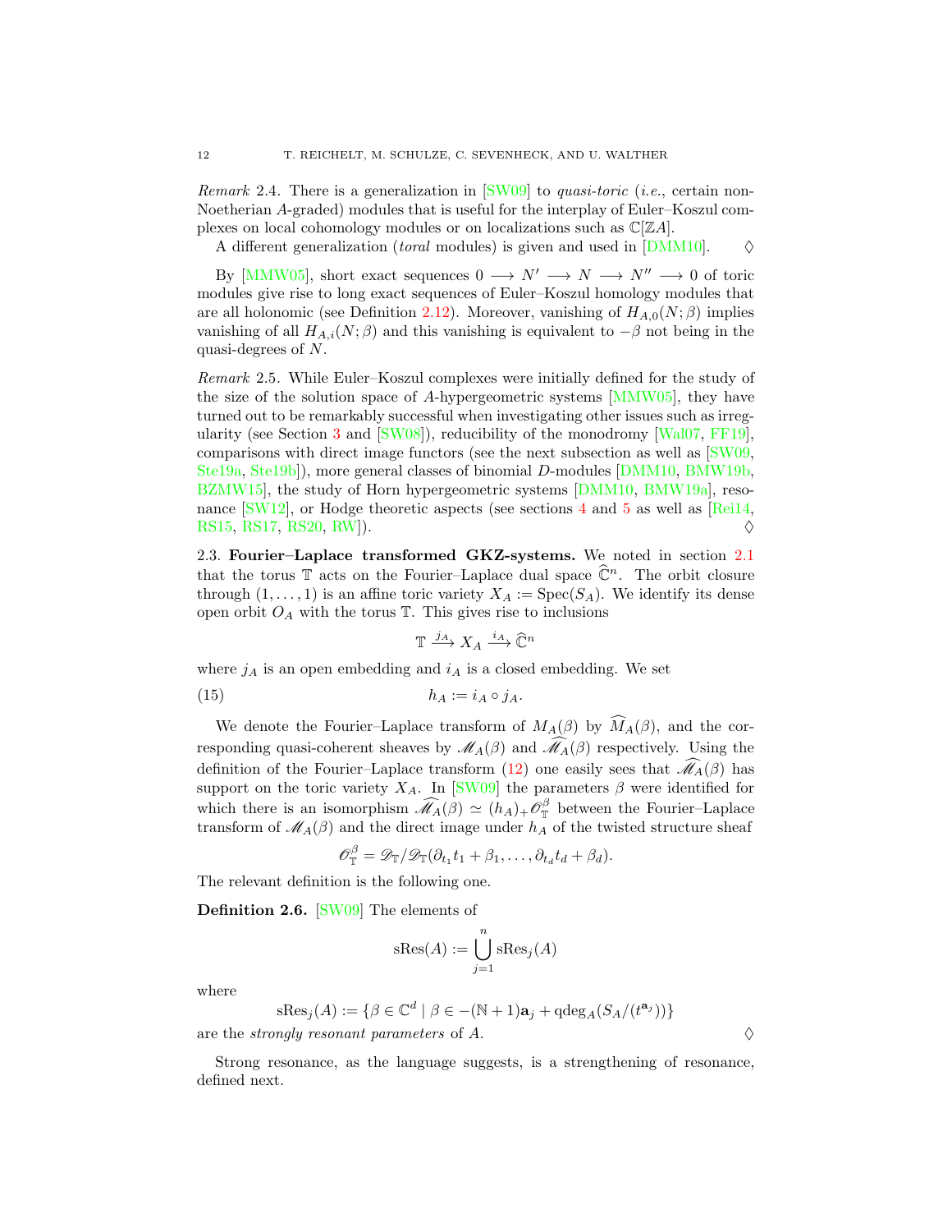*Remark* 2.4. There is a generalization in [SW09] to *quasi-toric* (*i.e.*, certain non-Noetherian $A$-graded) modules that is useful for the interplay of Euler–Koszul complexes on local cohomology modules or on localizations such as $\mathbb{C}[\mathbb{Z}A]$.

A different generalization (*toral* modules) is given and used in [DMM10]. $\Diamond$

By [MMW05], short exact sequences $0 \longrightarrow N' \longrightarrow N \longrightarrow N'' \longrightarrow 0$ of toric modules give rise to long exact sequences of Euler–Koszul homology modules that are all holonomic (see Definition 2.12). Moreover, vanishing of $H_{A,0}(N;\beta)$ implies vanishing of all $H_{A,i}(N;\beta)$ and this vanishing is equivalent to $-\beta$ not being in the quasi-degrees of $N$.

*Remark* 2.5. While Euler–Koszul complexes were initially defined for the study of the size of the solution space of $A$-hypergeometric systems [MMW05], they have turned out to be remarkably successful when investigating other issues such as irregularity (see Section 3 and [SW08]), reducibility of the monodromy [Wal07, FF19], comparisons with direct image functors (see the next subsection as well as [SW09, Ste19a, Ste19b]), more general classes of binomial $D$-modules [DMM10, BMW19b, BZMW15], the study of Horn hypergeometric systems [DMM10, BMW19a], resonance [SW12], or Hodge theoretic aspects (see sections 4 and 5 as well as [Rei14, RS15, RS17, RS20, RW]). $\Diamond$

## 2.3. Fourier–Laplace transformed GKZ-systems.

We noted in section 2.1 that the torus $\mathbb{T}$ acts on the Fourier–Laplace dual space $\widehat{\mathbb{C}}^n$. The orbit closure through $(1,\ldots,1)$ is an affine toric variety $X_A := \operatorname{Spec}(S_A)$. We identify its dense open orbit $O_A$ with the torus $\mathbb{T}$. This gives rise to inclusions

$$\mathbb{T} \xrightarrow{j_A} X_A \xrightarrow{i_A} \widehat{\mathbb{C}}^n$$

where $j_A$ is an open embedding and $i_A$ is a closed embedding. We set

$$h_A := i_A \circ j_A. \tag{15}$$

We denote the Fourier–Laplace transform of $M_A(\beta)$ by $\widehat{M}_A(\beta)$, and the corresponding quasi-coherent sheaves by $\mathscr{M}_A(\beta)$ and $\widehat{\mathscr{M}}_A(\beta)$ respectively. Using the definition of the Fourier–Laplace transform (12) one easily sees that $\widehat{\mathscr{M}}_A(\beta)$ has support on the toric variety $X_A$. In [SW09] the parameters $\beta$ were identified for which there is an isomorphism $\widehat{\mathscr{M}}_A(\beta) \simeq (h_A)_+ \mathscr{O}^\beta_{\mathbb{T}}$ between the Fourier–Laplace transform of $\mathscr{M}_A(\beta)$ and the direct image under $h_A$ of the twisted structure sheaf

$$\mathscr{O}^\beta_{\mathbb{T}} = \mathscr{D}_{\mathbb{T}} / \mathscr{D}_{\mathbb{T}}(\partial_{t_1} t_1 + \beta_1, \ldots, \partial_{t_d} t_d + \beta_d).$$

The relevant definition is the following one.

**Definition 2.6.** [SW09] The elements of

$$\operatorname{sRes}(A) := \bigcup_{j=1}^{n} \operatorname{sRes}_j(A)$$

where

$$\operatorname{sRes}_j(A) := \{\beta \in \mathbb{C}^d \mid \beta \in -(\mathbb{N}+1)\mathbf{a}_j + \operatorname{qdeg}_A(S_A/(t^{\mathbf{a}_j}))\}$$

are the *strongly resonant parameters* of $A$. $\Diamond$

Strong resonance, as the language suggests, is a strengthening of resonance, defined next.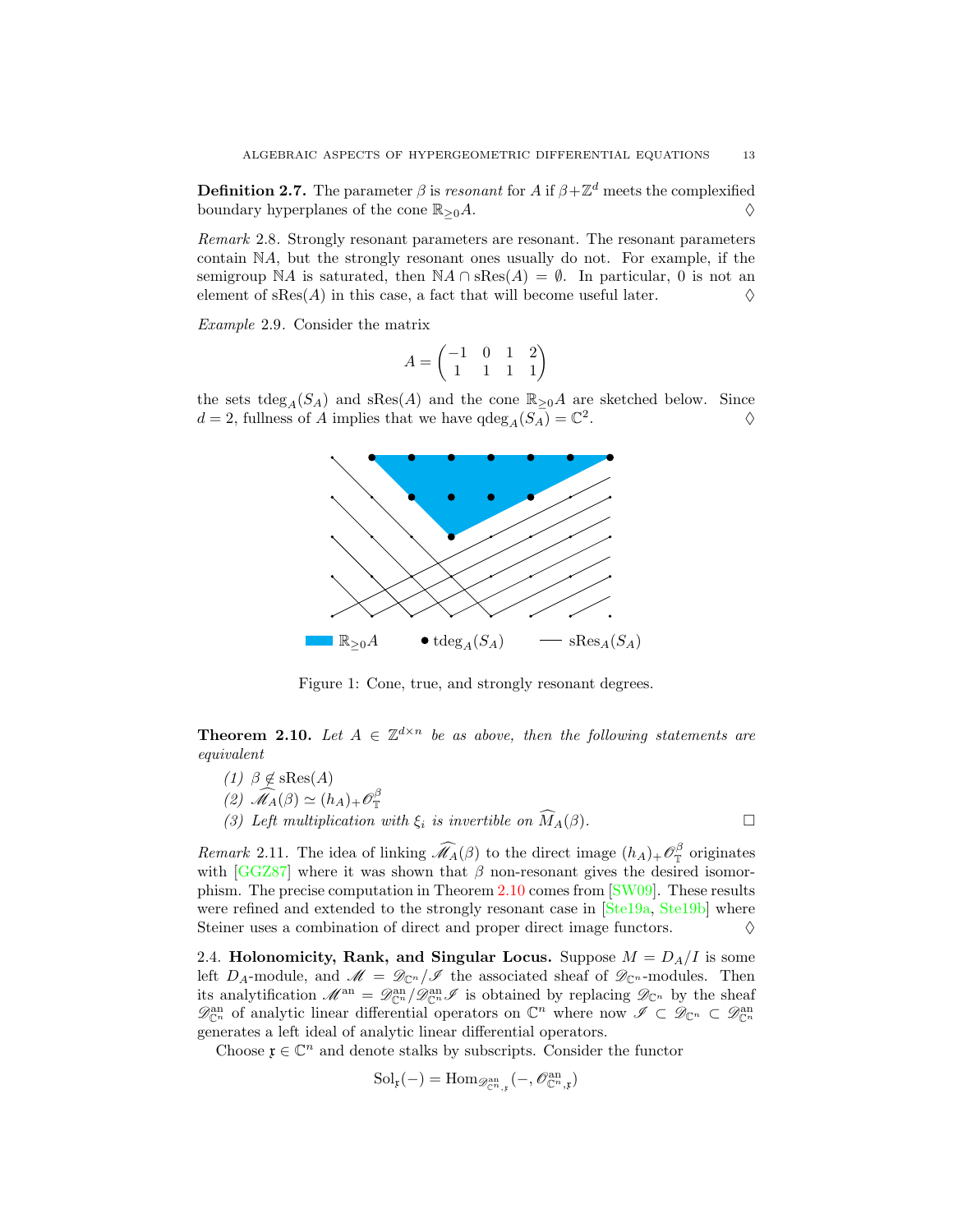**Definition 2.7.** The parameter $\beta$ is *resonant* for $A$ if $\beta + \mathbb{Z}^d$ meets the complexified boundary hyperplanes of the cone $\mathbb{R}_{\geq 0} A$. $\Diamond$

*Remark* 2.8. Strongly resonant parameters are resonant. The resonant parameters contain $\mathbb{N}A$, but the strongly resonant ones usually do not. For example, if the semigroup $\mathbb{N}A$ is saturated, then $\mathbb{N}A \cap \mathrm{sRes}(A) = \emptyset$. In particular, 0 is not an element of $\mathrm{sRes}(A)$ in this case, a fact that will become useful later. $\Diamond$

*Example* 2.9. Consider the matrix

$$A = \begin{pmatrix} -1 & 0 & 1 & 2 \\ 1 & 1 & 1 & 1 \end{pmatrix}$$

the sets $\mathrm{tdeg}_A(S_A)$ and $\mathrm{sRes}(A)$ and the cone $\mathbb{R}_{\geq 0} A$ are sketched below. Since $d = 2$, fullness of $A$ implies that we have $\mathrm{qdeg}_A(S_A) = \mathbb{C}^2$. $\Diamond$

$\mathbb{R}_{\geq 0} A$ $\quad$ • $\mathrm{tdeg}_A(S_A)$ $\quad$ — $\mathrm{sRes}_A(S_A)$

Figure 1: Cone, true, and strongly resonant degrees.

**Theorem 2.10.** *Let $A \in \mathbb{Z}^{d \times n}$ be as above, then the following statements are equivalent*

*(1)* $\beta \notin \mathrm{sRes}(A)$
*(2)* $\widehat{\mathscr{M}}_A(\beta) \simeq (h_A)_+ \mathscr{O}_{\mathbb{T}}^{\beta}$
*(3) Left multiplication with $\xi_i$ is invertible on $\widehat{M}_A(\beta)$.* $\square$

*Remark* 2.11. The idea of linking $\widehat{\mathscr{M}_A}(\beta)$ to the direct image $(h_A)_+ \mathscr{O}_{\mathbb{T}}^{\beta}$ originates with [GGZ87] where it was shown that $\beta$ non-resonant gives the desired isomorphism. The precise computation in Theorem 2.10 comes from [SW09]. These results were refined and extended to the strongly resonant case in [Ste19a, Ste19b] where Steiner uses a combination of direct and proper direct image functors. $\Diamond$

2.4. **Holonomicity, Rank, and Singular Locus.** Suppose $M = D_A/I$ is some left $D_A$-module, and $\mathscr{M} = \mathscr{D}_{\mathbb{C}^n}/\mathscr{I}$ the associated sheaf of $\mathscr{D}_{\mathbb{C}^n}$-modules. Then its analytification $\mathscr{M}^{\mathrm{an}} = \mathscr{D}_{\mathbb{C}^n}^{\mathrm{an}}/\mathscr{D}_{\mathbb{C}^n}^{\mathrm{an}}\mathscr{I}$ is obtained by replacing $\mathscr{D}_{\mathbb{C}^n}$ by the sheaf $\mathscr{D}_{\mathbb{C}^n}^{\mathrm{an}}$ of analytic linear differential operators on $\mathbb{C}^n$ where now $\mathscr{I} \subset \mathscr{D}_{\mathbb{C}^n} \subset \mathscr{D}_{\mathbb{C}^n}^{\mathrm{an}}$ generates a left ideal of analytic linear differential operators.

Choose $\mathfrak{x} \in \mathbb{C}^n$ and denote stalks by subscripts. Consider the functor

$$\mathrm{Sol}_{\mathfrak{x}}(-) = \mathrm{Hom}_{\mathscr{D}_{\mathbb{C}^n,\mathfrak{x}}^{\mathrm{an}}}(-, \mathscr{O}_{\mathbb{C}^n,\mathfrak{x}}^{\mathrm{an}})$$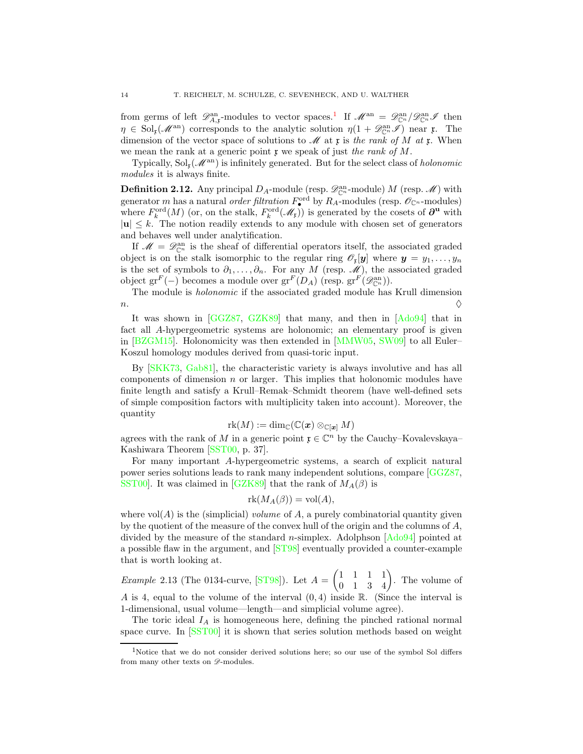from germs of left $\mathscr{D}^{\rm an}_{A,\mathfrak{x}}$-modules to vector spaces.[1] If $\mathscr{M}^{\rm an} = \mathscr{D}^{\rm an}_{\mathbb{C}^n}/\mathscr{D}^{\rm an}_{\mathbb{C}^n}\mathscr{I}$ then $\eta \in \operatorname{Sol}_{\mathfrak{x}}(\mathscr{M}^{\rm an})$ corresponds to the analytic solution $\eta(1+\mathscr{D}^{\rm an}_{\mathbb{C}^n}\mathscr{I})$ near $\mathfrak{x}$. The dimension of the vector space of solutions to $\mathscr{M}$ at $\mathfrak{x}$ is *the rank of $M$ at $\mathfrak{x}$*. When we mean the rank at a generic point $\mathfrak{x}$ we speak of just *the rank of $M$*.

Typically, $\operatorname{Sol}_{\mathfrak{x}}(\mathscr{M}^{\rm an})$ is infinitely generated. But for the select class of *holonomic modules* it is always finite.

**Definition 2.12.** Any principal $D_A$-module (resp. $\mathscr{D}^{\rm an}_{\mathbb{C}^n}$-module) $M$ (resp. $\mathscr{M}$) with generator $m$ has a natural *order filtration* $F^{\rm ord}_\bullet$ by $R_A$-modules (resp. $\mathscr{O}_{\mathbb{C}^n}$-modules) where $F^{\rm ord}_k(M)$ (or, on the stalk, $F^{\rm ord}_k(\mathscr{M}_{\mathfrak{x}})$) is generated by the cosets of $\boldsymbol{\partial}^{\mathbf{u}}$ with $|\mathbf{u}| \leq k$. The notion readily extends to any module with chosen set of generators and behaves well under analytification.

If $\mathscr{M} = \mathscr{D}^{\rm an}_{\mathbb{C}^n}$ is the sheaf of differential operators itself, the associated graded object is on the stalk isomorphic to the regular ring $\mathscr{O}_{\mathfrak{x}}[\boldsymbol{y}]$ where $\boldsymbol{y} = y_1, \ldots, y_n$ is the set of symbols to $\partial_1, \ldots, \partial_n$. For any $M$ (resp. $\mathscr{M}$), the associated graded object $\operatorname{gr}^F(-)$ becomes a module over $\operatorname{gr}^F(D_A)$ (resp. $\operatorname{gr}^F(\mathscr{D}^{\rm an}_{\mathbb{C}^n})$).

The module is *holonomic* if the associated graded module has Krull dimension $n$. ◊

It was shown in [GGZ87, GZK89] that many, and then in [Ado94] that in fact all $A$-hypergeometric systems are holonomic; an elementary proof is given in [BZGM15]. Holonomicity was then extended in [MMW05, SW09] to all Euler–Koszul homology modules derived from quasi-toric input.

By [SKK73, Gab81], the characteristic variety is always involutive and has all components of dimension $n$ or larger. This implies that holonomic modules have finite length and satisfy a Krull–Remak–Schmidt theorem (have well-defined sets of simple composition factors with multiplicity taken into account). Moreover, the quantity

$$\operatorname{rk}(M) := \dim_{\mathbb{C}}(\mathbb{C}(\boldsymbol{x}) \otimes_{\mathbb{C}[\boldsymbol{x}]} M)$$

agrees with the rank of $M$ in a generic point $\mathfrak{x} \in \mathbb{C}^n$ by the Cauchy–Kovalevskaya–Kashiwara Theorem [SST00, p. 37].

For many important $A$-hypergeometric systems, a search of explicit natural power series solutions leads to rank many independent solutions, compare [GGZ87, SST00]. It was claimed in [GZK89] that the rank of $M_A(\beta)$ is

$$\operatorname{rk}(M_A(\beta)) = \operatorname{vol}(A),$$

where $\operatorname{vol}(A)$ is the (simplicial) *volume* of $A$, a purely combinatorial quantity given by the quotient of the measure of the convex hull of the origin and the columns of $A$, divided by the measure of the standard $n$-simplex. Adolphson [Ado94] pointed at a possible flaw in the argument, and [ST98] eventually provided a counter-example that is worth looking at.

*Example* 2.13 (The 0134-curve, [ST98]). Let $A = \begin{pmatrix} 1 & 1 & 1 & 1 \\ 0 & 1 & 3 & 4 \end{pmatrix}$. The volume of $A$ is 4, equal to the volume of the interval $(0,4)$ inside $\mathbb{R}$. (Since the interval is 1-dimensional, usual volume—length—and simplicial volume agree).

The toric ideal $I_A$ is homogeneous here, defining the pinched rational normal space curve. In [SST00] it is shown that series solution methods based on weight

[1] Notice that we do not consider derived solutions here; so our use of the symbol Sol differs from many other texts on $\mathscr{D}$-modules.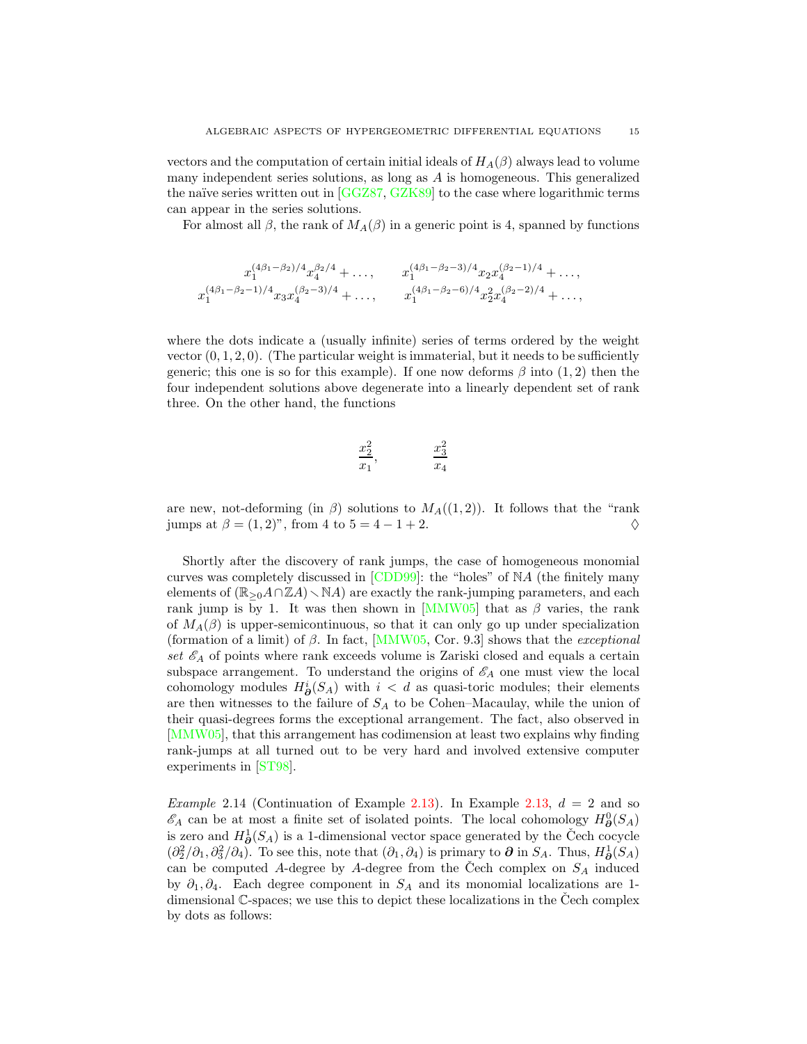vectors and the computation of certain initial ideals of $H_A(\beta)$ always lead to volume many independent series solutions, as long as $A$ is homogeneous. This generalized the naïve series written out in [GGZ87, GZK89] to the case where logarithmic terms can appear in the series solutions.

For almost all $\beta$, the rank of $M_A(\beta)$ in a generic point is 4, spanned by functions

$$
\begin{array}{cc}
x_1^{(4\beta_1-\beta_2)/4}x_4^{\beta_2/4}+\ldots, & x_1^{(4\beta_1-\beta_2-3)/4}x_2x_4^{(\beta_2-1)/4}+\ldots,\\
x_1^{(4\beta_1-\beta_2-1)/4}x_3x_4^{(\beta_2-3)/4}+\ldots, & x_1^{(4\beta_1-\beta_2-6)/4}x_2^2x_4^{(\beta_2-2)/4}+\ldots,
\end{array}
$$

where the dots indicate a (usually infinite) series of terms ordered by the weight vector $(0,1,2,0)$. (The particular weight is immaterial, but it needs to be sufficiently generic; this one is so for this example). If one now deforms $\beta$ into $(1,2)$ then the four independent solutions above degenerate into a linearly dependent set of rank three. On the other hand, the functions

$$
\frac{x_2^2}{x_1}, \qquad \frac{x_3^2}{x_4}
$$

are new, not-deforming (in $\beta$) solutions to $M_A((1,2))$. It follows that the "rank jumps at $\beta=(1,2)$", from 4 to $5=4-1+2$. $\diamondsuit$

Shortly after the discovery of rank jumps, the case of homogeneous monomial curves was completely discussed in [CDD99]: the "holes" of $\mathbb{N}A$ (the finitely many elements of $(\mathbb{R}_{\geq 0}A\cap\mathbb{Z}A)\smallsetminus\mathbb{N}A$) are exactly the rank-jumping parameters, and each rank jump is by 1. It was then shown in [MMW05] that as $\beta$ varies, the rank of $M_A(\beta)$ is upper-semicontinuous, so that it can only go up under specialization (formation of a limit) of $\beta$. In fact, [MMW05, Cor. 9.3] shows that the *exceptional set* $\mathscr{E}_A$ of points where rank exceeds volume is Zariski closed and equals a certain subspace arrangement. To understand the origins of $\mathscr{E}_A$ one must view the local cohomology modules $H^i_{\boldsymbol{\partial}}(S_A)$ with $i<d$ as quasi-toric modules; their elements are then witnesses to the failure of $S_A$ to be Cohen–Macaulay, while the union of their quasi-degrees forms the exceptional arrangement. The fact, also observed in [MMW05], that this arrangement has codimension at least two explains why finding rank-jumps at all turned out to be very hard and involved extensive computer experiments in [ST98].

*Example* 2.14 (Continuation of Example 2.13). In Example 2.13, $d=2$ and so $\mathscr{E}_A$ can be at most a finite set of isolated points. The local cohomology $H^0_{\boldsymbol{\partial}}(S_A)$ is zero and $H^1_{\boldsymbol{\partial}}(S_A)$ is a 1-dimensional vector space generated by the Čech cocycle $(\partial_2^2/\partial_1, \partial_3^2/\partial_4)$. To see this, note that $(\partial_1,\partial_4)$ is primary to $\boldsymbol{\partial}$ in $S_A$. Thus, $H^1_{\boldsymbol{\partial}}(S_A)$ can be computed $A$-degree by $A$-degree from the Čech complex on $S_A$ induced by $\partial_1,\partial_4$. Each degree component in $S_A$ and its monomial localizations are 1-dimensional $\mathbb{C}$-spaces; we use this to depict these localizations in the Čech complex by dots as follows: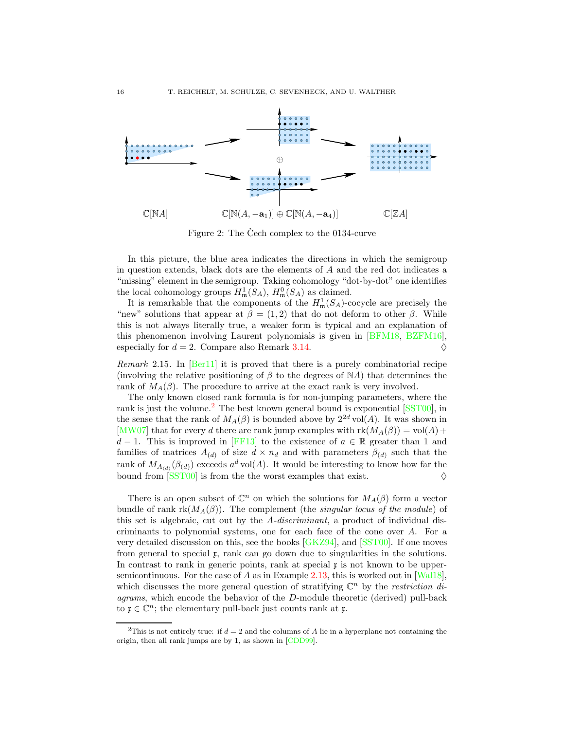$\mathbb{C}[\mathbb{N}A]$ $\qquad$ $\mathbb{C}[\mathbb{N}(A,-\mathbf{a}_1)] \oplus \mathbb{C}[\mathbb{N}(A,-\mathbf{a}_4)]$ $\qquad$ $\mathbb{C}[\mathbb{Z}A]$

Figure 2: The Čech complex to the 0134-curve

In this picture, the blue area indicates the directions in which the semigroup in question extends, black dots are the elements of $A$ and the red dot indicates a "missing" element in the semigroup. Taking cohomology "dot-by-dot" one identifies the local cohomology groups $H^1_{\mathfrak{m}}(S_A)$, $H^0_{\mathfrak{m}}(S_A)$ as claimed.

It is remarkable that the components of the $H^1_{\mathfrak{m}}(S_A)$-cocycle are precisely the "new" solutions that appear at $\beta = (1,2)$ that do not deform to other $\beta$. While this is not always literally true, a weaker form is typical and an explanation of this phenomenon involving Laurent polynomials is given in [BFM18, BZFM16], especially for $d = 2$. Compare also Remark 3.14. $\diamondsuit$

*Remark* 2.15. In [Ber11] it is proved that there is a purely combinatorial recipe (involving the relative positioning of $\beta$ to the degrees of $\mathbb{N}A$) that determines the rank of $M_A(\beta)$. The procedure to arrive at the exact rank is very involved.

The only known closed rank formula is for non-jumping parameters, where the rank is just the volume.[2] The best known general bound is exponential [SST00], in the sense that the rank of $M_A(\beta)$ is bounded above by $2^{2d}\operatorname{vol}(A)$. It was shown in [MW07] that for every $d$ there are rank jump examples with $\operatorname{rk}(M_A(\beta)) = \operatorname{vol}(A) + d - 1$. This is improved in [FF13] to the existence of $a \in \mathbb{R}$ greater than 1 and families of matrices $A_{(d)}$ of size $d \times n_d$ and with parameters $\beta_{(d)}$ such that the rank of $M_{A_{(d)}}(\beta_{(d)})$ exceeds $a^d \operatorname{vol}(A)$. It would be interesting to know how far the bound from [SST00] is from the the worst examples that exist. $\diamondsuit$

There is an open subset of $\mathbb{C}^n$ on which the solutions for $M_A(\beta)$ form a vector bundle of rank $\operatorname{rk}(M_A(\beta))$. The complement (the *singular locus of the module*) of this set is algebraic, cut out by the *A-discriminant*, a product of individual discriminants to polynomial systems, one for each face of the cone over $A$. For a very detailed discussion on this, see the books [GKZ94], and [SST00]. If one moves from general to special $\mathfrak{x}$, rank can go down due to singularities in the solutions. In contrast to rank in generic points, rank at special $\mathfrak{x}$ is not known to be upper-semicontinuous. For the case of $A$ as in Example 2.13, this is worked out in [Wal18], which discusses the more general question of stratifying $\mathbb{C}^n$ by the *restriction diagrams*, which encode the behavior of the $D$-module theoretic (derived) pull-back to $\mathfrak{x} \in \mathbb{C}^n$; the elementary pull-back just counts rank at $\mathfrak{x}$.

[2] This is not entirely true: if $d = 2$ and the columns of $A$ lie in a hyperplane not containing the origin, then all rank jumps are by 1, as shown in [CDD99].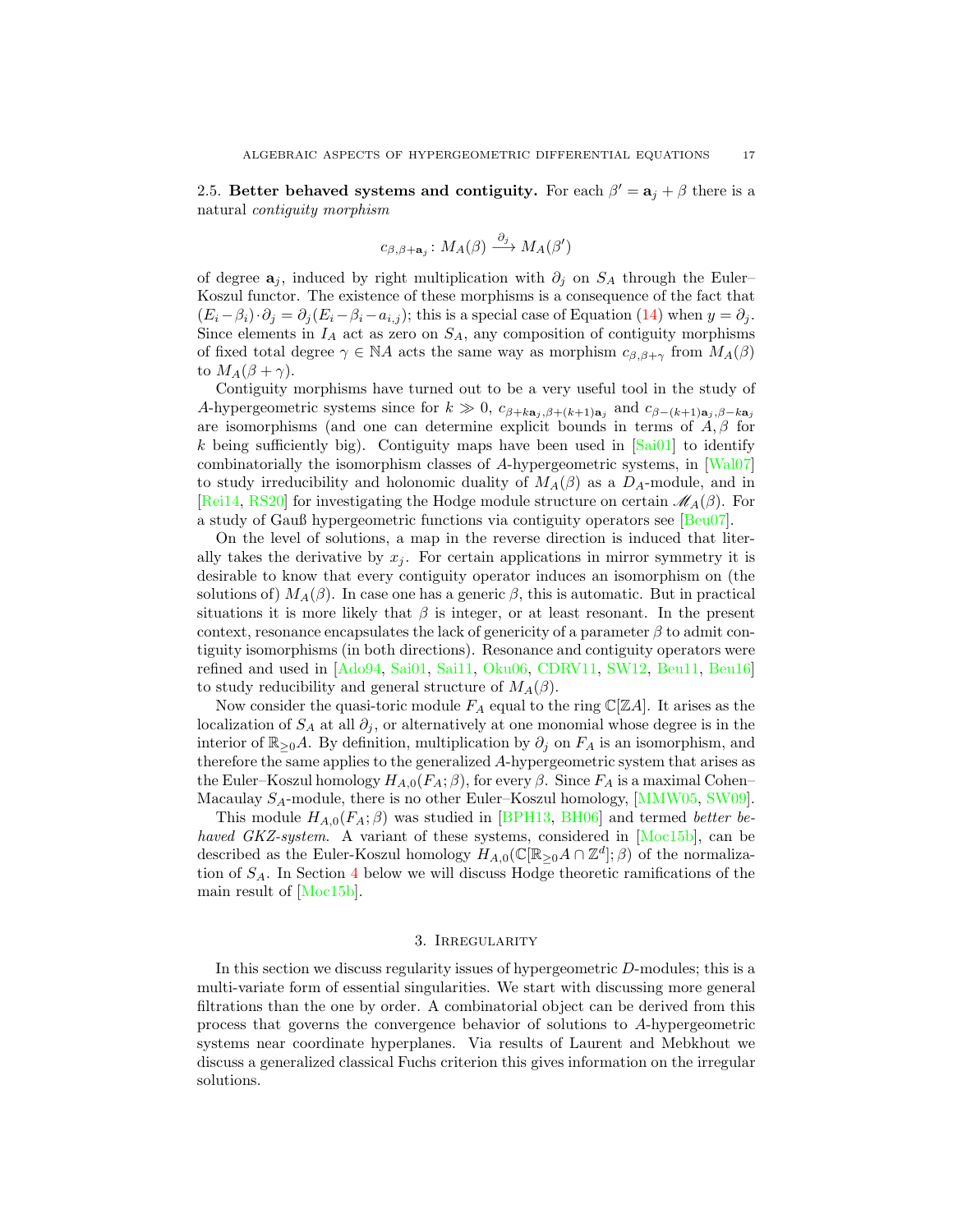### 2.5. Better behaved systems and contiguity.

For each $\beta' = \mathbf{a}_j + \beta$ there is a natural *contiguity morphism*

$$c_{\beta,\beta+\mathbf{a}_j} \colon M_A(\beta) \xrightarrow{\partial_j} M_A(\beta')$$

of degree $\mathbf{a}_j$, induced by right multiplication with $\partial_j$ on $S_A$ through the Euler–Koszul functor. The existence of these morphisms is a consequence of the fact that $(E_i - \beta_i) \cdot \partial_j = \partial_j(E_i - \beta_i - a_{i,j})$; this is a special case of Equation (14) when $y = \partial_j$. Since elements in $I_A$ act as zero on $S_A$, any composition of contiguity morphisms of fixed total degree $\gamma \in \mathbb{N}A$ acts the same way as morphism $c_{\beta,\beta+\gamma}$ from $M_A(\beta)$ to $M_A(\beta + \gamma)$.

Contiguity morphisms have turned out to be a very useful tool in the study of $A$-hypergeometric systems since for $k \gg 0$, $c_{\beta+k\mathbf{a}_j,\beta+(k+1)\mathbf{a}_j}$ and $c_{\beta-(k+1)\mathbf{a}_j,\beta-k\mathbf{a}_j}$ are isomorphisms (and one can determine explicit bounds in terms of $A, \beta$ for $k$ being sufficiently big). Contiguity maps have been used in [Sai01] to identify combinatorially the isomorphism classes of $A$-hypergeometric systems, in [Wal07] to study irreducibility and holonomic duality of $M_A(\beta)$ as a $D_A$-module, and in [Rei14, RS20] for investigating the Hodge module structure on certain $\mathscr{M}_A(\beta)$. For a study of Gauß hypergeometric functions via contiguity operators see [Beu07].

On the level of solutions, a map in the reverse direction is induced that literally takes the derivative by $x_j$. For certain applications in mirror symmetry it is desirable to know that every contiguity operator induces an isomorphism on (the solutions of) $M_A(\beta)$. In case one has a generic $\beta$, this is automatic. But in practical situations it is more likely that $\beta$ is integer, or at least resonant. In the present context, resonance encapsulates the lack of genericity of a parameter $\beta$ to admit contiguity isomorphisms (in both directions). Resonance and contiguity operators were refined and used in [Ado94, Sai01, Sai11, Oku06, CDRV11, SW12, Beu11, Beu16] to study reducibility and general structure of $M_A(\beta)$.

Now consider the quasi-toric module $F_A$ equal to the ring $\mathbb{C}[\mathbb{Z}A]$. It arises as the localization of $S_A$ at all $\partial_j$, or alternatively at one monomial whose degree is in the interior of $\mathbb{R}_{\geq 0}A$. By definition, multiplication by $\partial_j$ on $F_A$ is an isomorphism, and therefore the same applies to the generalized $A$-hypergeometric system that arises as the Euler–Koszul homology $H_{A,0}(F_A; \beta)$, for every $\beta$. Since $F_A$ is a maximal Cohen–Macaulay $S_A$-module, there is no other Euler–Koszul homology, [MMW05, SW09].

This module $H_{A,0}(F_A; \beta)$ was studied in [BPH13, BH06] and termed *better behaved GKZ-system*. A variant of these systems, considered in [Moc15b], can be described as the Euler-Koszul homology $H_{A,0}(\mathbb{C}[\mathbb{R}_{\geq 0}A \cap \mathbb{Z}^d]; \beta)$ of the normalization of $S_A$. In Section 4 below we will discuss Hodge theoretic ramifications of the main result of [Moc15b].

## 3. Irregularity

In this section we discuss regularity issues of hypergeometric $D$-modules; this is a multi-variate form of essential singularities. We start with discussing more general filtrations than the one by order. A combinatorial object can be derived from this process that governs the convergence behavior of solutions to $A$-hypergeometric systems near coordinate hyperplanes. Via results of Laurent and Mebkhout we discuss a generalized classical Fuchs criterion this gives information on the irregular solutions.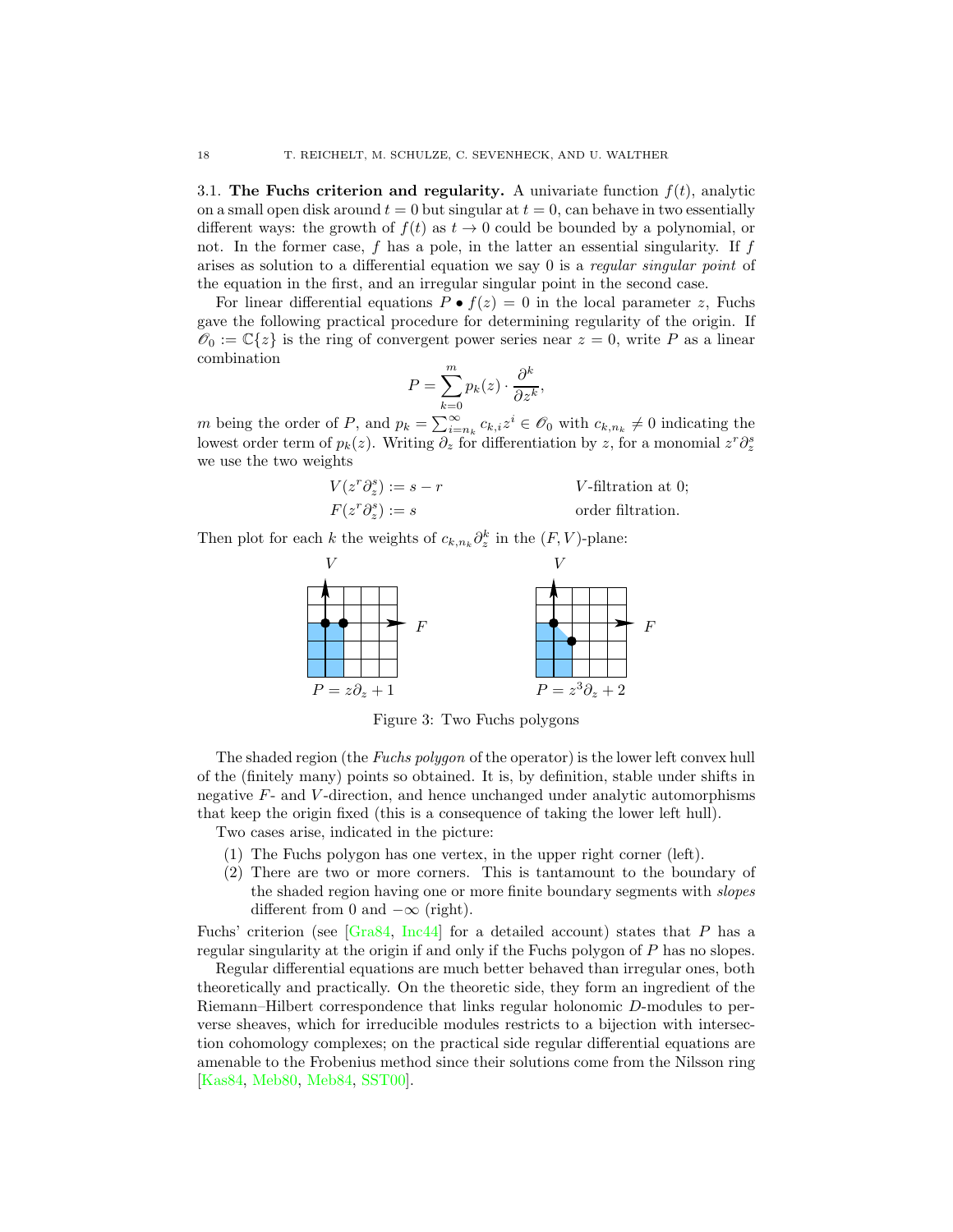3.1. **The Fuchs criterion and regularity.** A univariate function $f(t)$, analytic on a small open disk around $t = 0$ but singular at $t = 0$, can behave in two essentially different ways: the growth of $f(t)$ as $t \to 0$ could be bounded by a polynomial, or not. In the former case, $f$ has a pole, in the latter an essential singularity. If $f$ arises as solution to a differential equation we say 0 is a *regular singular point* of the equation in the first, and an irregular singular point in the second case.

For linear differential equations $P \bullet f(z) = 0$ in the local parameter $z$, Fuchs gave the following practical procedure for determining regularity of the origin. If $\mathscr{O}_0 := \mathbb{C}\{z\}$ is the ring of convergent power series near $z = 0$, write $P$ as a linear combination

$$P = \sum_{k=0}^{m} p_k(z) \cdot \frac{\partial^k}{\partial z^k},$$

$m$ being the order of $P$, and $p_k = \sum_{i=n_k}^{\infty} c_{k,i} z^i \in \mathscr{O}_0$ with $c_{k,n_k} \neq 0$ indicating the lowest order term of $p_k(z)$. Writing $\partial_z$ for differentiation by $z$, for a monomial $z^r \partial_z^s$ we use the two weights

$$V(z^r \partial_z^s) := s - r \qquad V\text{-filtration at } 0;$$
$$F(z^r \partial_z^s) := s \qquad \text{order filtration.}$$

Then plot for each $k$ the weights of $c_{k,n_k} \partial_z^k$ in the $(F, V)$-plane:

$P = z\partial_z + 1$ $\qquad$ $P = z^3\partial_z + 2$

Figure 3: Two Fuchs polygons

The shaded region (the *Fuchs polygon* of the operator) is the lower left convex hull of the (finitely many) points so obtained. It is, by definition, stable under shifts in negative $F$- and $V$-direction, and hence unchanged under analytic automorphisms that keep the origin fixed (this is a consequence of taking the lower left hull).

Two cases arise, indicated in the picture:

(1) The Fuchs polygon has one vertex, in the upper right corner (left).
(2) There are two or more corners. This is tantamount to the boundary of the shaded region having one or more finite boundary segments with *slopes* different from 0 and $-\infty$ (right).

Fuchs' criterion (see [Gra84, Inc44] for a detailed account) states that $P$ has a regular singularity at the origin if and only if the Fuchs polygon of $P$ has no slopes.

Regular differential equations are much better behaved than irregular ones, both theoretically and practically. On the theoretic side, they form an ingredient of the Riemann–Hilbert correspondence that links regular holonomic $D$-modules to perverse sheaves, which for irreducible modules restricts to a bijection with intersection cohomology complexes; on the practical side regular differential equations are amenable to the Frobenius method since their solutions come from the Nilsson ring [Kas84, Meb80, Meb84, SST00].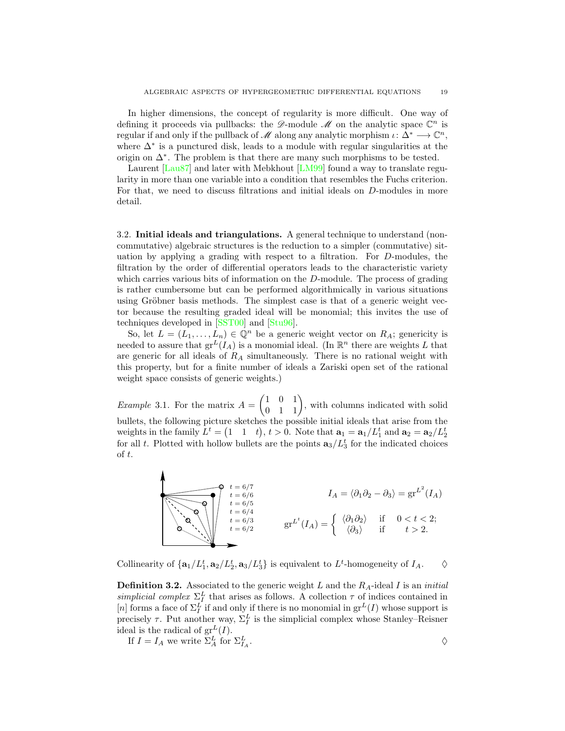In higher dimensions, the concept of regularity is more difficult. One way of defining it proceeds via pullbacks: the $\mathscr{D}$-module $\mathscr{M}$ on the analytic space $\mathbb{C}^n$ is regular if and only if the pullback of $\mathscr{M}$ along any analytic morphism $\iota\colon \Delta^* \longrightarrow \mathbb{C}^n$, where $\Delta^*$ is a punctured disk, leads to a module with regular singularities at the origin on $\Delta^*$. The problem is that there are many such morphisms to be tested.

Laurent [Lau87] and later with Mebkhout [LM99] found a way to translate regularity in more than one variable into a condition that resembles the Fuchs criterion. For that, we need to discuss filtrations and initial ideals on $D$-modules in more detail.

### 3.2. Initial ideals and triangulations.

A general technique to understand (non-commutative) algebraic structures is the reduction to a simpler (commutative) situation by applying a grading with respect to a filtration. For $D$-modules, the filtration by the order of differential operators leads to the characteristic variety which carries various bits of information on the $D$-module. The process of grading is rather cumbersome but can be performed algorithmically in various situations using Gröbner basis methods. The simplest case is that of a generic weight vector because the resulting graded ideal will be monomial; this invites the use of techniques developed in [SST00] and [Stu96].

So, let $L = (L_1, \ldots, L_n) \in \mathbb{Q}^n$ be a generic weight vector on $R_A$; genericity is needed to assure that $\mathrm{gr}^L(I_A)$ is a monomial ideal. (In $\mathbb{R}^n$ there are weights $L$ that are generic for all ideals of $R_A$ simultaneously. There is no rational weight with this property, but for a finite number of ideals a Zariski open set of the rational weight space consists of generic weights.)

*Example* 3.1. For the matrix $A = \begin{pmatrix} 1 & 0 & 1 \\ 0 & 1 & 1 \end{pmatrix}$, with columns indicated with solid bullets, the following picture sketches the possible initial ideals that arise from the weights in the family $L^t = \begin{pmatrix} 1 & 1 & t \end{pmatrix}$, $t > 0$. Note that $\mathbf{a}_1 = \mathbf{a}_1/L^t_1$ and $\mathbf{a}_2 = \mathbf{a}_2/L^t_2$ for all $t$. Plotted with hollow bullets are the points $\mathbf{a}_3/L^t_3$ for the indicated choices of $t$.

$t = 6/7$, $t = 6/6$, $t = 6/5$, $t = 6/4$, $t = 6/3$, $t = 6/2$

$$I_A = \langle \partial_1\partial_2 - \partial_3 \rangle = \mathrm{gr}^{L^2}(I_A)$$

$$\mathrm{gr}^{L^t}(I_A) = \begin{cases} \langle \partial_1\partial_2 \rangle & \text{if} \quad 0 < t < 2; \\ \langle \partial_3 \rangle & \text{if} \quad t > 2. \end{cases}$$

Collinearity of $\{\mathbf{a}_1/L^t_1, \mathbf{a}_2/L^t_2, \mathbf{a}_3/L^t_3\}$ is equivalent to $L^t$-homogeneity of $I_A$. $\diamondsuit$

**Definition 3.2.** Associated to the generic weight $L$ and the $R_A$-ideal $I$ is an *initial simplicial complex* $\Sigma^L_I$ that arises as follows. A collection $\tau$ of indices contained in $[n]$ forms a face of $\Sigma^L_I$ if and only if there is no monomial in $\mathrm{gr}^L(I)$ whose support is precisely $\tau$. Put another way, $\Sigma^L_I$ is the simplicial complex whose Stanley–Reisner ideal is the radical of $\mathrm{gr}^L(I)$.

If $I = I_A$ we write $\Sigma^L_A$ for $\Sigma^L_{I_A}$. $\diamondsuit$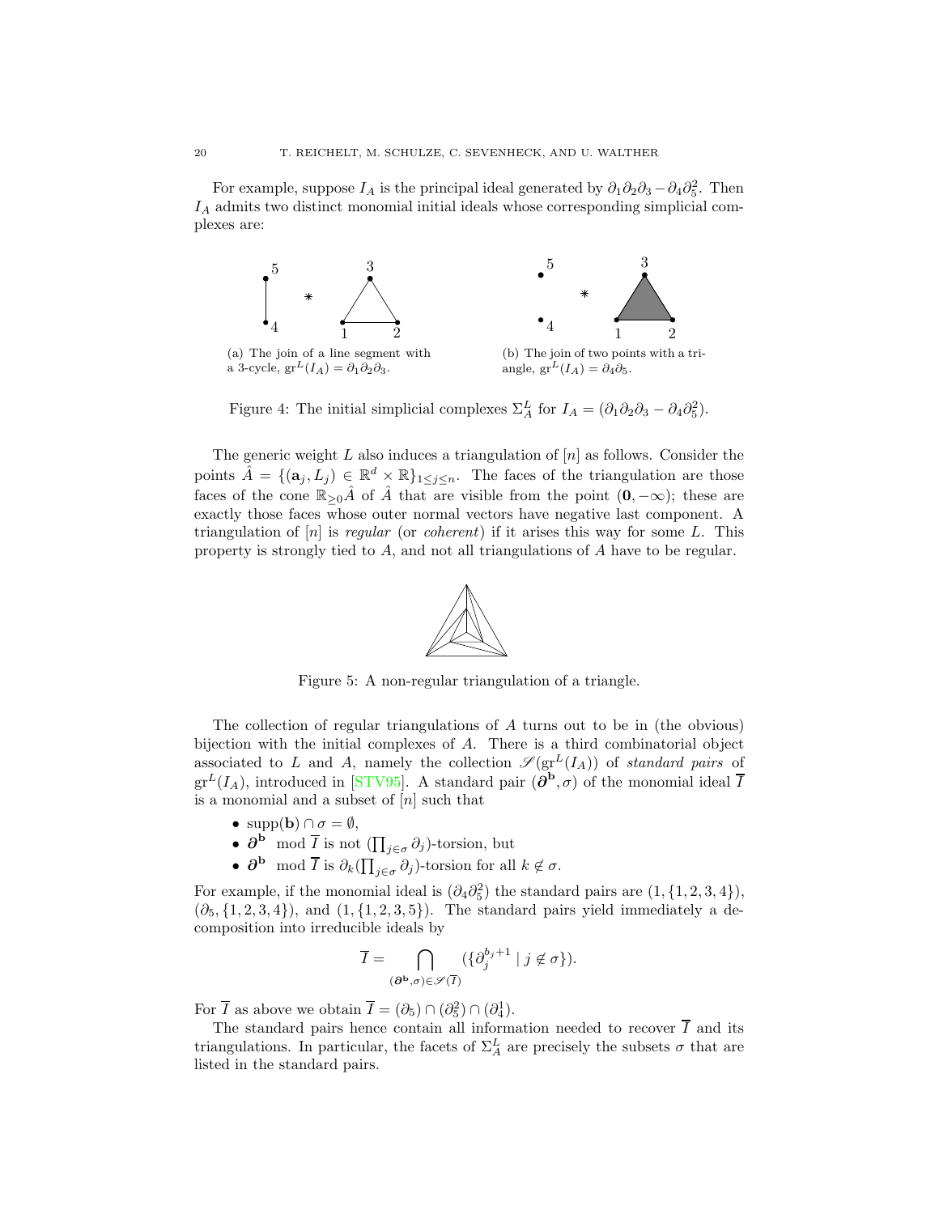For example, suppose $I_A$ is the principal ideal generated by $\partial_1\partial_2\partial_3 - \partial_4\partial_5^2$. Then $I_A$ admits two distinct monomial initial ideals whose corresponding simplicial complexes are:

(a) The join of a line segment with a 3-cycle, $\mathrm{gr}^L(I_A) = \partial_1\partial_2\partial_3$.

(b) The join of two points with a triangle, $\mathrm{gr}^L(I_A) = \partial_4\partial_5$.

Figure 4: The initial simplicial complexes $\Sigma_A^L$ for $I_A = (\partial_1\partial_2\partial_3 - \partial_4\partial_5^2)$.

The generic weight $L$ also induces a triangulation of $[n]$ as follows. Consider the points $\hat{A} = \{(\mathbf{a}_j, L_j) \in \mathbb{R}^d \times \mathbb{R}\}_{1\le j\le n}$. The faces of the triangulation are those faces of the cone $\mathbb{R}_{\ge 0}\hat{A}$ of $\hat{A}$ that are visible from the point $(\mathbf{0}, -\infty)$; these are exactly those faces whose outer normal vectors have negative last component. A triangulation of $[n]$ is *regular* (or *coherent*) if it arises this way for some $L$. This property is strongly tied to $A$, and not all triangulations of $A$ have to be regular.

Figure 5: A non-regular triangulation of a triangle.

The collection of regular triangulations of $A$ turns out to be in (the obvious) bijection with the initial complexes of $A$. There is a third combinatorial object associated to $L$ and $A$, namely the collection $\mathscr{S}(\mathrm{gr}^L(I_A))$ of *standard pairs* of $\mathrm{gr}^L(I_A)$, introduced in [STV95]. A standard pair $(\boldsymbol{\partial}^{\mathbf{b}}, \sigma)$ of the monomial ideal $\overline{I}$ is a monomial and a subset of $[n]$ such that

- $\mathrm{supp}(\mathbf{b}) \cap \sigma = \emptyset$,
- $\boldsymbol{\partial}^{\mathbf{b}} \mod \overline{I}$ is not $(\prod_{j\in\sigma}\partial_j)$-torsion, but
- $\boldsymbol{\partial}^{\mathbf{b}} \mod \overline{I}$ is $\partial_k(\prod_{j\in\sigma}\partial_j)$-torsion for all $k \notin \sigma$.

For example, if the monomial ideal is $(\partial_4\partial_5^2)$ the standard pairs are $(1, \{1,2,3,4\})$, $(\partial_5, \{1,2,3,4\})$, and $(1, \{1,2,3,5\})$. The standard pairs yield immediately a decomposition into irreducible ideals by

$$\overline{I} = \bigcap_{(\boldsymbol{\partial}^{\mathbf{b}},\sigma)\in\mathscr{S}(\overline{I})} (\{\partial_j^{b_j+1} \mid j \notin \sigma\}).$$

For $\overline{I}$ as above we obtain $\overline{I} = (\partial_5) \cap (\partial_5^2) \cap (\partial_4^1)$.

The standard pairs hence contain all information needed to recover $\overline{I}$ and its triangulations. In particular, the facets of $\Sigma_A^L$ are precisely the subsets $\sigma$ that are listed in the standard pairs.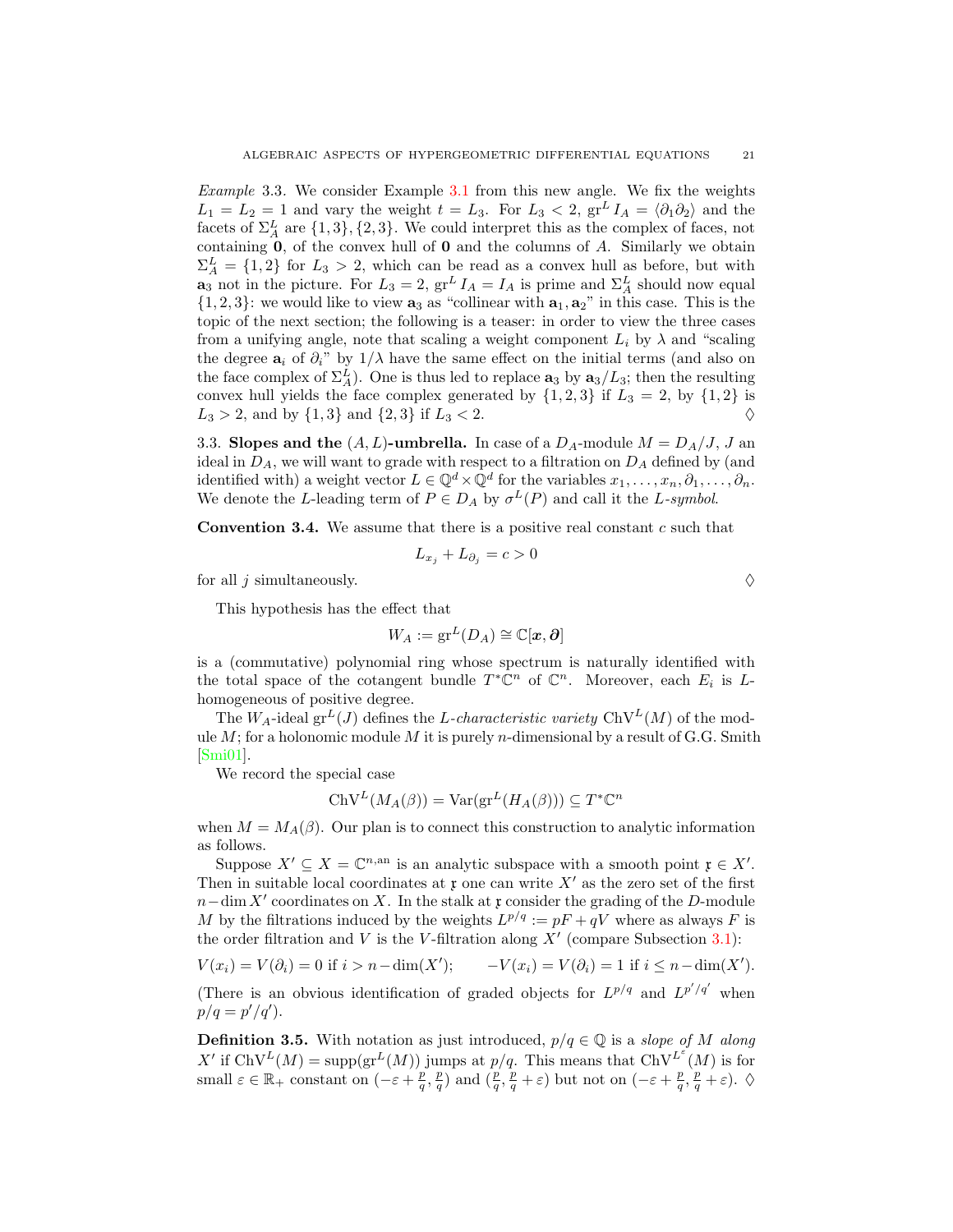*Example* 3.3. We consider Example 3.1 from this new angle. We fix the weights $L_1 = L_2 = 1$ and vary the weight $t = L_3$. For $L_3 < 2$, $\operatorname{gr}^L I_A = \langle \partial_1\partial_2 \rangle$ and the facets of $\Sigma_A^L$ are $\{1,3\},\{2,3\}$. We could interpret this as the complex of faces, not containing $\mathbf{0}$, of the convex hull of $\mathbf{0}$ and the columns of $A$. Similarly we obtain $\Sigma_A^L = \{1,2\}$ for $L_3 > 2$, which can be read as a convex hull as before, but with $\mathbf{a}_3$ not in the picture. For $L_3 = 2$, $\operatorname{gr}^L I_A = I_A$ is prime and $\Sigma_A^L$ should now equal $\{1,2,3\}$: we would like to view $\mathbf{a}_3$ as "collinear with $\mathbf{a}_1, \mathbf{a}_2$" in this case. This is the topic of the next section; the following is a teaser: in order to view the three cases from a unifying angle, note that scaling a weight component $L_i$ by $\lambda$ and "scaling the degree $\mathbf{a}_i$ of $\partial_i$" by $1/\lambda$ have the same effect on the initial terms (and also on the face complex of $\Sigma_A^L$). One is thus led to replace $\mathbf{a}_3$ by $\mathbf{a}_3/L_3$; then the resulting convex hull yields the face complex generated by $\{1,2,3\}$ if $L_3 = 2$, by $\{1,2\}$ is $L_3 > 2$, and by $\{1,3\}$ and $\{2,3\}$ if $L_3 < 2$. $\diamondsuit$

### 3.3. Slopes and the $(A, L)$-umbrella.

In case of a $D_A$-module $M = D_A/J$, $J$ an ideal in $D_A$, we will want to grade with respect to a filtration on $D_A$ defined by (and identified with) a weight vector $L \in \mathbb{Q}^d \times \mathbb{Q}^d$ for the variables $x_1, \ldots, x_n, \partial_1, \ldots, \partial_n$. We denote the $L$-leading term of $P \in D_A$ by $\sigma^L(P)$ and call it the *$L$-symbol*.

**Convention 3.4.** We assume that there is a positive real constant $c$ such that

$$L_{x_j} + L_{\partial_j} = c > 0$$

for all $j$ simultaneously. $\diamondsuit$

This hypothesis has the effect that

$$W_A := \operatorname{gr}^L(D_A) \cong \mathbb{C}[\boldsymbol{x}, \boldsymbol{\partial}]$$

is a (commutative) polynomial ring whose spectrum is naturally identified with the total space of the cotangent bundle $T^*\mathbb{C}^n$ of $\mathbb{C}^n$. Moreover, each $E_i$ is $L$-homogeneous of positive degree.

The $W_A$-ideal $\operatorname{gr}^L(J)$ defines the *$L$-characteristic variety* $\operatorname{ChV}^L(M)$ of the module $M$; for a holonomic module $M$ it is purely $n$-dimensional by a result of G.G. Smith [Smi01].

We record the special case

$$\operatorname{ChV}^L(M_A(\beta)) = \operatorname{Var}(\operatorname{gr}^L(H_A(\beta))) \subseteq T^*\mathbb{C}^n$$

when $M = M_A(\beta)$. Our plan is to connect this construction to analytic information as follows.

Suppose $X' \subseteq X = \mathbb{C}^{n,\mathrm{an}}$ is an analytic subspace with a smooth point $\mathfrak{x} \in X'$. Then in suitable local coordinates at $\mathfrak{x}$ one can write $X'$ as the zero set of the first $n - \dim X'$ coordinates on $X$. In the stalk at $\mathfrak{x}$ consider the grading of the $D$-module $M$ by the filtrations induced by the weights $L^{p/q} := pF + qV$ where as always $F$ is the order filtration and $V$ is the $V$-filtration along $X'$ (compare Subsection 3.1):

$$V(x_i) = V(\partial_i) = 0 \text{ if } i > n - \dim(X'); \qquad -V(x_i) = V(\partial_i) = 1 \text{ if } i \leq n - \dim(X').$$

(There is an obvious identification of graded objects for $L^{p/q}$ and $L^{p'/q'}$ when $p/q = p'/q'$).

**Definition 3.5.** With notation as just introduced, $p/q \in \mathbb{Q}$ is a *slope of $M$ along $X'$* if $\operatorname{ChV}^L(M) = \operatorname{supp}(\operatorname{gr}^L(M))$ jumps at $p/q$. This means that $\operatorname{ChV}^{L^\varepsilon}(M)$ is for small $\varepsilon \in \mathbb{R}_+$ constant on $(-\varepsilon + \frac{p}{q}, \frac{p}{q})$ and $(\frac{p}{q}, \frac{p}{q} + \varepsilon)$ but not on $(-\varepsilon + \frac{p}{q}, \frac{p}{q} + \varepsilon)$. $\diamondsuit$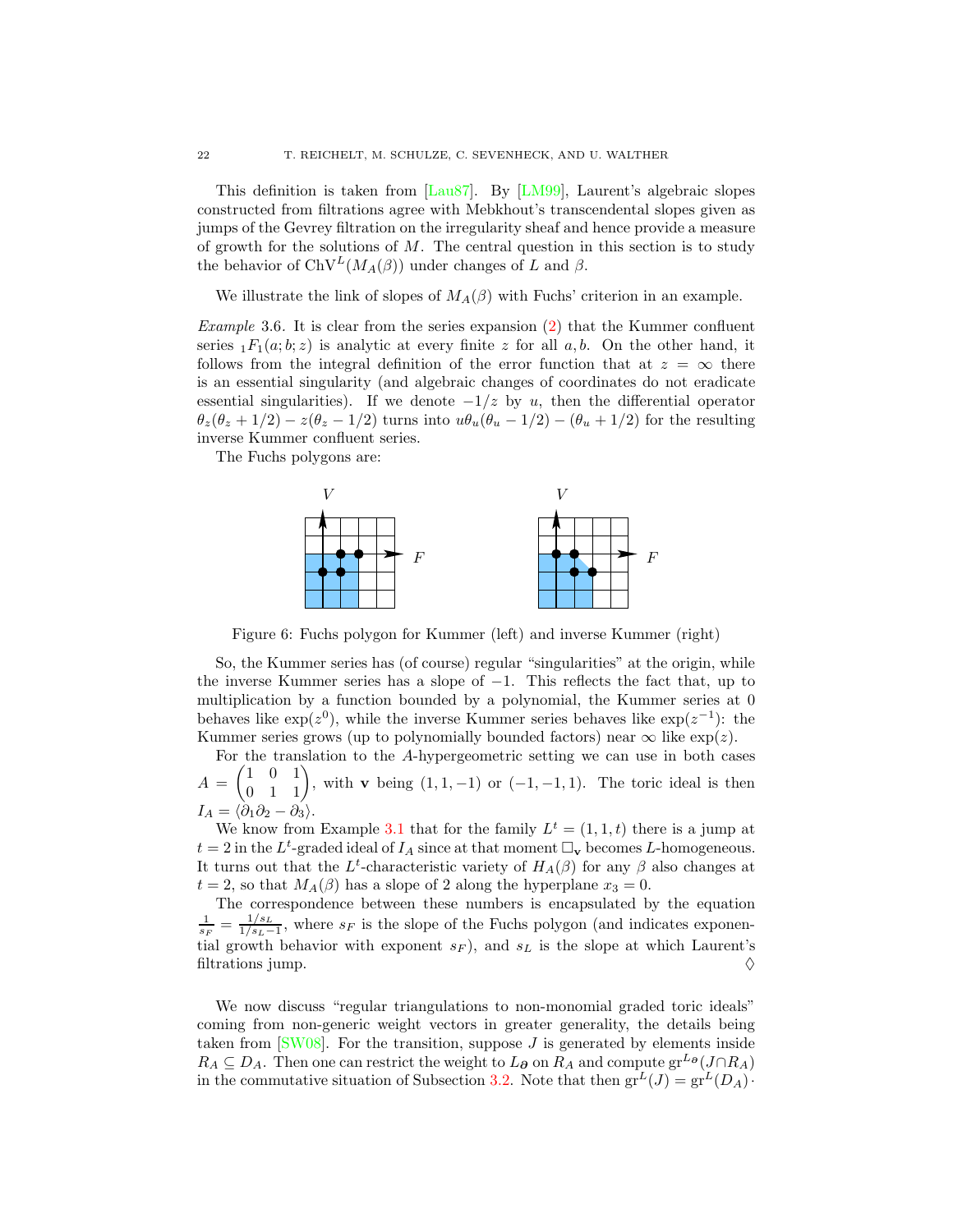This definition is taken from [Lau87]. By [LM99], Laurent's algebraic slopes constructed from filtrations agree with Mebkhout's transcendental slopes given as jumps of the Gevrey filtration on the irregularity sheaf and hence provide a measure of growth for the solutions of $M$. The central question in this section is to study the behavior of $\mathrm{ChV}^L(M_A(\beta))$ under changes of $L$ and $\beta$.

We illustrate the link of slopes of $M_A(\beta)$ with Fuchs' criterion in an example.

*Example* 3.6. It is clear from the series expansion (2) that the Kummer confluent series ${}_1F_1(a;b;z)$ is analytic at every finite $z$ for all $a, b$. On the other hand, it follows from the integral definition of the error function that at $z = \infty$ there is an essential singularity (and algebraic changes of coordinates do not eradicate essential singularities). If we denote $-1/z$ by $u$, then the differential operator $\theta_z(\theta_z + 1/2) - z(\theta_z - 1/2)$ turns into $u\theta_u(\theta_u - 1/2) - (\theta_u + 1/2)$ for the resulting inverse Kummer confluent series.

The Fuchs polygons are:

Figure 6: Fuchs polygon for Kummer (left) and inverse Kummer (right)

So, the Kummer series has (of course) regular "singularities" at the origin, while the inverse Kummer series has a slope of $-1$. This reflects the fact that, up to multiplication by a function bounded by a polynomial, the Kummer series at 0 behaves like $\exp(z^0)$, while the inverse Kummer series behaves like $\exp(z^{-1})$: the Kummer series grows (up to polynomially bounded factors) near $\infty$ like $\exp(z)$.

For the translation to the $A$-hypergeometric setting we can use in both cases $A = \begin{pmatrix} 1 & 0 & 1 \\ 0 & 1 & 1 \end{pmatrix}$, with $\mathbf{v}$ being $(1, 1, -1)$ or $(-1, -1, 1)$. The toric ideal is then $I_A = \langle \partial_1 \partial_2 - \partial_3 \rangle$.

We know from Example 3.1 that for the family $L^t = (1, 1, t)$ there is a jump at $t = 2$ in the $L^t$-graded ideal of $I_A$ since at that moment $\Box_{\mathbf{v}}$ becomes $L$-homogeneous. It turns out that the $L^t$-characteristic variety of $H_A(\beta)$ for any $\beta$ also changes at $t = 2$, so that $M_A(\beta)$ has a slope of 2 along the hyperplane $x_3 = 0$.

The correspondence between these numbers is encapsulated by the equation $\frac{1}{s_F} = \frac{1/s_L}{1/s_L - 1}$, where $s_F$ is the slope of the Fuchs polygon (and indicates exponential growth behavior with exponent $s_F$), and $s_L$ is the slope at which Laurent's filtrations jump. $\diamondsuit$

We now discuss "regular triangulations to non-monomial graded toric ideals" coming from non-generic weight vectors in greater generality, the details being taken from [SW08]. For the transition, suppose $J$ is generated by elements inside $R_A \subseteq D_A$. Then one can restrict the weight to $L_{\boldsymbol{\partial}}$ on $R_A$ and compute $\mathrm{gr}^{L_{\boldsymbol{\partial}}}(J \cap R_A)$ in the commutative situation of Subsection 3.2. Note that then $\mathrm{gr}^L(J) = \mathrm{gr}^L(D_A) \cdot$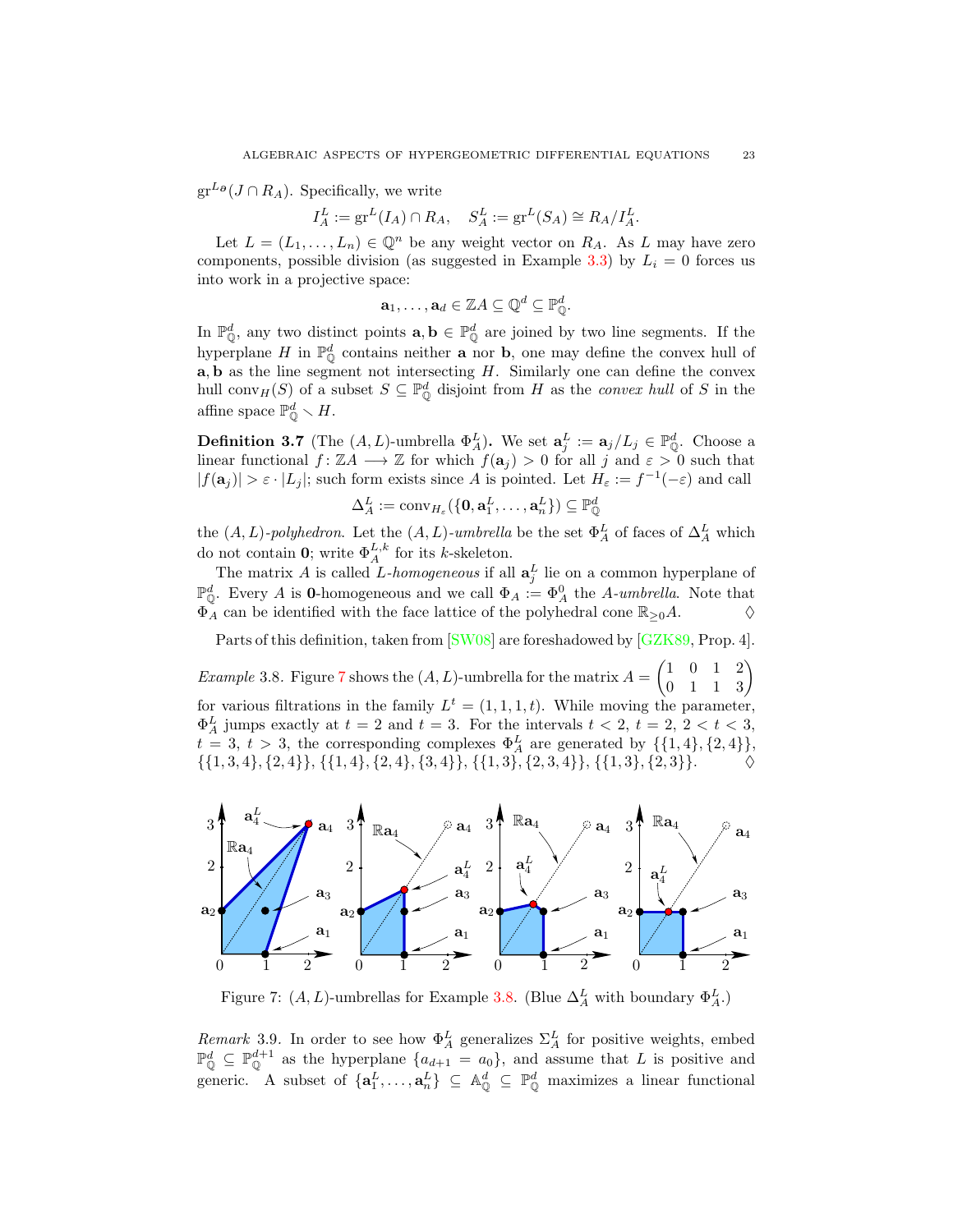$\mathrm{gr}^{L\theta}(J \cap R_A)$. Specifically, we write

$$I_A^L := \mathrm{gr}^L(I_A) \cap R_A, \quad S_A^L := \mathrm{gr}^L(S_A) \cong R_A/I_A^L.$$

Let $L = (L_1, \ldots, L_n) \in \mathbb{Q}^n$ be any weight vector on $R_A$. As $L$ may have zero components, possible division (as suggested in Example 3.3) by $L_i = 0$ forces us into work in a projective space:

$$\mathbf{a}_1, \ldots, \mathbf{a}_d \in \mathbb{Z}A \subseteq \mathbb{Q}^d \subseteq \mathbb{P}_\mathbb{Q}^d.$$

In $\mathbb{P}_\mathbb{Q}^d$, any two distinct points $\mathbf{a}, \mathbf{b} \in \mathbb{P}_\mathbb{Q}^d$ are joined by two line segments. If the hyperplane $H$ in $\mathbb{P}_\mathbb{Q}^d$ contains neither $\mathbf{a}$ nor $\mathbf{b}$, one may define the convex hull of $\mathbf{a}, \mathbf{b}$ as the line segment not intersecting $H$. Similarly one can define the convex hull $\mathrm{conv}_H(S)$ of a subset $S \subseteq \mathbb{P}_\mathbb{Q}^d$ disjoint from $H$ as the *convex hull* of $S$ in the affine space $\mathbb{P}_\mathbb{Q}^d \smallsetminus H$.

**Definition 3.7** (The $(A, L)$-umbrella $\Phi_A^L$)**.** We set $\mathbf{a}_j^L := \mathbf{a}_j/L_j \in \mathbb{P}_\mathbb{Q}^d$. Choose a linear functional $f : \mathbb{Z}A \longrightarrow \mathbb{Z}$ for which $f(\mathbf{a}_j) > 0$ for all $j$ and $\varepsilon > 0$ such that $|f(\mathbf{a}_j)| > \varepsilon \cdot |L_j|$; such form exists since $A$ is pointed. Let $H_\varepsilon := f^{-1}(-\varepsilon)$ and call

$$\Delta_A^L := \mathrm{conv}_{H_\varepsilon}(\{\mathbf{0}, \mathbf{a}_1^L, \ldots, \mathbf{a}_n^L\}) \subseteq \mathbb{P}_\mathbb{Q}^d$$

the $(A, L)$-*polyhedron*. Let the $(A, L)$-*umbrella* be the set $\Phi_A^L$ of faces of $\Delta_A^L$ which do not contain $\mathbf{0}$; write $\Phi_A^{L,k}$ for its $k$-skeleton.

The matrix $A$ is called $L$-*homogeneous* if all $\mathbf{a}_j^L$ lie on a common hyperplane of $\mathbb{P}_\mathbb{Q}^d$. Every $A$ is $\mathbf{0}$-homogeneous and we call $\Phi_A := \Phi_A^0$ the $A$-*umbrella*. Note that $\Phi_A$ can be identified with the face lattice of the polyhedral cone $\mathbb{R}_{\geq 0}A$. ◊

Parts of this definition, taken from [SW08] are foreshadowed by [GZK89, Prop. 4].

*Example* 3.8. Figure 7 shows the $(A, L)$-umbrella for the matrix $A = \begin{pmatrix} 1 & 0 & 1 & 2 \\ 0 & 1 & 1 & 3 \end{pmatrix}$ for various filtrations in the family $L^t = (1, 1, 1, t)$. While moving the parameter, $\Phi_A^L$ jumps exactly at $t = 2$ and $t = 3$. For the intervals $t < 2$, $t = 2$, $2 < t < 3$, $t = 3$, $t > 3$, the corresponding complexes $\Phi_A^L$ are generated by $\{\{1, 4\}, \{2, 4\}\}$, $\{\{1, 3, 4\}, \{2, 4\}\}$, $\{\{1, 4\}, \{2, 4\}, \{3, 4\}\}$, $\{\{1, 3\}, \{2, 3, 4\}\}$, $\{\{1, 3\}, \{2, 3\}\}$. ◊

Figure 7: $(A, L)$-umbrellas for Example 3.8. (Blue $\Delta_A^L$ with boundary $\Phi_A^L$.)

*Remark* 3.9. In order to see how $\Phi_A^L$ generalizes $\Sigma_A^L$ for positive weights, embed $\mathbb{P}_\mathbb{Q}^d \subseteq \mathbb{P}_\mathbb{Q}^{d+1}$ as the hyperplane $\{a_{d+1} = a_0\}$, and assume that $L$ is positive and generic. A subset of $\{\mathbf{a}_1^L, \ldots, \mathbf{a}_n^L\} \subseteq \mathbb{A}_\mathbb{Q}^d \subseteq \mathbb{P}_\mathbb{Q}^d$ maximizes a linear functional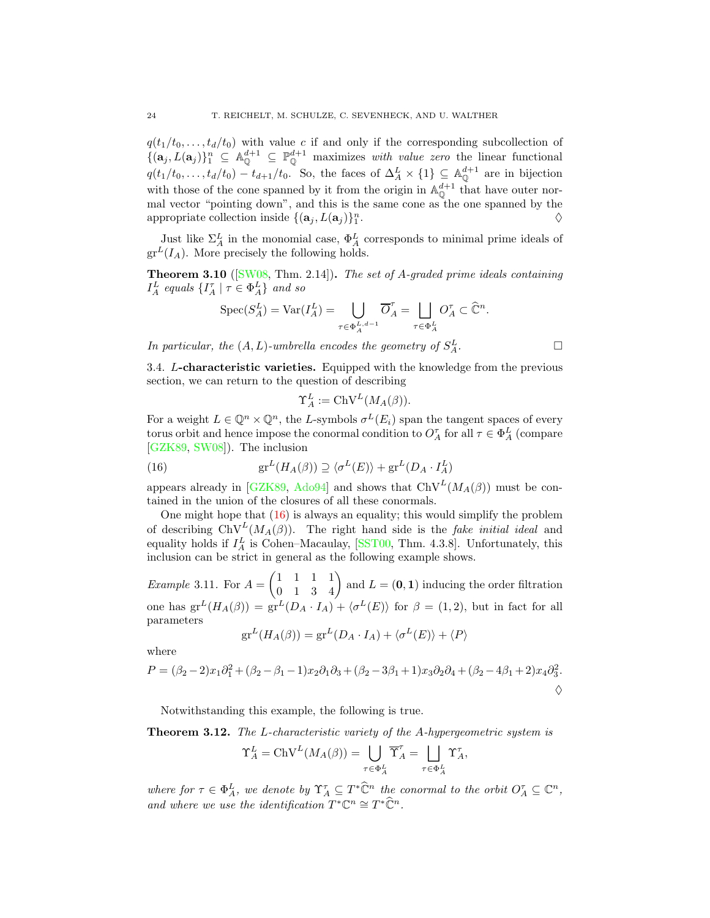$q(t_1/t_0,\ldots,t_d/t_0)$ with value $c$ if and only if the corresponding subcollection of $\{(\mathbf{a}_j, L(\mathbf{a}_j)\}_1^n \subseteq \mathbb{A}^{d+1}_{\mathbb{Q}} \subseteq \mathbb{P}^{d+1}_{\mathbb{Q}}$ maximizes *with value zero* the linear functional $q(t_1/t_0,\ldots,t_d/t_0) - t_{d+1}/t_0$. So, the faces of $\Delta_A^L \times \{1\} \subseteq \mathbb{A}^{d+1}_{\mathbb{Q}}$ are in bijection with those of the cone spanned by it from the origin in $\mathbb{A}^{d+1}_{\mathbb{Q}}$ that have outer normal vector "pointing down", and this is the same cone as the one spanned by the appropriate collection inside $\{(\mathbf{a}_j, L(\mathbf{a}_j)\}_1^n$. ♢

Just like $\Sigma_A^L$ in the monomial case, $\Phi_A^L$ corresponds to minimal prime ideals of $\operatorname{gr}^L(I_A)$. More precisely the following holds.

**Theorem 3.10** ([SW08, Thm. 2.14]). *The set of $A$-graded prime ideals containing $I_A^L$ equals $\{I_A^\tau \mid \tau \in \Phi_A^L\}$ and so*

$$\operatorname{Spec}(S_A^L) = \operatorname{Var}(I_A^L) = \bigcup_{\tau \in \Phi_A^{L,d-1}} \overline{O}_A^\tau = \bigsqcup_{\tau \in \Phi_A^L} O_A^\tau \subset \widehat{\mathbb{C}}^n.$$

*In particular, the $(A,L)$-umbrella encodes the geometry of $S_A^L$.* □

3.4. **$L$-characteristic varieties.** Equipped with the knowledge from the previous section, we can return to the question of describing

$$\Upsilon_A^L := \operatorname{ChV}^L(M_A(\beta)).$$

For a weight $L \in \mathbb{Q}^n \times \mathbb{Q}^n$, the $L$-symbols $\sigma^L(E_i)$ span the tangent spaces of every torus orbit and hence impose the conormal condition to $O_A^\tau$ for all $\tau \in \Phi_A^L$ (compare [GZK89, SW08]). The inclusion

$$\operatorname{gr}^L(H_A(\beta)) \supseteq \langle \sigma^L(E)\rangle + \operatorname{gr}^L(D_A \cdot I_A^L) \tag{16}$$

appears already in [GZK89, Ado94] and shows that $\operatorname{ChV}^L(M_A(\beta))$ must be contained in the union of the closures of all these conormals.

One might hope that (16) is always an equality; this would simplify the problem of describing $\operatorname{ChV}^L(M_A(\beta))$. The right hand side is the *fake initial ideal* and equality holds if $I_A^L$ is Cohen–Macaulay, [SST00, Thm. 4.3.8]. Unfortunately, this inclusion can be strict in general as the following example shows.

*Example* 3.11. For $A = \begin{pmatrix} 1 & 1 & 1 & 1 \\ 0 & 1 & 3 & 4 \end{pmatrix}$ and $L = (\mathbf{0}, \mathbf{1})$ inducing the order filtration one has $\operatorname{gr}^L(H_A(\beta)) = \operatorname{gr}^L(D_A \cdot I_A) + \langle \sigma^L(E)\rangle$ for $\beta = (1,2)$, but in fact for all parameters

$$\operatorname{gr}^L(H_A(\beta)) = \operatorname{gr}^L(D_A \cdot I_A) + \langle \sigma^L(E)\rangle + \langle P\rangle$$

where

$$P = (\beta_2 - 2)x_1\partial_1^2 + (\beta_2 - \beta_1 - 1)x_2\partial_1\partial_3 + (\beta_2 - 3\beta_1 + 1)x_3\partial_2\partial_4 + (\beta_2 - 4\beta_1 + 2)x_4\partial_3^2.$$

♢

Notwithstanding this example, the following is true.

**Theorem 3.12.** *The $L$-characteristic variety of the $A$-hypergeometric system is*

$$\Upsilon_A^L = \operatorname{ChV}^L(M_A(\beta)) = \bigcup_{\tau \in \Phi_A^L} \overline{\Upsilon}_A^\tau = \bigsqcup_{\tau \in \Phi_A^L} \Upsilon_A^\tau,$$

*where for $\tau \in \Phi_A^L$, we denote by $\Upsilon_A^\tau \subseteq T^*\widehat{\mathbb{C}}^n$ the conormal to the orbit $O_A^\tau \subseteq \mathbb{C}^n$, and where we use the identification $T^*\mathbb{C}^n \cong T^*\widehat{\mathbb{C}}^n$.*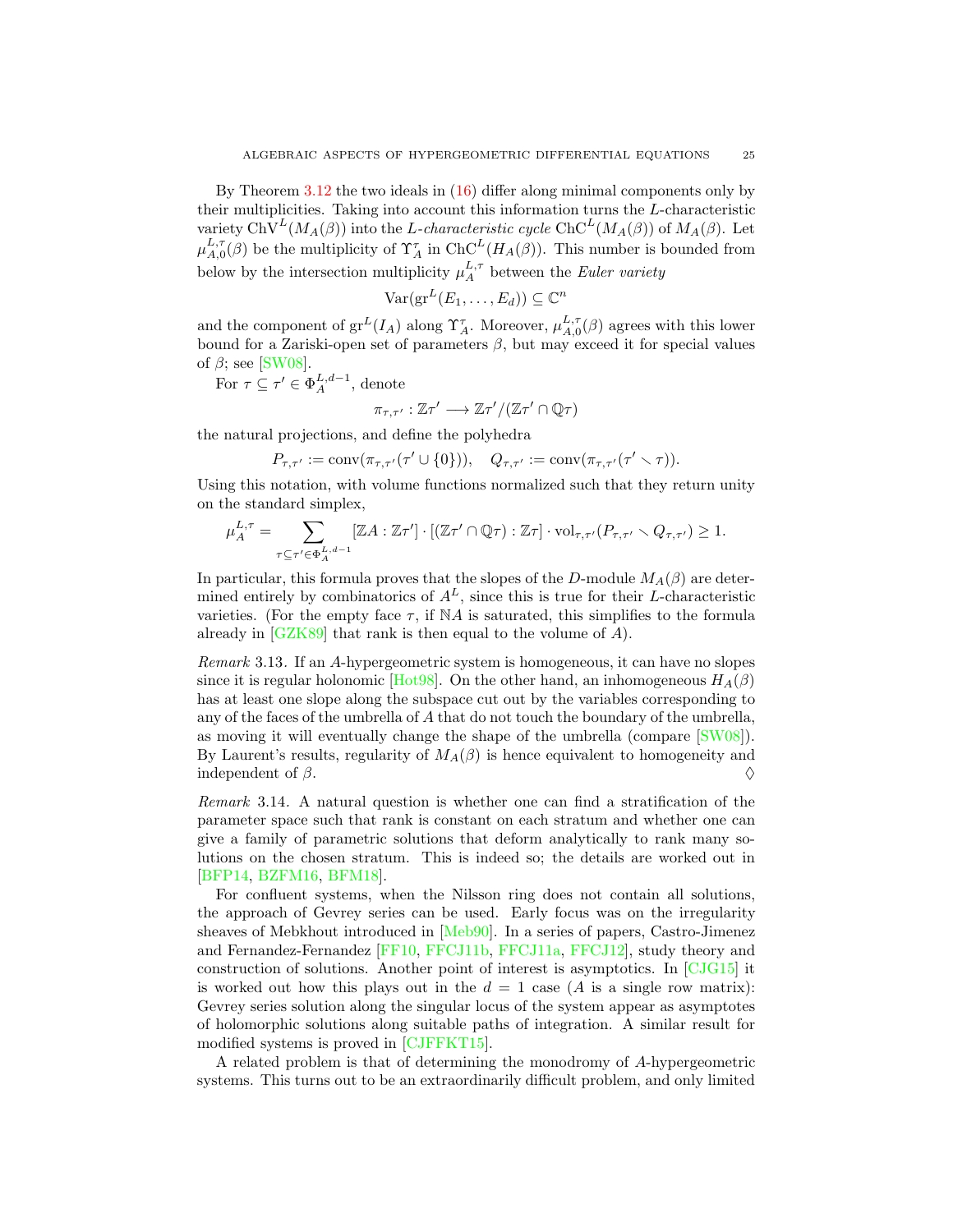By Theorem 3.12 the two ideals in (16) differ along minimal components only by their multiplicities. Taking into account this information turns the $L$-characteristic variety $\operatorname{ChV}^L(M_A(\beta))$ into the *$L$-characteristic cycle* $\operatorname{ChC}^L(M_A(\beta))$ of $M_A(\beta)$. Let $\mu_{A,0}^{L,\tau}(\beta)$ be the multiplicity of $\Upsilon_A^\tau$ in $\operatorname{ChC}^L(H_A(\beta))$. This number is bounded from below by the intersection multiplicity $\mu_A^{L,\tau}$ between the *Euler variety*

$$\operatorname{Var}(\operatorname{gr}^L(E_1,\ldots,E_d)) \subseteq \mathbb{C}^n$$

and the component of $\operatorname{gr}^L(I_A)$ along $\Upsilon_A^\tau$. Moreover, $\mu_{A,0}^{L,\tau}(\beta)$ agrees with this lower bound for a Zariski-open set of parameters $\beta$, but may exceed it for special values of $\beta$; see [SW08].

For $\tau \subseteq \tau' \in \Phi_A^{L,d-1}$, denote

$$\pi_{\tau,\tau'} : \mathbb{Z}\tau' \longrightarrow \mathbb{Z}\tau'/(\mathbb{Z}\tau' \cap \mathbb{Q}\tau)$$

the natural projections, and define the polyhedra

$$P_{\tau,\tau'} := \operatorname{conv}(\pi_{\tau,\tau'}(\tau' \cup \{0\})), \quad Q_{\tau,\tau'} := \operatorname{conv}(\pi_{\tau,\tau'}(\tau' \smallsetminus \tau)).$$

Using this notation, with volume functions normalized such that they return unity on the standard simplex,

$$\mu_A^{L,\tau} = \sum_{\tau \subseteq \tau' \in \Phi_A^{L,d-1}} [\mathbb{Z}A : \mathbb{Z}\tau'] \cdot [(\mathbb{Z}\tau' \cap \mathbb{Q}\tau) : \mathbb{Z}\tau] \cdot \operatorname{vol}_{\tau,\tau'}(P_{\tau,\tau'} \smallsetminus Q_{\tau,\tau'}) \geq 1.$$

In particular, this formula proves that the slopes of the $D$-module $M_A(\beta)$ are determined entirely by combinatorics of $A^L$, since this is true for their $L$-characteristic varieties. (For the empty face $\tau$, if $\mathbb{N}A$ is saturated, this simplifies to the formula already in [GZK89] that rank is then equal to the volume of $A$).

*Remark* 3.13. If an $A$-hypergeometric system is homogeneous, it can have no slopes since it is regular holonomic [Hot98]. On the other hand, an inhomogeneous $H_A(\beta)$ has at least one slope along the subspace cut out by the variables corresponding to any of the faces of the umbrella of $A$ that do not touch the boundary of the umbrella, as moving it will eventually change the shape of the umbrella (compare [SW08]). By Laurent's results, regularity of $M_A(\beta)$ is hence equivalent to homogeneity and independent of $\beta$. ◊

*Remark* 3.14. A natural question is whether one can find a stratification of the parameter space such that rank is constant on each stratum and whether one can give a family of parametric solutions that deform analytically to rank many solutions on the chosen stratum. This is indeed so; the details are worked out in [BFP14, BZFM16, BFM18].

For confluent systems, when the Nilsson ring does not contain all solutions, the approach of Gevrey series can be used. Early focus was on the irregularity sheaves of Mebkhout introduced in [Meb90]. In a series of papers, Castro-Jimenez and Fernandez-Fernandez [FF10, FFCJ11b, FFCJ11a, FFCJ12], study theory and construction of solutions. Another point of interest is asymptotics. In [CJG15] it is worked out how this plays out in the $d = 1$ case ($A$ is a single row matrix): Gevrey series solution along the singular locus of the system appear as asymptotes of holomorphic solutions along suitable paths of integration. A similar result for modified systems is proved in [CJFFKT15].

A related problem is that of determining the monodromy of $A$-hypergeometric systems. This turns out to be an extraordinarily difficult problem, and only limited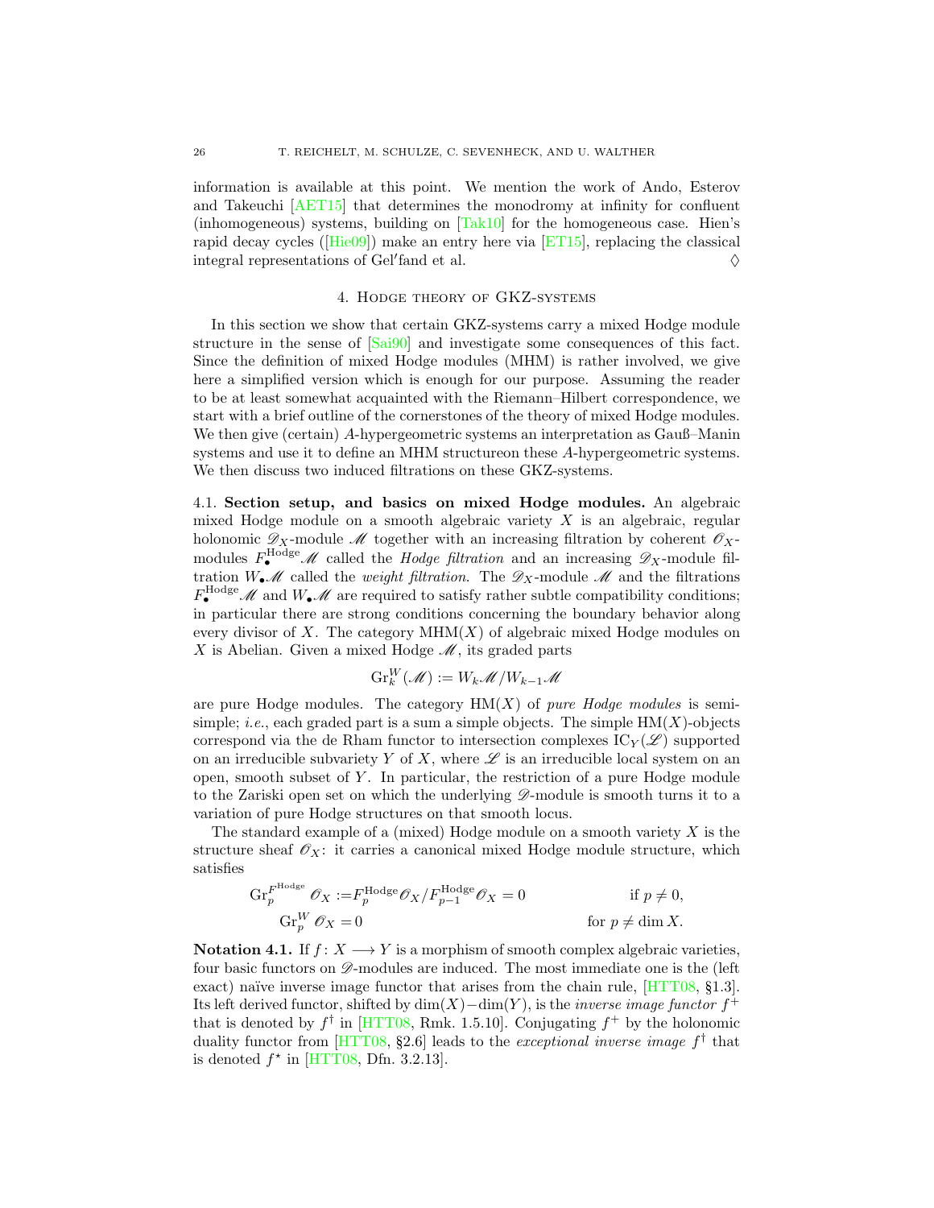information is available at this point. We mention the work of Ando, Esterov and Takeuchi [AET15] that determines the monodromy at infinity for confluent (inhomogeneous) systems, building on [Tak10] for the homogeneous case. Hien's rapid decay cycles ([Hie09]) make an entry here via [ET15], replacing the classical integral representations of Gel′fand et al. ♢

## 4. Hodge theory of GKZ-systems

In this section we show that certain GKZ-systems carry a mixed Hodge module structure in the sense of [Sai90] and investigate some consequences of this fact. Since the definition of mixed Hodge modules (MHM) is rather involved, we give here a simplified version which is enough for our purpose. Assuming the reader to be at least somewhat acquainted with the Riemann–Hilbert correspondence, we start with a brief outline of the cornerstones of the theory of mixed Hodge modules. We then give (certain) $A$-hypergeometric systems an interpretation as Gauß–Manin systems and use it to define an MHM structureon these $A$-hypergeometric systems. We then discuss two induced filtrations on these GKZ-systems.

### 4.1. Section setup, and basics on mixed Hodge modules.

An algebraic mixed Hodge module on a smooth algebraic variety $X$ is an algebraic, regular holonomic $\mathscr{D}_X$-module $\mathscr{M}$ together with an increasing filtration by coherent $\mathscr{O}_X$-modules $F_\bullet^{\text{Hodge}}\mathscr{M}$ called the *Hodge filtration* and an increasing $\mathscr{D}_X$-module filtration $W_\bullet\mathscr{M}$ called the *weight filtration*. The $\mathscr{D}_X$-module $\mathscr{M}$ and the filtrations $F_\bullet^{\text{Hodge}}\mathscr{M}$ and $W_\bullet\mathscr{M}$ are required to satisfy rather subtle compatibility conditions; in particular there are strong conditions concerning the boundary behavior along every divisor of $X$. The category $\text{MHM}(X)$ of algebraic mixed Hodge modules on $X$ is Abelian. Given a mixed Hodge $\mathscr{M}$, its graded parts

$$\text{Gr}_k^W(\mathscr{M}) := W_k\mathscr{M}/W_{k-1}\mathscr{M}$$

are pure Hodge modules. The category $\text{HM}(X)$ of *pure Hodge modules* is semi-simple; *i.e.*, each graded part is a sum a simple objects. The simple $\text{HM}(X)$-objects correspond via the de Rham functor to intersection complexes $\text{IC}_Y(\mathscr{L})$ supported on an irreducible subvariety $Y$ of $X$, where $\mathscr{L}$ is an irreducible local system on an open, smooth subset of $Y$. In particular, the restriction of a pure Hodge module to the Zariski open set on which the underlying $\mathscr{D}$-module is smooth turns it to a variation of pure Hodge structures on that smooth locus.

The standard example of a (mixed) Hodge module on a smooth variety $X$ is the structure sheaf $\mathscr{O}_X$: it carries a canonical mixed Hodge module structure, which satisfies

$$\begin{aligned}
\text{Gr}_p^{F^{\text{Hodge}}}\mathscr{O}_X :=& F_p^{\text{Hodge}}\mathscr{O}_X/F_{p-1}^{\text{Hodge}}\mathscr{O}_X = 0 \qquad && \text{if } p \neq 0,\\
\text{Gr}_p^W\mathscr{O}_X =& 0 && \text{for } p \neq \dim X.
\end{aligned}$$

**Notation 4.1.** If $f\colon X \longrightarrow Y$ is a morphism of smooth complex algebraic varieties, four basic functors on $\mathscr{D}$-modules are induced. The most immediate one is the (left exact) naïve inverse image functor that arises from the chain rule, [HTT08, §1.3]. Its left derived functor, shifted by $\dim(X)-\dim(Y)$, is the *inverse image functor* $f^+$ that is denoted by $f^\dagger$ in [HTT08, Rmk. 1.5.10]. Conjugating $f^+$ by the holonomic duality functor from [HTT08, §2.6] leads to the *exceptional inverse image* $f^\dagger$ that is denoted $f^\star$ in [HTT08, Dfn. 3.2.13].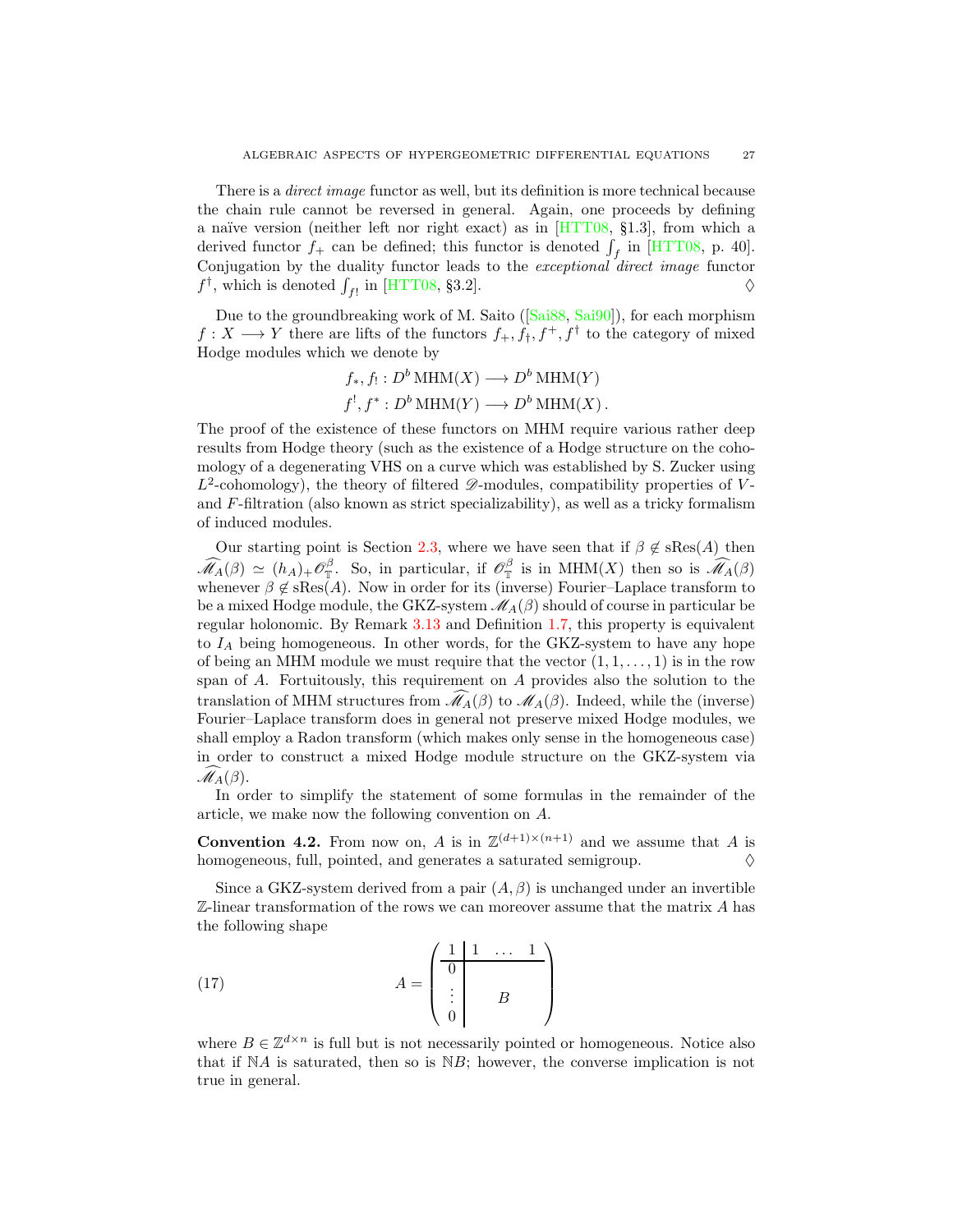There is a *direct image* functor as well, but its definition is more technical because the chain rule cannot be reversed in general. Again, one proceeds by defining a naïve version (neither left nor right exact) as in [HTT08, §1.3], from which a derived functor $f_+$ can be defined; this functor is denoted $\int_f$ in [HTT08, p. 40]. Conjugation by the duality functor leads to the *exceptional direct image* functor $f^\dagger$, which is denoted $\int_{f!}$ in [HTT08, §3.2]. ◊

Due to the groundbreaking work of M. Saito ([Sai88, Sai90]), for each morphism $f : X \longrightarrow Y$ there are lifts of the functors $f_+, f_\dagger, f^+, f^\dagger$ to the category of mixed Hodge modules which we denote by

$$
\begin{aligned}
f_*, f_! &: D^b\,\mathrm{MHM}(X) \longrightarrow D^b\,\mathrm{MHM}(Y)\\
f^!, f^* &: D^b\,\mathrm{MHM}(Y) \longrightarrow D^b\,\mathrm{MHM}(X)\,.
\end{aligned}
$$

The proof of the existence of these functors on MHM require various rather deep results from Hodge theory (such as the existence of a Hodge structure on the cohomology of a degenerating VHS on a curve which was established by S. Zucker using $L^2$-cohomology), the theory of filtered $\mathscr{D}$-modules, compatibility properties of $V$- and $F$-filtration (also known as strict specializability), as well as a tricky formalism of induced modules.

Our starting point is Section 2.3, where we have seen that if $\beta \notin \mathrm{sRes}(A)$ then $\widehat{\mathscr{M}_A}(\beta) \simeq (h_A)_+\mathscr{O}^\beta_{\mathbb{T}}$. So, in particular, if $\mathscr{O}^\beta_{\mathbb{T}}$ is in $\mathrm{MHM}(X)$ then so is $\widehat{\mathscr{M}_A}(\beta)$ whenever $\beta \notin \mathrm{sRes}(A)$. Now in order for its (inverse) Fourier–Laplace transform to be a mixed Hodge module, the GKZ-system $\mathscr{M}_A(\beta)$ should of course in particular be regular holonomic. By Remark 3.13 and Definition 1.7, this property is equivalent to $I_A$ being homogeneous. In other words, for the GKZ-system to have any hope of being an MHM module we must require that the vector $(1, 1, \dots, 1)$ is in the row span of $A$. Fortuitously, this requirement on $A$ provides also the solution to the translation of MHM structures from $\widehat{\mathscr{M}_A}(\beta)$ to $\mathscr{M}_A(\beta)$. Indeed, while the (inverse) Fourier–Laplace transform does in general not preserve mixed Hodge modules, we shall employ a Radon transform (which makes only sense in the homogeneous case) in order to construct a mixed Hodge module structure on the GKZ-system via $\widehat{\mathscr{M}_A}(\beta)$.

In order to simplify the statement of some formulas in the remainder of the article, we make now the following convention on $A$.

**Convention 4.2.** From now on, $A$ is in $\mathbb{Z}^{(d+1)\times(n+1)}$ and we assume that $A$ is homogeneous, full, pointed, and generates a saturated semigroup. ◊

Since a GKZ-system derived from a pair $(A, \beta)$ is unchanged under an invertible $\mathbb{Z}$-linear transformation of the rows we can moreover assume that the matrix $A$ has the following shape

$$
A = \left(\begin{array}{c|ccc} 1 & 1 & \dots & 1 \\ \hline 0 & & & \\ \vdots & & B & \\ 0 & & & \end{array}\right) \tag{17}
$$

where $B \in \mathbb{Z}^{d\times n}$ is full but is not necessarily pointed or homogeneous. Notice also that if $\mathbb{N}A$ is saturated, then so is $\mathbb{N}B$; however, the converse implication is not true in general.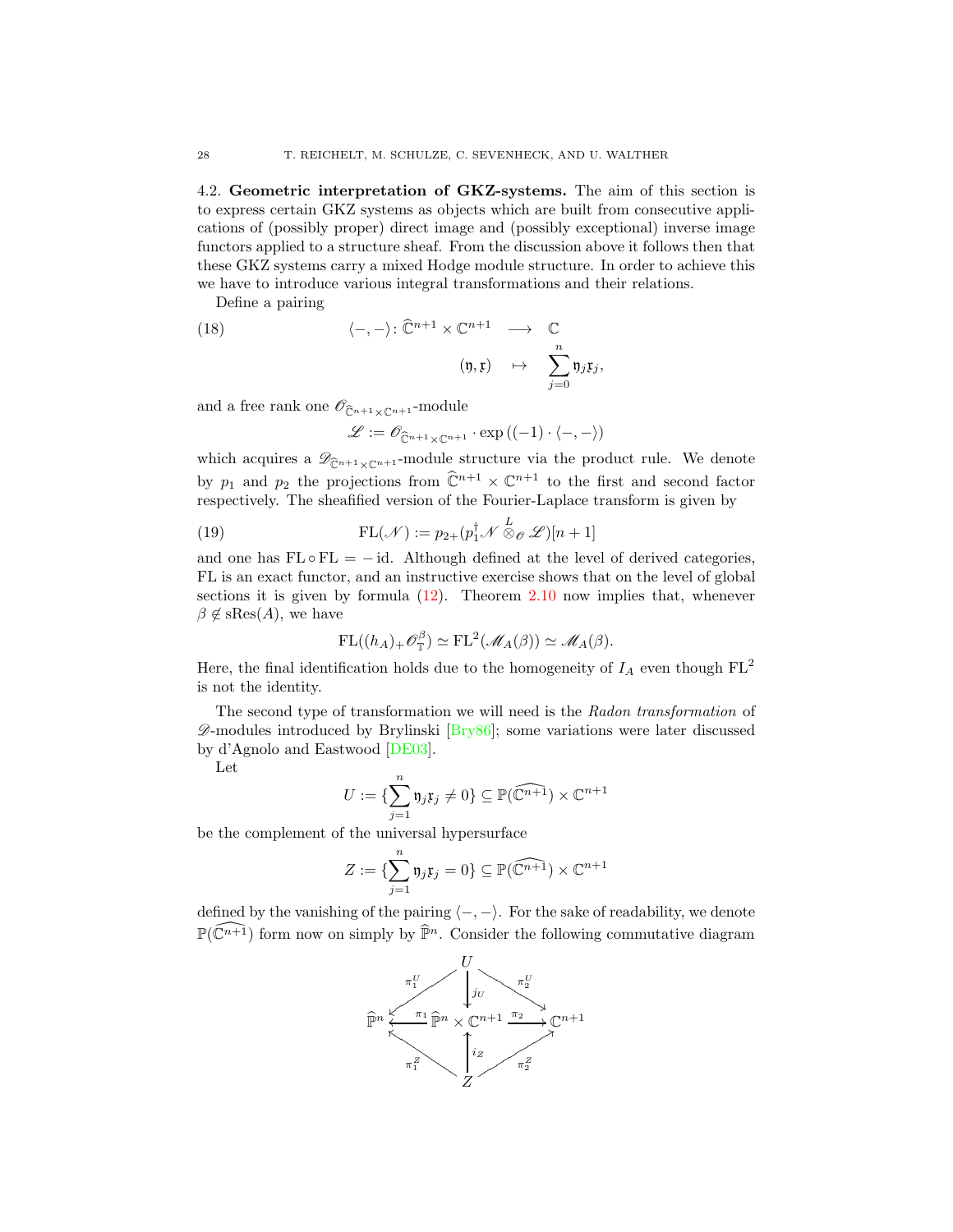4.2. **Geometric interpretation of GKZ-systems.** The aim of this section is to express certain GKZ systems as objects which are built from consecutive applications of (possibly proper) direct image and (possibly exceptional) inverse image functors applied to a structure sheaf. From the discussion above it follows then that these GKZ systems carry a mixed Hodge module structure. In order to achieve this we have to introduce various integral transformations and their relations.

Define a pairing

$$
\begin{array}{rccc}
\langle -,- \rangle \colon & \widehat{\mathbb{C}}^{n+1} \times \mathbb{C}^{n+1} & \longrightarrow & \mathbb{C} \\
& (\mathfrak{y},\mathfrak{x}) & \mapsto & \displaystyle\sum_{j=0}^{n} \mathfrak{y}_j \mathfrak{x}_j,
\end{array}
\tag{18}
$$

and a free rank one $\mathscr{O}_{\widehat{\mathbb{C}}^{n+1}\times\mathbb{C}^{n+1}}$-module

$$
\mathscr{L} := \mathscr{O}_{\widehat{\mathbb{C}}^{n+1}\times\mathbb{C}^{n+1}} \cdot \exp\left((-1)\cdot\langle -,- \rangle\right)
$$

which acquires a $\mathscr{D}_{\widehat{\mathbb{C}}^{n+1}\times\mathbb{C}^{n+1}}$-module structure via the product rule. We denote by $p_1$ and $p_2$ the projections from $\widehat{\mathbb{C}}^{n+1}\times\mathbb{C}^{n+1}$ to the first and second factor respectively. The sheafified version of the Fourier-Laplace transform is given by

$$
\mathrm{FL}(\mathscr{N}) := p_{2+}(p_1^{\dagger}\mathscr{N} \overset{L}{\otimes}_{\mathscr{O}} \mathscr{L})[n+1]
\tag{19}
$$

and one has $\mathrm{FL}\circ\mathrm{FL} = -\,\mathrm{id}$. Although defined at the level of derived categories, FL is an exact functor, and an instructive exercise shows that on the level of global sections it is given by formula (12). Theorem 2.10 now implies that, whenever $\beta \notin \mathrm{sRes}(A)$, we have

$$
\mathrm{FL}((h_A)_+\mathscr{O}_{\mathbb{T}}^{\beta}) \simeq \mathrm{FL}^2(\mathscr{M}_A(\beta)) \simeq \mathscr{M}_A(\beta).
$$

Here, the final identification holds due to the homogeneity of $I_A$ even though $\mathrm{FL}^2$ is not the identity.

The second type of transformation we will need is the *Radon transformation* of $\mathscr{D}$-modules introduced by Brylinski [Bry86]; some variations were later discussed by d'Agnolo and Eastwood [DE03].

Let

$$
U := \{\sum_{j=1}^{n} \mathfrak{y}_j\mathfrak{x}_j \neq 0\} \subseteq \mathbb{P}(\widehat{\mathbb{C}^{n+1}}) \times \mathbb{C}^{n+1}
$$

be the complement of the universal hypersurface

$$
Z := \{\sum_{j=1}^{n} \mathfrak{y}_j\mathfrak{x}_j = 0\} \subseteq \mathbb{P}(\widehat{\mathbb{C}^{n+1}}) \times \mathbb{C}^{n+1}
$$

defined by the vanishing of the pairing $\langle -,- \rangle$. For the sake of readability, we denote $\mathbb{P}(\widehat{\mathbb{C}^{n+1}})$ form now on simply by $\widehat{\mathbb{P}}^n$. Consider the following commutative diagram

$$
\begin{array}{ccccc}
 & & U & & \\
 & \swarrow^{\pi_1^U} & \downarrow^{j_U} & \searrow^{\pi_2^U} & \\
\widehat{\mathbb{P}}^n & \xleftarrow{\pi_1} & \widehat{\mathbb{P}}^n \times \mathbb{C}^{n+1} & \xrightarrow{\pi_2} & \mathbb{C}^{n+1} \\
 & \nwarrow_{\pi_1^Z} & \uparrow_{i_Z} & \nearrow_{\pi_2^Z} & \\
 & & Z & &
\end{array}
$$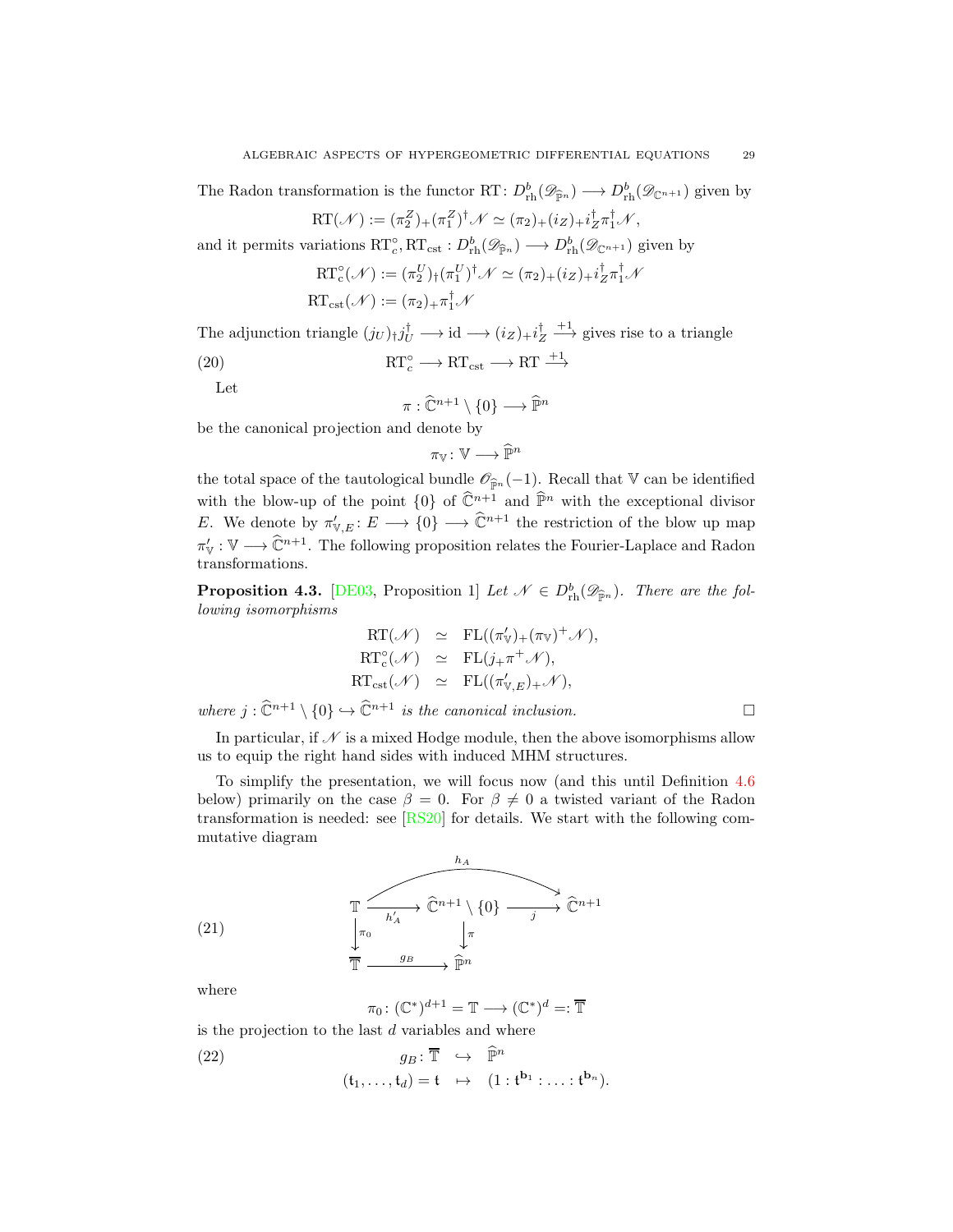The Radon transformation is the functor $\mathrm{RT}\colon D^b_{\mathrm{rh}}(\mathscr{D}_{\widehat{\mathbb{P}}^n}) \longrightarrow D^b_{\mathrm{rh}}(\mathscr{D}_{\mathbb{C}^{n+1}})$ given by

$$\mathrm{RT}(\mathscr{N}) := (\pi_2^Z)_+ (\pi_1^Z)^\dagger \mathscr{N} \simeq (\pi_2)_+ (i_Z)_+ i_Z^\dagger \pi_1^\dagger \mathscr{N},$$

and it permits variations $\mathrm{RT}^\circ_c, \mathrm{RT}_{\mathrm{cst}} : D^b_{\mathrm{rh}}(\mathscr{D}_{\widehat{\mathbb{P}}^n}) \longrightarrow D^b_{\mathrm{rh}}(\mathscr{D}_{\mathbb{C}^{n+1}})$ given by

$$\mathrm{RT}^\circ_{\mathrm{c}}(\mathscr{N}) := (\pi_2^U)_\dagger (\pi_1^U)^\dagger \mathscr{N} \simeq (\pi_2)_+ (i_Z)_+ i_Z^\dagger \pi_1^\dagger \mathscr{N}$$

$$\mathrm{RT}_{\mathrm{cst}}(\mathscr{N}) := (\pi_2)_+ \pi_1^\dagger \mathscr{N}$$

The adjunction triangle $(j_U)_\dagger j_U^\dagger \longrightarrow \mathrm{id} \longrightarrow (i_Z)_+ i_Z^\dagger \xrightarrow{+1}$ gives rise to a triangle

$$\mathrm{RT}^\circ_c \longrightarrow \mathrm{RT}_{\mathrm{cst}} \longrightarrow \mathrm{RT} \xrightarrow{+1} \tag{20}$$

Let

$$\pi : \widehat{\mathbb{C}}^{n+1} \setminus \{0\} \longrightarrow \widehat{\mathbb{P}}^n$$

be the canonical projection and denote by

$$\pi_{\mathbb{V}} \colon \mathbb{V} \longrightarrow \widehat{\mathbb{P}}^n$$

the total space of the tautological bundle $\mathscr{O}_{\widehat{\mathbb{P}}^n}(-1)$. Recall that $\mathbb{V}$ can be identified with the blow-up of the point $\{0\}$ of $\widehat{\mathbb{C}}^{n+1}$ and $\widehat{\mathbb{P}}^n$ with the exceptional divisor $E$. We denote by $\pi'_{\mathbb{V},E}\colon E \longrightarrow \{0\} \longrightarrow \widehat{\mathbb{C}}^{n+1}$ the restriction of the blow up map $\pi'_{\mathbb{V}} : \mathbb{V} \longrightarrow \widehat{\mathbb{C}}^{n+1}$. The following proposition relates the Fourier-Laplace and Radon transformations.

**Proposition 4.3.** [DE03, Proposition 1] *Let $\mathscr{N} \in D^b_{\mathrm{rh}}(\mathscr{D}_{\widehat{\mathbb{P}}^n})$. There are the following isomorphisms*

$$\begin{aligned}
\mathrm{RT}(\mathscr{N}) &\simeq \mathrm{FL}((\pi'_{\mathbb{V}})_+ (\pi_{\mathbb{V}})^+ \mathscr{N}),\\
\mathrm{RT}^\circ_{\mathrm{c}}(\mathscr{N}) &\simeq \mathrm{FL}(j_+ \pi^+ \mathscr{N}),\\
\mathrm{RT}_{\mathrm{cst}}(\mathscr{N}) &\simeq \mathrm{FL}((\pi'_{\mathbb{V},E})_+ \mathscr{N}),
\end{aligned}$$

*where $j : \widehat{\mathbb{C}}^{n+1} \setminus \{0\} \hookrightarrow \widehat{\mathbb{C}}^{n+1}$ is the canonical inclusion.* □

In particular, if $\mathscr{N}$ is a mixed Hodge module, then the above isomorphisms allow us to equip the right hand sides with induced MHM structures.

To simplify the presentation, we will focus now (and this until Definition 4.6 below) primarily on the case $\beta = 0$. For $\beta \neq 0$ a twisted variant of the Radon transformation is needed: see [RS20] for details. We start with the following commutative diagram

$$\begin{array}{ccccc}
\mathbb{T} & \xrightarrow{h'_A} & \widehat{\mathbb{C}}^{n+1} \setminus \{0\} & \xrightarrow{j} & \widehat{\mathbb{C}}^{n+1} \\
\big\downarrow{\scriptstyle \pi_0} & & \big\downarrow{\scriptstyle \pi} & & \\
\overline{\mathbb{T}} & \xrightarrow{g_B} & \widehat{\mathbb{P}}^n & &
\end{array} \tag{21}$$

(with $h_A = j \circ h'_A \colon \mathbb{T} \longrightarrow \widehat{\mathbb{C}}^{n+1}$)

where

$$\pi_0 \colon (\mathbb{C}^*)^{d+1} = \mathbb{T} \longrightarrow (\mathbb{C}^*)^d =: \overline{\mathbb{T}}$$

is the projection to the last $d$ variables and where

$$\begin{aligned}
g_B \colon \overline{\mathbb{T}} &\hookrightarrow \widehat{\mathbb{P}}^n \\
(\mathfrak{t}_1, \ldots, \mathfrak{t}_d) = \mathfrak{t} &\mapsto (1 : \mathfrak{t}^{\mathbf{b}_1} : \ldots : \mathfrak{t}^{\mathbf{b}_n}).
\end{aligned} \tag{22}$$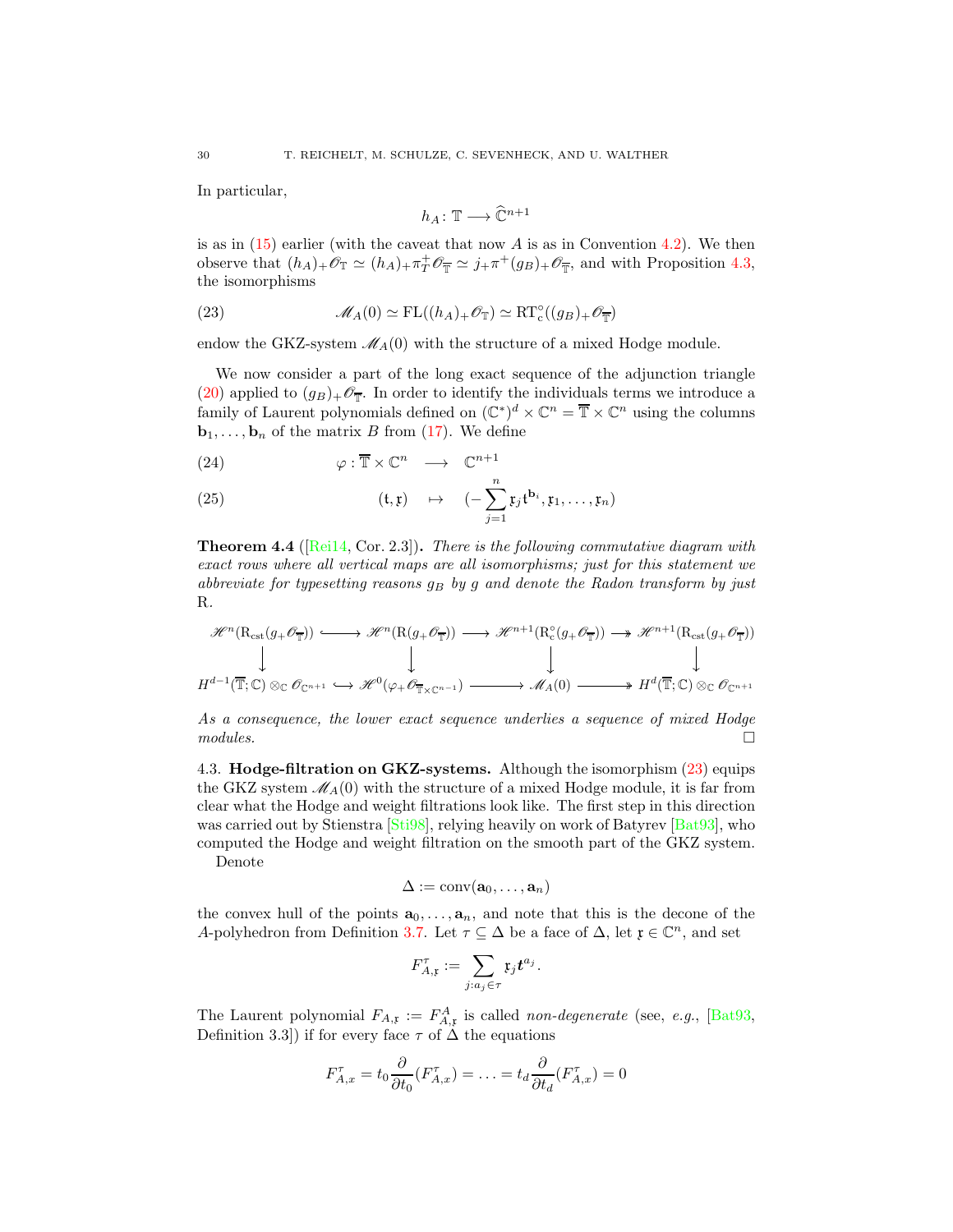In particular,

$$h_A \colon \mathbb{T} \longrightarrow \widehat{\mathbb{C}}^{n+1}$$

is as in (15) earlier (with the caveat that now $A$ is as in Convention 4.2). We then observe that $(h_A)_+ \mathscr{O}_{\mathbb{T}} \simeq (h_A)_+ \pi_T^+ \mathscr{O}_{\overline{\mathbb{T}}} \simeq j_+ \pi^+ (g_B)_+ \mathscr{O}_{\overline{\mathbb{T}}}$, and with Proposition 4.3, the isomorphisms

$$\mathscr{M}_A(0) \simeq \mathrm{FL}((h_A)_+ \mathscr{O}_{\mathbb{T}}) \simeq \mathrm{RT}^\circ_c((g_B)_+ \mathscr{O}_{\overline{\mathbb{T}}}) \tag{23}$$

endow the GKZ-system $\mathscr{M}_A(0)$ with the structure of a mixed Hodge module.

We now consider a part of the long exact sequence of the adjunction triangle (20) applied to $(g_B)_+ \mathscr{O}_{\overline{\mathbb{T}}}$. In order to identify the individuals terms we introduce a family of Laurent polynomials defined on $(\mathbb{C}^*)^d \times \mathbb{C}^n = \overline{\mathbb{T}} \times \mathbb{C}^n$ using the columns $\mathbf{b}_1, \ldots, \mathbf{b}_n$ of the matrix $B$ from (17). We define

$$\varphi : \overline{\mathbb{T}} \times \mathbb{C}^n \longrightarrow \mathbb{C}^{n+1} \tag{24}$$

$$(\mathfrak{t}, \mathfrak{x}) \mapsto \Big(-\sum_{j=1}^{n} \mathfrak{x}_j \mathfrak{t}^{\mathbf{b}_i}, \mathfrak{x}_1, \ldots, \mathfrak{x}_n\Big) \tag{25}$$

**Theorem 4.4** ([Rei14, Cor. 2.3]). *There is the following commutative diagram with exact rows where all vertical maps are all isomorphisms; just for this statement we abbreviate for typesetting reasons $g_B$ by $g$ and denote the Radon transform by just* R.

$$\begin{array}{ccccccc}
\mathscr{H}^n(\mathrm{R}_{\mathrm{cst}}(g_+\mathscr{O}_{\overline{\mathbb{T}}})) & \hookrightarrow & \mathscr{H}^n(\mathrm{R}(g_+\mathscr{O}_{\overline{\mathbb{T}}})) & \longrightarrow & \mathscr{H}^{n+1}(\mathrm{R}^\circ_c(g_+\mathscr{O}_{\overline{\mathbb{T}}})) & \twoheadrightarrow & \mathscr{H}^{n+1}(\mathrm{R}_{\mathrm{cst}}(g_+\mathscr{O}_{\overline{\mathbb{T}}})) \\
\downarrow & & \downarrow & & \downarrow & & \downarrow \\
H^{d-1}(\overline{\mathbb{T}};\mathbb{C}) \otimes_{\mathbb{C}} \mathscr{O}_{\mathbb{C}^{n+1}} & \hookrightarrow & \mathscr{H}^0(\varphi_+\mathscr{O}_{\overline{\mathbb{T}}\times\mathbb{C}^{n-1}}) & \longrightarrow & \mathscr{M}_A(0) & \twoheadrightarrow & H^d(\overline{\mathbb{T}};\mathbb{C}) \otimes_{\mathbb{C}} \mathscr{O}_{\mathbb{C}^{n+1}}
\end{array}$$

*As a consequence, the lower exact sequence underlies a sequence of mixed Hodge modules.* □

## 4.3. Hodge-filtration on GKZ-systems.

Although the isomorphism (23) equips the GKZ system $\mathscr{M}_A(0)$ with the structure of a mixed Hodge module, it is far from clear what the Hodge and weight filtrations look like. The first step in this direction was carried out by Stienstra [Sti98], relying heavily on work of Batyrev [Bat93], who computed the Hodge and weight filtration on the smooth part of the GKZ system.

Denote

$$\Delta := \mathrm{conv}(\mathbf{a}_0, \ldots, \mathbf{a}_n)$$

the convex hull of the points $\mathbf{a}_0, \ldots, \mathbf{a}_n$, and note that this is the decone of the $A$-polyhedron from Definition 3.7. Let $\tau \subseteq \Delta$ be a face of $\Delta$, let $\mathfrak{x} \in \mathbb{C}^n$, and set

$$F^\tau_{A,\mathfrak{x}} := \sum_{j : a_j \in \tau} \mathfrak{x}_j \boldsymbol{t}^{a_j}.$$

The Laurent polynomial $F_{A,\mathfrak{x}} := F^A_{A,\mathfrak{x}}$ is called *non-degenerate* (see, *e.g.*, [Bat93, Definition 3.3]) if for every face $\tau$ of $\Delta$ the equations

$$F^\tau_{A,x} = t_0 \frac{\partial}{\partial t_0}(F^\tau_{A,x}) = \ldots = t_d \frac{\partial}{\partial t_d}(F^\tau_{A,x}) = 0$$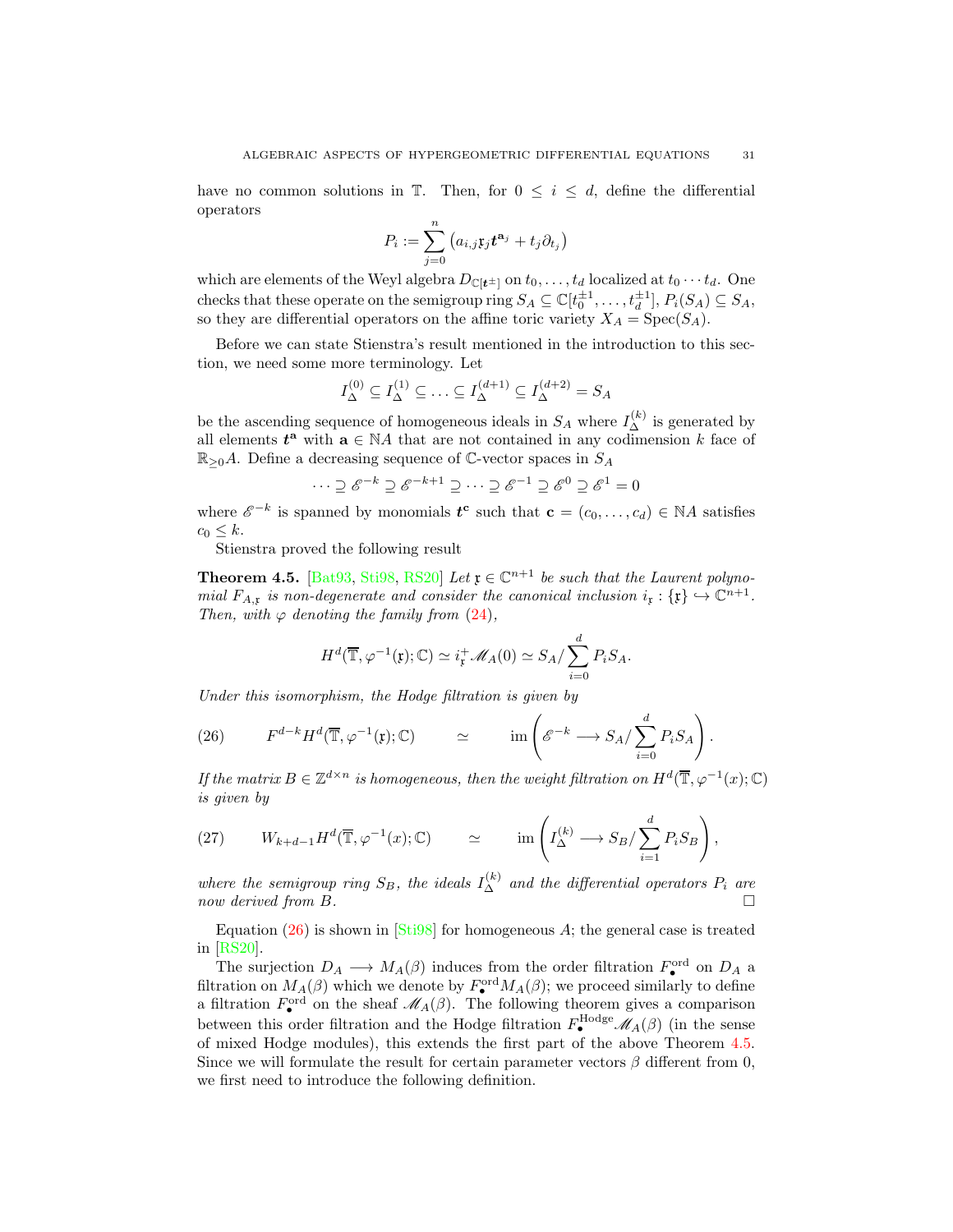have no common solutions in $\mathbb{T}$. Then, for $0 \leq i \leq d$, define the differential operators

$$P_i := \sum_{j=0}^{n} \left( a_{i,j} \mathfrak{x}_j \boldsymbol{t}^{\mathbf{a}_j} + t_j \partial_{t_j} \right)$$

which are elements of the Weyl algebra $D_{\mathbb{C}[\boldsymbol{t}^{\pm}]}$ on $t_0, \ldots, t_d$ localized at $t_0 \cdots t_d$. One checks that these operate on the semigroup ring $S_A \subseteq \mathbb{C}[t_0^{\pm 1}, \ldots, t_d^{\pm 1}]$, $P_i(S_A) \subseteq S_A$, so they are differential operators on the affine toric variety $X_A = \operatorname{Spec}(S_A)$.

Before we can state Stienstra's result mentioned in the introduction to this section, we need some more terminology. Let

$$I_\Delta^{(0)} \subseteq I_\Delta^{(1)} \subseteq \ldots \subseteq I_\Delta^{(d+1)} \subseteq I_\Delta^{(d+2)} = S_A$$

be the ascending sequence of homogeneous ideals in $S_A$ where $I_\Delta^{(k)}$ is generated by all elements $\boldsymbol{t}^{\mathbf{a}}$ with $\mathbf{a} \in \mathbb{N}A$ that are not contained in any codimension $k$ face of $\mathbb{R}_{\geq 0}A$. Define a decreasing sequence of $\mathbb{C}$-vector spaces in $S_A$

$$\cdots \supseteq \mathscr{E}^{-k} \supseteq \mathscr{E}^{-k+1} \supseteq \cdots \supseteq \mathscr{E}^{-1} \supseteq \mathscr{E}^{0} \supseteq \mathscr{E}^{1} = 0$$

where $\mathscr{E}^{-k}$ is spanned by monomials $\boldsymbol{t}^{\mathbf{c}}$ such that $\mathbf{c} = (c_0, \ldots, c_d) \in \mathbb{N}A$ satisfies $c_0 \leq k$.

Stienstra proved the following result

**Theorem 4.5.** [Bat93, Sti98, RS20] *Let $\mathfrak{x} \in \mathbb{C}^{n+1}$ be such that the Laurent polynomial $F_{A,\mathfrak{x}}$ is non-degenerate and consider the canonical inclusion $i_\mathfrak{x} : \{\mathfrak{x}\} \hookrightarrow \mathbb{C}^{n+1}$. Then, with $\varphi$ denoting the family from (24),*

$$H^d(\overline{\mathbb{T}}, \varphi^{-1}(\mathfrak{x}); \mathbb{C}) \simeq i_\mathfrak{x}^+ \mathscr{M}_A(0) \simeq S_A / \sum_{i=0}^{d} P_i S_A.$$

*Under this isomorphism, the Hodge filtration is given by*

$$(26) \qquad F^{d-k} H^d(\overline{\mathbb{T}}, \varphi^{-1}(\mathfrak{x}); \mathbb{C}) \qquad \simeq \qquad \operatorname{im} \left( \mathscr{E}^{-k} \longrightarrow S_A / \sum_{i=0}^{d} P_i S_A \right).$$

*If the matrix $B \in \mathbb{Z}^{d \times n}$ is homogeneous, then the weight filtration on $H^d(\overline{\mathbb{T}}, \varphi^{-1}(x); \mathbb{C})$ is given by*

$$(27) \qquad W_{k+d-1} H^d(\overline{\mathbb{T}}, \varphi^{-1}(x); \mathbb{C}) \qquad \simeq \qquad \operatorname{im} \left( I_\Delta^{(k)} \longrightarrow S_B / \sum_{i=1}^{d} P_i S_B \right),$$

*where the semigroup ring $S_B$, the ideals $I_\Delta^{(k)}$ and the differential operators $P_i$ are now derived from $B$.* □

Equation (26) is shown in [Sti98] for homogeneous $A$; the general case is treated in [RS20].

The surjection $D_A \longrightarrow M_A(\beta)$ induces from the order filtration $F_\bullet^{\text{ord}}$ on $D_A$ a filtration on $M_A(\beta)$ which we denote by $F_\bullet^{\text{ord}} M_A(\beta)$; we proceed similarly to define a filtration $F_\bullet^{\text{ord}}$ on the sheaf $\mathscr{M}_A(\beta)$. The following theorem gives a comparison between this order filtration and the Hodge filtration $F_\bullet^{\text{Hodge}} \mathscr{M}_A(\beta)$ (in the sense of mixed Hodge modules), this extends the first part of the above Theorem 4.5. Since we will formulate the result for certain parameter vectors $\beta$ different from 0, we first need to introduce the following definition.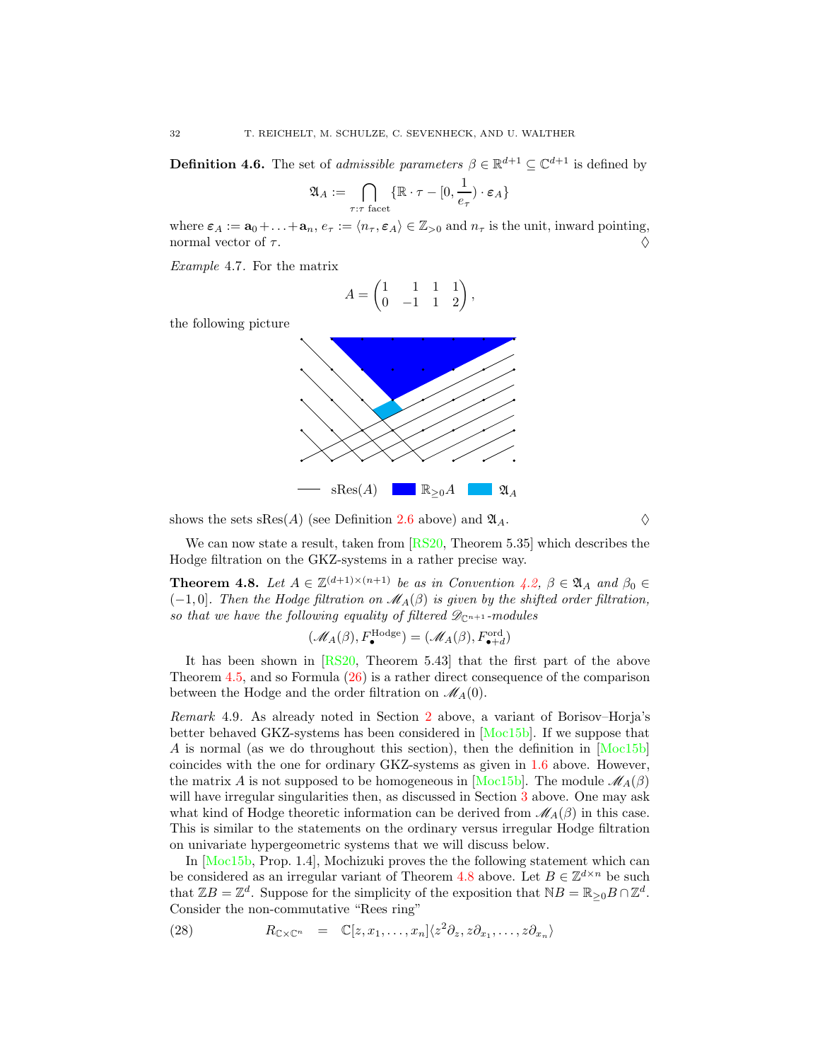**Definition 4.6.** The set of *admissible parameters* $\beta \in \mathbb{R}^{d+1} \subseteq \mathbb{C}^{d+1}$ is defined by

$$\mathfrak{A}_A := \bigcap_{\tau : \tau \text{ facet}} \{\mathbb{R} \cdot \tau - [0, \frac{1}{e_\tau}) \cdot \boldsymbol{\varepsilon}_A\}$$

where $\boldsymbol{\varepsilon}_A := \mathbf{a}_0 + \ldots + \mathbf{a}_n$, $e_\tau := \langle n_\tau, \boldsymbol{\varepsilon}_A \rangle \in \mathbb{Z}_{>0}$ and $n_\tau$ is the unit, inward pointing, normal vector of $\tau$. ♢

*Example* 4.7. For the matrix

$$A = \begin{pmatrix} 1 & 1 & 1 & 1 \\ 0 & -1 & 1 & 2 \end{pmatrix},$$

the following picture

sRes($A$) $\mathbb{R}_{\geq 0} A$ $\mathfrak{A}_A$

shows the sets sRes($A$) (see Definition 2.6 above) and $\mathfrak{A}_A$. ♢

We can now state a result, taken from [RS20, Theorem 5.35] which describes the Hodge filtration on the GKZ-systems in a rather precise way.

**Theorem 4.8.** *Let $A \in \mathbb{Z}^{(d+1)\times(n+1)}$ be as in Convention 4.2, $\beta \in \mathfrak{A}_A$ and $\beta_0 \in (-1, 0]$. Then the Hodge filtration on $\mathscr{M}_A(\beta)$ is given by the shifted order filtration, so that we have the following equality of filtered $\mathscr{D}_{\mathbb{C}^{n+1}}$-modules*

$$(\mathscr{M}_A(\beta), F_\bullet^{\mathrm{Hodge}}) = (\mathscr{M}_A(\beta), F_{\bullet+d}^{\mathrm{ord}})$$

It has been shown in [RS20, Theorem 5.43] that the first part of the above Theorem 4.5, and so Formula (26) is a rather direct consequence of the comparison between the Hodge and the order filtration on $\mathscr{M}_A(0)$.

*Remark* 4.9. As already noted in Section 2 above, a variant of Borisov–Horja's better behaved GKZ-systems has been considered in [Moc15b]. If we suppose that $A$ is normal (as we do throughout this section), then the definition in [Moc15b] coincides with the one for ordinary GKZ-systems as given in 1.6 above. However, the matrix $A$ is not supposed to be homogeneous in [Moc15b]. The module $\mathscr{M}_A(\beta)$ will have irregular singularities then, as discussed in Section 3 above. One may ask what kind of Hodge theoretic information can be derived from $\mathscr{M}_A(\beta)$ in this case. This is similar to the statements on the ordinary versus irregular Hodge filtration on univariate hypergeometric systems that we will discuss below.

In [Moc15b, Prop. 1.4], Mochizuki proves the the following statement which can be considered as an irregular variant of Theorem 4.8 above. Let $B \in \mathbb{Z}^{d\times n}$ be such that $\mathbb{Z}B = \mathbb{Z}^d$. Suppose for the simplicity of the exposition that $\mathbb{N}B = \mathbb{R}_{\geq 0}B \cap \mathbb{Z}^d$. Consider the non-commutative "Rees ring"

$$R_{\mathbb{C}\times\mathbb{C}^n} \quad = \quad \mathbb{C}[z, x_1, \ldots, x_n]\langle z^2\partial_z, z\partial_{x_1}, \ldots, z\partial_{x_n}\rangle \tag{28}$$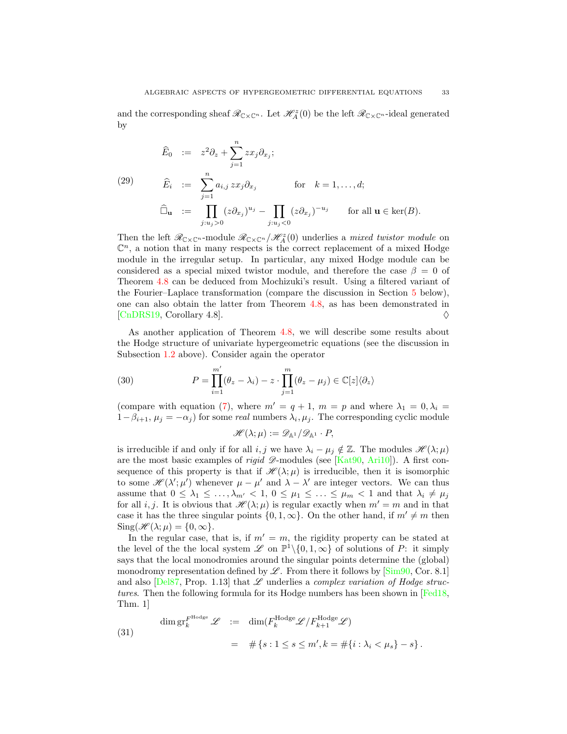and the corresponding sheaf $\mathscr{R}_{\mathbb{C}\times\mathbb{C}^n}$. Let $\mathscr{H}_A^z(0)$ be the left $\mathscr{R}_{\mathbb{C}\times\mathbb{C}^n}$-ideal generated by

$$
\begin{aligned}
\widehat{E}_0 &:= z^2\partial_z + \sum_{j=1}^n z x_j \partial_{x_j}; \\
\widehat{E}_i &:= \sum_{j=1}^n a_{i,j}\, z x_j \partial_{x_j} \qquad \text{for} \quad k = 1, \ldots, d; \\
\widehat{\Box}_{\mathbf{u}} &:= \prod_{j:u_j>0} (z\partial_{x_j})^{u_j} - \prod_{j:u_j<0} (z\partial_{x_j})^{-u_j} \qquad \text{for all } \mathbf{u} \in \ker(B).
\end{aligned} \tag{29}
$$

Then the left $\mathscr{R}_{\mathbb{C}\times\mathbb{C}^n}$-module $\mathscr{R}_{\mathbb{C}\times\mathbb{C}^n}/\mathscr{H}_A^z(0)$ underlies a *mixed twistor module* on $\mathbb{C}^n$, a notion that in many respects is the correct replacement of a mixed Hodge module in the irregular setup. In particular, any mixed Hodge module can be considered as a special mixed twistor module, and therefore the case $\beta = 0$ of Theorem 4.8 can be deduced from Mochizuki's result. Using a filtered variant of the Fourier–Laplace transformation (compare the discussion in Section 5 below), one can also obtain the latter from Theorem 4.8, as has been demonstrated in [CnDRS19, Corollary 4.8]. $\Diamond$

As another application of Theorem 4.8, we will describe some results about the Hodge structure of univariate hypergeometric equations (see the discussion in Subsection 1.2 above). Consider again the operator

$$
P = \prod_{i=1}^{m'} (\theta_z - \lambda_i) - z \cdot \prod_{j=1}^{m} (\theta_z - \mu_j) \in \mathbb{C}[z]\langle \partial_z \rangle \tag{30}
$$

(compare with equation (7), where $m' = q+1$, $m = p$ and where $\lambda_1 = 0, \lambda_i = 1 - \beta_{i+1}$, $\mu_j = -\alpha_j$) for some *real* numbers $\lambda_i, \mu_j$. The corresponding cyclic module

$$
\mathscr{H}(\lambda;\mu) := \mathscr{D}_{\mathbb{A}^1}/\mathscr{D}_{\mathbb{A}^1} \cdot P,
$$

is irreducible if and only if for all $i, j$ we have $\lambda_i - \mu_j \notin \mathbb{Z}$. The modules $\mathscr{H}(\lambda;\mu)$ are the most basic examples of *rigid* $\mathscr{D}$-modules (see [Kat90, Ari10]). A first consequence of this property is that if $\mathscr{H}(\lambda;\mu)$ is irreducible, then it is isomorphic to some $\mathscr{H}(\lambda';\mu')$ whenever $\mu - \mu'$ and $\lambda - \lambda'$ are integer vectors. We can thus assume that $0 \leq \lambda_1 \leq \ldots, \lambda_{m'} < 1$, $0 \leq \mu_1 \leq \ldots \leq \mu_m < 1$ and that $\lambda_i \neq \mu_j$ for all $i, j$. It is obvious that $\mathscr{H}(\lambda;\mu)$ is regular exactly when $m' = m$ and in that case it has the three singular points $\{0, 1, \infty\}$. On the other hand, if $m' \neq m$ then $\mathrm{Sing}(\mathscr{H}(\lambda;\mu) = \{0, \infty\}$.

In the regular case, that is, if $m' = m$, the rigidity property can be stated at the level of the the local system $\mathscr{L}$ on $\mathbb{P}^1\backslash\{0, 1, \infty\}$ of solutions of $P$: it simply says that the local monodromies around the singular points determine the (global) monodromy representation defined by $\mathscr{L}$. From there it follows by [Sim90, Cor. 8.1] and also [Del87, Prop. 1.13] that $\mathscr{L}$ underlies a *complex variation of Hodge structures*. Then the following formula for its Hodge numbers has been shown in [Fed18, Thm. 1]

$$
\begin{aligned}
\dim \mathrm{gr}_k^{F^{\mathrm{Hodge}}} \mathscr{L} &:= \dim(F_k^{\mathrm{Hodge}}\mathscr{L}/F_{k+1}^{\mathrm{Hodge}}\mathscr{L}) \\
&= \#\left\{s : 1 \leq s \leq m', k = \#\{i : \lambda_i < \mu_s\} - s\right\}.
\end{aligned} \tag{31}
$$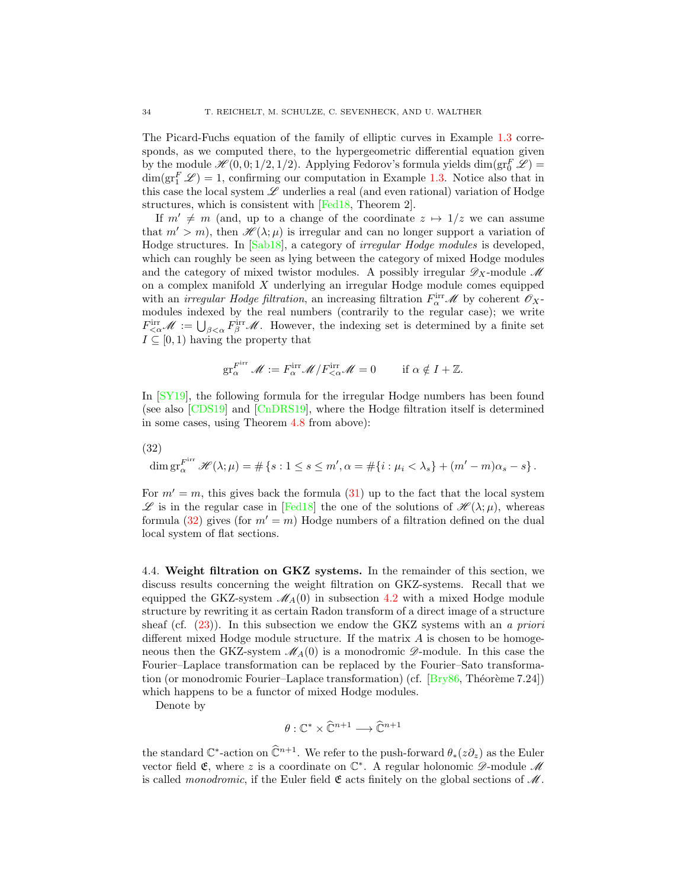The Picard-Fuchs equation of the family of elliptic curves in Example 1.3 corresponds, as we computed there, to the hypergeometric differential equation given by the module $\mathscr{H}(0,0;1/2,1/2)$. Applying Fedorov's formula yields $\dim(\mathrm{gr}_0^F \mathscr{L}) = \dim(\mathrm{gr}_1^F \mathscr{L}) = 1$, confirming our computation in Example 1.3. Notice also that in this case the local system $\mathscr{L}$ underlies a real (and even rational) variation of Hodge structures, which is consistent with [Fed18, Theorem 2].

If $m' \neq m$ (and, up to a change of the coordinate $z \mapsto 1/z$ we can assume that $m' > m$), then $\mathscr{H}(\lambda;\mu)$ is irregular and can no longer support a variation of Hodge structures. In [Sab18], a category of *irregular Hodge modules* is developed, which can roughly be seen as lying between the category of mixed Hodge modules and the category of mixed twistor modules. A possibly irregular $\mathscr{D}_X$-module $\mathscr{M}$ on a complex manifold $X$ underlying an irregular Hodge module comes equipped with an *irregular Hodge filtration*, an increasing filtration $F^{\mathrm{irr}}_\alpha \mathscr{M}$ by coherent $\mathscr{O}_X$-modules indexed by the real numbers (contrarily to the regular case); we write $F^{\mathrm{irr}}_{<\alpha}\mathscr{M} := \bigcup_{\beta<\alpha} F^{\mathrm{irr}}_\beta \mathscr{M}$. However, the indexing set is determined by a finite set $I \subseteq [0,1)$ having the property that

$$\mathrm{gr}_\alpha^{F^{\mathrm{irr}}} \mathscr{M} := F^{\mathrm{irr}}_\alpha \mathscr{M} / F^{\mathrm{irr}}_{<\alpha}\mathscr{M} = 0 \qquad \text{if } \alpha \notin I + \mathbb{Z}.$$

In [SY19], the following formula for the irregular Hodge numbers has been found (see also [CDS19] and [CnDRS19], where the Hodge filtration itself is determined in some cases, using Theorem 4.8 from above):

(32)
$$\dim \mathrm{gr}_\alpha^{F^{\mathrm{irr}}} \mathscr{H}(\lambda;\mu) = \#\left\{s : 1 \le s \le m', \alpha = \#\{i : \mu_i < \lambda_s\} + (m'-m)\alpha_s - s\right\}.$$

For $m' = m$, this gives back the formula (31) up to the fact that the local system $\mathscr{L}$ is in the regular case in [Fed18] the one of the solutions of $\mathscr{H}(\lambda;\mu)$, whereas formula (32) gives (for $m' = m$) Hodge numbers of a filtration defined on the dual local system of flat sections.

4.4. **Weight filtration on GKZ systems.** In the remainder of this section, we discuss results concerning the weight filtration on GKZ-systems. Recall that we equipped the GKZ-system $\mathscr{M}_A(0)$ in subsection 4.2 with a mixed Hodge module structure by rewriting it as certain Radon transform of a direct image of a structure sheaf (cf. (23)). In this subsection we endow the GKZ systems with an *a priori* different mixed Hodge module structure. If the matrix $A$ is chosen to be homogeneous then the GKZ-system $\mathscr{M}_A(0)$ is a monodromic $\mathscr{D}$-module. In this case the Fourier–Laplace transformation can be replaced by the Fourier–Sato transformation (or monodromic Fourier–Laplace transformation) (cf. [Bry86, Théorème 7.24]) which happens to be a functor of mixed Hodge modules.

Denote by

$$\theta : \mathbb{C}^* \times \widehat{\mathbb{C}}^{n+1} \longrightarrow \widehat{\mathbb{C}}^{n+1}$$

the standard $\mathbb{C}^*$-action on $\widehat{\mathbb{C}}^{n+1}$. We refer to the push-forward $\theta_*(z\partial_z)$ as the Euler vector field $\mathfrak{E}$, where $z$ is a coordinate on $\mathbb{C}^*$. A regular holonomic $\mathscr{D}$-module $\mathscr{M}$ is called *monodromic*, if the Euler field $\mathfrak{E}$ acts finitely on the global sections of $\mathscr{M}$.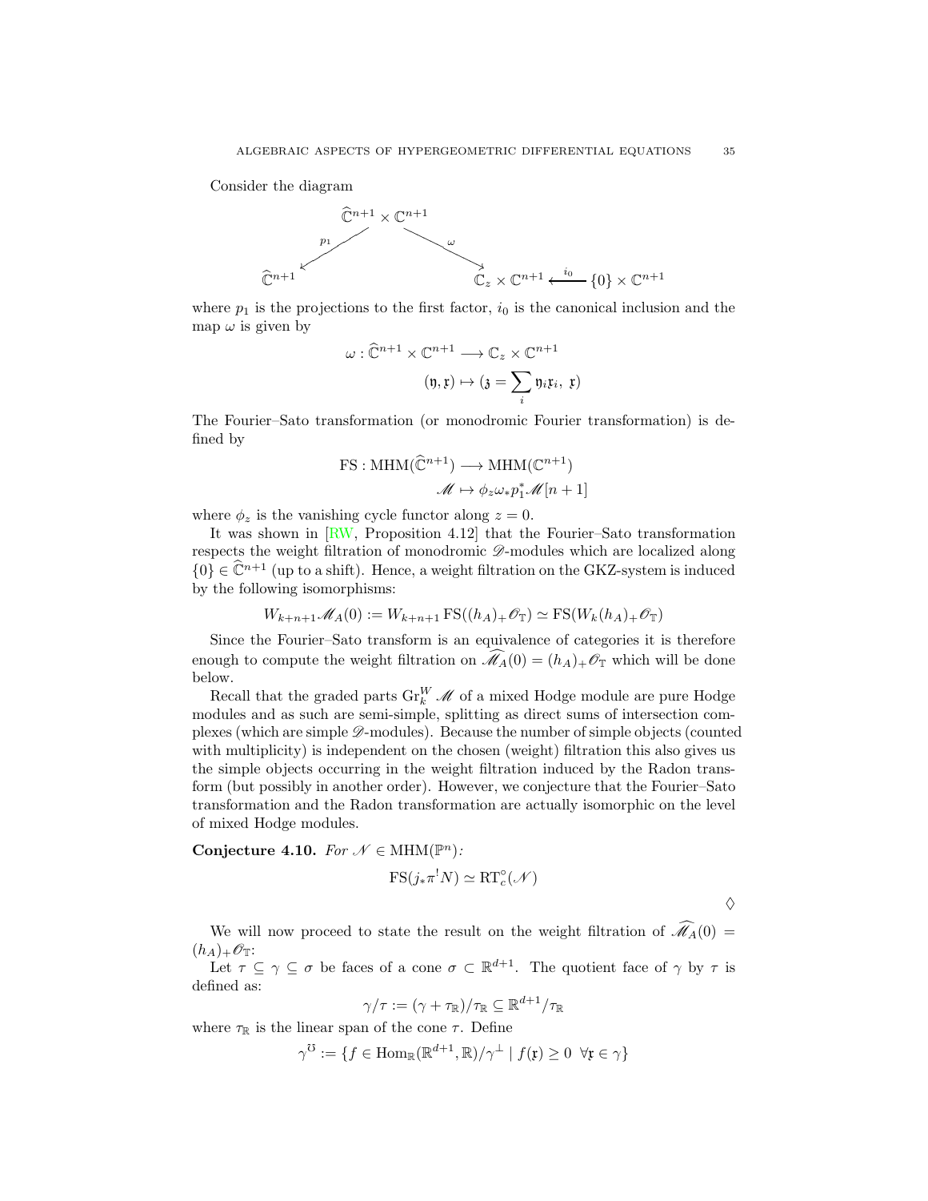Consider the diagram

$$
\begin{array}{ccccc}
 & & \widehat{\mathbb{C}}^{n+1} \times \mathbb{C}^{n+1} & & \\
 & \swarrow^{p_1} & & \searrow^{\omega} & \\
\widehat{\mathbb{C}}^{n+1} & & & & \mathbb{C}_z \times \mathbb{C}^{n+1} \xleftarrow{\ i_0\ } \{0\} \times \mathbb{C}^{n+1}
\end{array}
$$

where $p_1$ is the projections to the first factor, $i_0$ is the canonical inclusion and the map $\omega$ is given by

$$
\begin{aligned}
\omega : \widehat{\mathbb{C}}^{n+1} \times \mathbb{C}^{n+1} &\longrightarrow \mathbb{C}_z \times \mathbb{C}^{n+1} \\
(\mathfrak{y}, \mathfrak{x}) &\mapsto (\mathfrak{z} = \sum_i \mathfrak{y}_i \mathfrak{x}_i,\ \mathfrak{x})
\end{aligned}
$$

The Fourier–Sato transformation (or monodromic Fourier transformation) is defined by

$$
\begin{aligned}
\mathrm{FS} : \mathrm{MHM}(\widehat{\mathbb{C}}^{n+1}) &\longrightarrow \mathrm{MHM}(\mathbb{C}^{n+1}) \\
\mathscr{M} &\mapsto \phi_z \omega_* p_1^* \mathscr{M}[n+1]
\end{aligned}
$$

where $\phi_z$ is the vanishing cycle functor along $z = 0$.

It was shown in [RW, Proposition 4.12] that the Fourier–Sato transformation respects the weight filtration of monodromic $\mathscr{D}$-modules which are localized along $\{0\} \in \widehat{\mathbb{C}}^{n+1}$ (up to a shift). Hence, a weight filtration on the GKZ-system is induced by the following isomorphisms:

$$
W_{k+n+1}\mathscr{M}_A(0) := W_{k+n+1}\,\mathrm{FS}((h_A)_+\mathscr{O}_{\mathbb{T}}) \simeq \mathrm{FS}(W_k(h_A)_+\mathscr{O}_{\mathbb{T}})
$$

Since the Fourier–Sato transform is an equivalence of categories it is therefore enough to compute the weight filtration on $\widehat{\mathscr{M}}_A(0) = (h_A)_+\mathscr{O}_{\mathbb{T}}$ which will be done below.

Recall that the graded parts $\mathrm{Gr}_k^W \mathscr{M}$ of a mixed Hodge module are pure Hodge modules and as such are semi-simple, splitting as direct sums of intersection complexes (which are simple $\mathscr{D}$-modules). Because the number of simple objects (counted with multiplicity) is independent on the chosen (weight) filtration this also gives us the simple objects occurring in the weight filtration induced by the Radon transform (but possibly in another order). However, we conjecture that the Fourier–Sato transformation and the Radon transformation are actually isomorphic on the level of mixed Hodge modules.

**Conjecture 4.10.** *For $\mathscr{N} \in \mathrm{MHM}(\mathbb{P}^n)$:*

$$
\mathrm{FS}(j_*\pi^! N) \simeq \mathrm{RT}_c^{\circ}(\mathscr{N})
$$

$\diamondsuit$

We will now proceed to state the result on the weight filtration of $\widehat{\mathscr{M}}_A(0) = (h_A)_+\mathscr{O}_{\mathbb{T}}$:

Let $\tau \subseteq \gamma \subseteq \sigma$ be faces of a cone $\sigma \subset \mathbb{R}^{d+1}$. The quotient face of $\gamma$ by $\tau$ is defined as:

$$
\gamma/\tau := (\gamma + \tau_{\mathbb{R}})/\tau_{\mathbb{R}} \subseteq \mathbb{R}^{d+1}/\tau_{\mathbb{R}}
$$

where $\tau_{\mathbb{R}}$ is the linear span of the cone $\tau$. Define

$$
\gamma^{\mho} := \{ f \in \mathrm{Hom}_{\mathbb{R}}(\mathbb{R}^{d+1}, \mathbb{R})/\gamma^{\perp} \mid f(\mathfrak{x}) \geq 0 \ \ \forall \mathfrak{x} \in \gamma \}
$$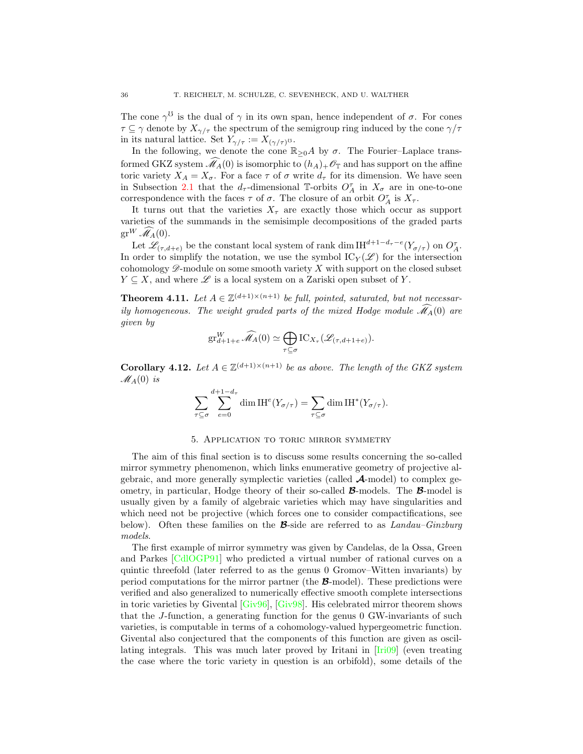The cone $\gamma^{\mho}$ is the dual of $\gamma$ in its own span, hence independent of $\sigma$. For cones $\tau \subseteq \gamma$ denote by $X_{\gamma/\tau}$ the spectrum of the semigroup ring induced by the cone $\gamma/\tau$ in its natural lattice. Set $Y_{\gamma/\tau} := X_{(\gamma/\tau)^{\mho}}$.

In the following, we denote the cone $\mathbb{R}_{\geq 0}A$ by $\sigma$. The Fourier–Laplace transformed GKZ system $\widehat{\mathscr{M}_A}(0)$ is isomorphic to $(h_A)_+\mathscr{O}_{\mathbb{T}}$ and has support on the affine toric variety $X_A = X_\sigma$. For a face $\tau$ of $\sigma$ write $d_\tau$ for its dimension. We have seen in Subsection 2.1 that the $d_\tau$-dimensional $\mathbb{T}$-orbits $O_A^\tau$ in $X_\sigma$ are in one-to-one correspondence with the faces $\tau$ of $\sigma$. The closure of an orbit $O_A^\tau$ is $X_\tau$.

It turns out that the varieties $X_\tau$ are exactly those which occur as support varieties of the summands in the semisimple decompositions of the graded parts $\mathrm{gr}^W \widehat{\mathscr{M}_A}(0)$.

Let $\mathscr{L}_{(\tau,d+e)}$ be the constant local system of rank $\dim \mathrm{IH}^{d+1-d_\tau-e}(Y_{\sigma/\tau})$ on $O_A^\tau$. In order to simplify the notation, we use the symbol $\mathrm{IC}_Y(\mathscr{L})$ for the intersection cohomology $\mathscr{D}$-module on some smooth variety $X$ with support on the closed subset $Y \subseteq X$, and where $\mathscr{L}$ is a local system on a Zariski open subset of $Y$.

**Theorem 4.11.** *Let $A \in \mathbb{Z}^{(d+1)\times(n+1)}$ be full, pointed, saturated, but not necessarily homogeneous. The weight graded parts of the mixed Hodge module $\widehat{\mathscr{M}_A}(0)$ are given by*

$$\mathrm{gr}^W_{d+1+e} \widehat{\mathscr{M}_A}(0) \simeq \bigoplus_{\tau \subseteq \sigma} \mathrm{IC}_{X_\tau}(\mathscr{L}_{(\tau,d+1+e)}).$$

**Corollary 4.12.** *Let $A \in \mathbb{Z}^{(d+1)\times(n+1)}$ be as above. The length of the GKZ system $\mathscr{M}_A(0)$ is*

$$\sum_{\tau \subseteq \sigma} \sum_{e=0}^{d+1-d_\tau} \dim \mathrm{IH}^e(Y_{\sigma/\tau}) = \sum_{\tau \subseteq \sigma} \dim \mathrm{IH}^*(Y_{\sigma/\tau}).$$

## 5. Application to toric mirror symmetry

The aim of this final section is to discuss some results concerning the so-called mirror symmetry phenomenon, which links enumerative geometry of projective algebraic, and more generally symplectic varieties (called $\boldsymbol{\mathcal{A}}$-model) to complex geometry, in particular, Hodge theory of their so-called $\boldsymbol{\mathcal{B}}$-models. The $\boldsymbol{\mathcal{B}}$-model is usually given by a family of algebraic varieties which may have singularities and which need not be projective (which forces one to consider compactifications, see below). Often these families on the $\boldsymbol{\mathcal{B}}$-side are referred to as *Landau–Ginzburg models*.

The first example of mirror symmetry was given by Candelas, de la Ossa, Green and Parkes [CdlOGP91] who predicted a virtual number of rational curves on a quintic threefold (later referred to as the genus 0 Gromov–Witten invariants) by period computations for the mirror partner (the $\boldsymbol{\mathcal{B}}$-model). These predictions were verified and also generalized to numerically effective smooth complete intersections in toric varieties by Givental [Giv96], [Giv98]. His celebrated mirror theorem shows that the $J$-function, a generating function for the genus 0 GW-invariants of such varieties, is computable in terms of a cohomology-valued hypergeometric function. Givental also conjectured that the components of this function are given as oscillating integrals. This was much later proved by Iritani in [Iri09] (even treating the case where the toric variety in question is an orbifold), some details of the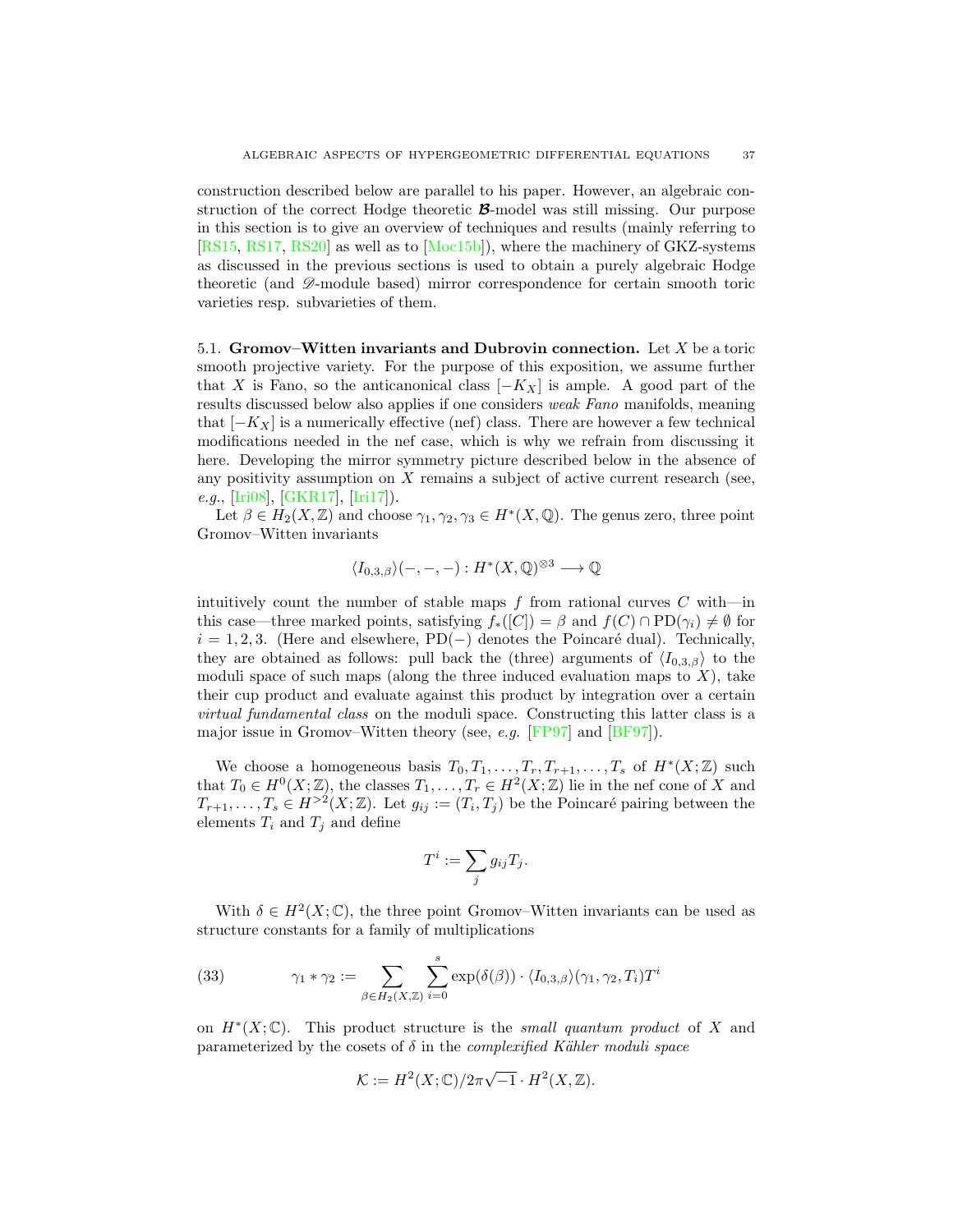construction described below are parallel to his paper. However, an algebraic construction of the correct Hodge theoretic $\boldsymbol{\mathcal{B}}$-model was still missing. Our purpose in this section is to give an overview of techniques and results (mainly referring to [RS15, RS17, RS20] as well as to [Moc15b]), where the machinery of GKZ-systems as discussed in the previous sections is used to obtain a purely algebraic Hodge theoretic (and $\mathscr{D}$-module based) mirror correspondence for certain smooth toric varieties resp. subvarieties of them.

5.1. **Gromov–Witten invariants and Dubrovin connection.** Let $X$ be a toric smooth projective variety. For the purpose of this exposition, we assume further that $X$ is Fano, so the anticanonical class $[-K_X]$ is ample. A good part of the results discussed below also applies if one considers *weak Fano* manifolds, meaning that $[-K_X]$ is a numerically effective (nef) class. There are however a few technical modifications needed in the nef case, which is why we refrain from discussing it here. Developing the mirror symmetry picture described below in the absence of any positivity assumption on $X$ remains a subject of active current research (see, *e.g.*, [Iri08], [GKR17], [Iri17]).

Let $\beta \in H_2(X, \mathbb{Z})$ and choose $\gamma_1, \gamma_2, \gamma_3 \in H^*(X, \mathbb{Q})$. The genus zero, three point Gromov–Witten invariants

$$\langle I_{0,3,\beta}\rangle(-,-,-) : H^*(X,\mathbb{Q})^{\otimes 3} \longrightarrow \mathbb{Q}$$

intuitively count the number of stable maps $f$ from rational curves $C$ with—in this case—three marked points, satisfying $f_*([C]) = \beta$ and $f(C) \cap \mathrm{PD}(\gamma_i) \neq \emptyset$ for $i = 1, 2, 3$. (Here and elsewhere, $\mathrm{PD}(-)$ denotes the Poincaré dual). Technically, they are obtained as follows: pull back the (three) arguments of $\langle I_{0,3,\beta}\rangle$ to the moduli space of such maps (along the three induced evaluation maps to $X$), take their cup product and evaluate against this product by integration over a certain *virtual fundamental class* on the moduli space. Constructing this latter class is a major issue in Gromov–Witten theory (see, *e.g.* [FP97] and [BF97]).

We choose a homogeneous basis $T_0, T_1, \ldots, T_r, T_{r+1}, \ldots, T_s$ of $H^*(X; \mathbb{Z})$ such that $T_0 \in H^0(X; \mathbb{Z})$, the classes $T_1, \ldots, T_r \in H^2(X; \mathbb{Z})$ lie in the nef cone of $X$ and $T_{r+1}, \ldots, T_s \in H^{>2}(X; \mathbb{Z})$. Let $g_{ij} := (T_i, T_j)$ be the Poincaré pairing between the elements $T_i$ and $T_j$ and define

$$T^i := \sum_j g_{ij} T_j.$$

With $\delta \in H^2(X; \mathbb{C})$, the three point Gromov–Witten invariants can be used as structure constants for a family of multiplications

$$\gamma_1 * \gamma_2 := \sum_{\beta \in H_2(X,\mathbb{Z})} \sum_{i=0}^{s} \exp(\delta(\beta)) \cdot \langle I_{0,3,\beta}\rangle(\gamma_1, \gamma_2, T_i) T^i \tag{33}$$

on $H^*(X; \mathbb{C})$. This product structure is the *small quantum product* of $X$ and parameterized by the cosets of $\delta$ in the *complexified Kähler moduli space*

$$\mathcal{K} := H^2(X; \mathbb{C}) / 2\pi\sqrt{-1} \cdot H^2(X, \mathbb{Z}).$$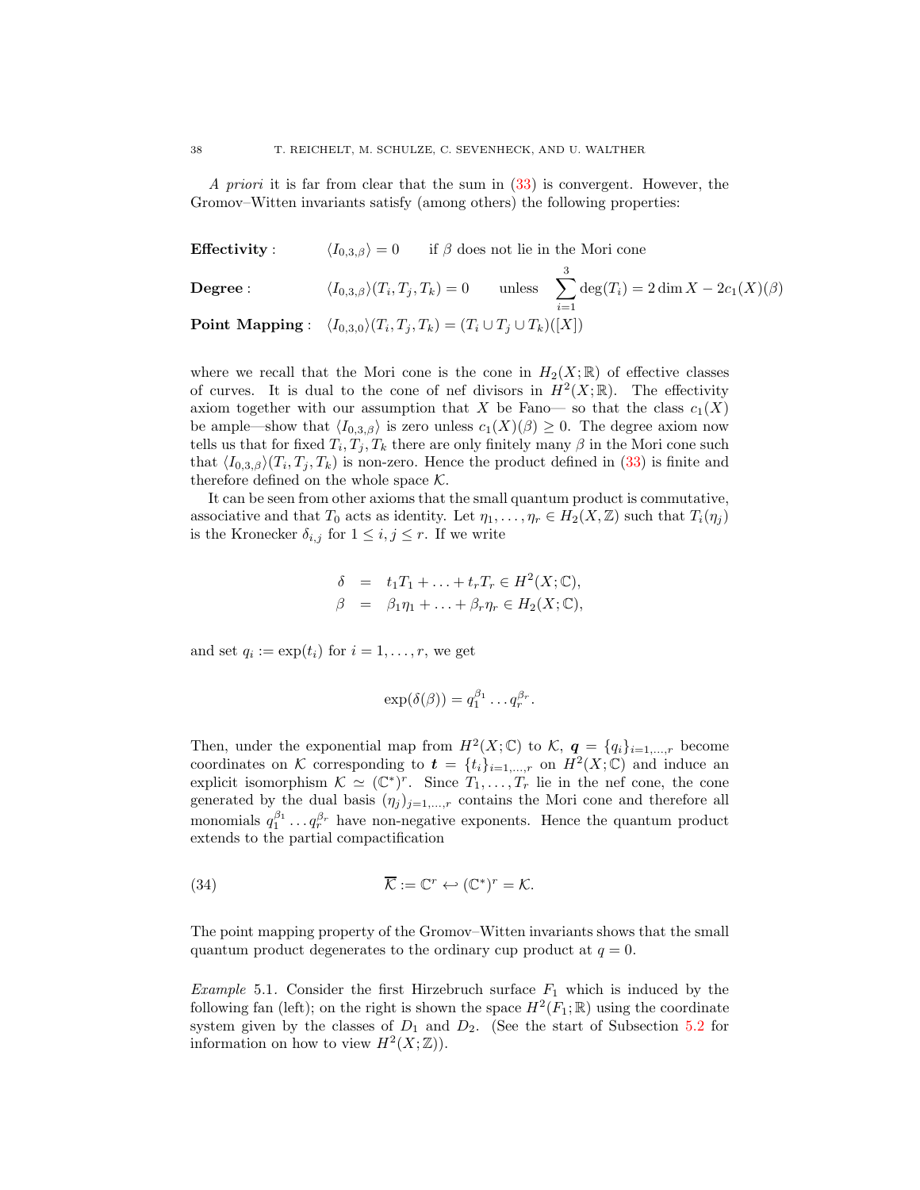*A priori* it is far from clear that the sum in (33) is convergent. However, the Gromov–Witten invariants satisfy (among others) the following properties:

$$
\begin{array}{lll}
\textbf{Effectivity}: & \langle I_{0,3,\beta}\rangle = 0 \quad \text{ if } \beta \text{ does not lie in the Mori cone} \\
\textbf{Degree}: & \langle I_{0,3,\beta}\rangle(T_i,T_j,T_k) = 0 \quad \text{ unless } \displaystyle\sum_{i=1}^{3}\deg(T_i) = 2\dim X - 2c_1(X)(\beta) \\
\textbf{Point Mapping}: & \langle I_{0,3,0}\rangle(T_i,T_j,T_k) = (T_i \cup T_j \cup T_k)([X])
\end{array}
$$

where we recall that the Mori cone is the cone in $H_2(X;\mathbb{R})$ of effective classes of curves. It is dual to the cone of nef divisors in $H^2(X;\mathbb{R})$. The effectivity axiom together with our assumption that $X$ be Fano— so that the class $c_1(X)$ be ample—show that $\langle I_{0,3,\beta}\rangle$ is zero unless $c_1(X)(\beta) \geq 0$. The degree axiom now tells us that for fixed $T_i, T_j, T_k$ there are only finitely many $\beta$ in the Mori cone such that $\langle I_{0,3,\beta}\rangle(T_i,T_j,T_k)$ is non-zero. Hence the product defined in (33) is finite and therefore defined on the whole space $\mathcal{K}$.

It can be seen from other axioms that the small quantum product is commutative, associative and that $T_0$ acts as identity. Let $\eta_1,\ldots,\eta_r \in H_2(X,\mathbb{Z})$ such that $T_i(\eta_j)$ is the Kronecker $\delta_{i,j}$ for $1 \leq i,j \leq r$. If we write

$$
\begin{aligned}
\delta &= t_1T_1 + \ldots + t_rT_r \in H^2(X;\mathbb{C}),\\
\beta &= \beta_1\eta_1 + \ldots + \beta_r\eta_r \in H_2(X;\mathbb{C}),
\end{aligned}
$$

and set $q_i := \exp(t_i)$ for $i = 1,\ldots,r$, we get

$$
\exp(\delta(\beta)) = q_1^{\beta_1}\ldots q_r^{\beta_r}.
$$

Then, under the exponential map from $H^2(X;\mathbb{C})$ to $\mathcal{K}$, $\boldsymbol{q} = \{q_i\}_{i=1,\ldots,r}$ become coordinates on $\mathcal{K}$ corresponding to $\boldsymbol{t} = \{t_i\}_{i=1,\ldots,r}$ on $H^2(X;\mathbb{C})$ and induce an explicit isomorphism $\mathcal{K} \simeq (\mathbb{C}^*)^r$. Since $T_1,\ldots,T_r$ lie in the nef cone, the cone generated by the dual basis $(\eta_j)_{j=1,\ldots,r}$ contains the Mori cone and therefore all monomials $q_1^{\beta_1}\ldots q_r^{\beta_r}$ have non-negative exponents. Hence the quantum product extends to the partial compactification

$$
\overline{\mathcal{K}} := \mathbb{C}^r \hookleftarrow (\mathbb{C}^*)^r = \mathcal{K}. \tag{34}
$$

The point mapping property of the Gromov–Witten invariants shows that the small quantum product degenerates to the ordinary cup product at $q = 0$.

*Example* 5.1. Consider the first Hirzebruch surface $F_1$ which is induced by the following fan (left); on the right is shown the space $H^2(F_1;\mathbb{R})$ using the coordinate system given by the classes of $D_1$ and $D_2$. (See the start of Subsection 5.2 for information on how to view $H^2(X;\mathbb{Z})$).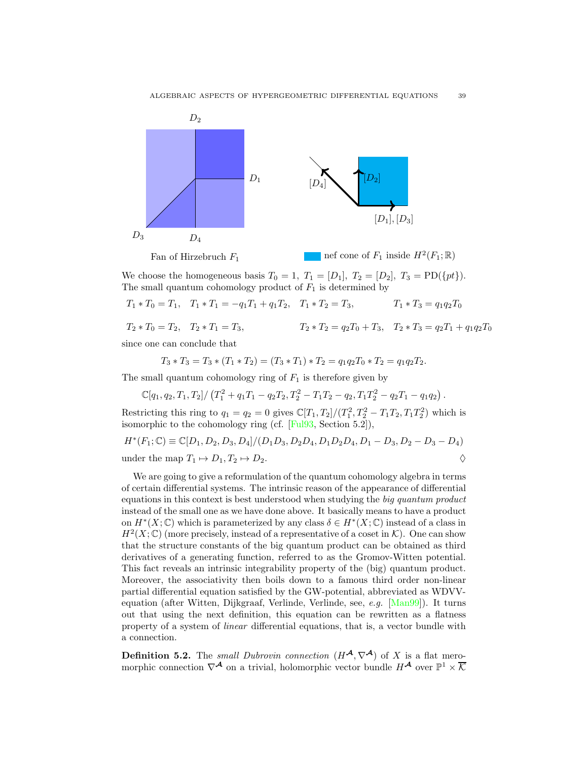Fan of Hirzebruch $F_1$ nef cone of $F_1$ inside $H^2(F_1;\mathbb{R})$

We choose the homogeneous basis $T_0 = 1,\ T_1 = [D_1],\ T_2 = [D_2],\ T_3 = \mathrm{PD}(\{pt\})$. The small quantum cohomology product of $F_1$ is determined by

$$
\begin{array}{llll}
T_1 * T_0 = T_1, & T_1 * T_1 = -q_1 T_1 + q_1 T_2, & T_1 * T_2 = T_3, & T_1 * T_3 = q_1 q_2 T_0 \\
T_2 * T_0 = T_2, & T_2 * T_1 = T_3, & T_2 * T_2 = q_2 T_0 + T_3, & T_2 * T_3 = q_2 T_1 + q_1 q_2 T_0
\end{array}
$$

since one can conclude that

$$T_3 * T_3 = T_3 * (T_1 * T_2) = (T_3 * T_1) * T_2 = q_1 q_2 T_0 * T_2 = q_1 q_2 T_2.$$

The small quantum cohomology ring of $F_1$ is therefore given by

$$\mathbb{C}[q_1, q_2, T_1, T_2] / \left(T_1^2 + q_1 T_1 - q_2 T_2, T_2^2 - T_1 T_2 - q_2, T_1 T_2^2 - q_2 T_1 - q_1 q_2\right).$$

Restricting this ring to $q_1 = q_2 = 0$ gives $\mathbb{C}[T_1, T_2]/(T_1^2, T_2^2 - T_1 T_2, T_1 T_2^2)$ which is isomorphic to the cohomology ring (cf. [Ful93, Section 5.2]),

$$H^*(F_1; \mathbb{C}) \equiv \mathbb{C}[D_1, D_2, D_3, D_4]/(D_1 D_3, D_2 D_4, D_1 D_2 D_4, D_1 - D_3, D_2 - D_3 - D_4)$$

under the map $T_1 \mapsto D_1, T_2 \mapsto D_2$. ♢

We are going to give a reformulation of the quantum cohomology algebra in terms of certain differential systems. The intrinsic reason of the appearance of differential equations in this context is best understood when studying the *big quantum product* instead of the small one as we have done above. It basically means to have a product on $H^*(X;\mathbb{C})$ which is parameterized by any class $\delta \in H^*(X;\mathbb{C})$ instead of a class in $H^2(X;\mathbb{C})$ (more precisely, instead of a representative of a coset in $\mathcal{K}$). One can show that the structure constants of the big quantum product can be obtained as third derivatives of a generating function, referred to as the Gromov-Witten potential. This fact reveals an intrinsic integrability property of the (big) quantum product. Moreover, the associativity then boils down to a famous third order non-linear partial differential equation satisfied by the GW-potential, abbreviated as WDVV-equation (after Witten, Dijkgraaf, Verlinde, Verlinde, see, *e.g.* [Man99]). It turns out that using the next definition, this equation can be rewritten as a flatness property of a system of *linear* differential equations, that is, a vector bundle with a connection.

**Definition 5.2.** The *small Dubrovin connection* $(H^{\mathcal{A}}, \nabla^{\mathcal{A}})$ of $X$ is a flat meromorphic connection $\nabla^{\mathcal{A}}$ on a trivial, holomorphic vector bundle $H^{\mathcal{A}}$ over $\mathbb{P}^1 \times \overline{\mathcal{K}}$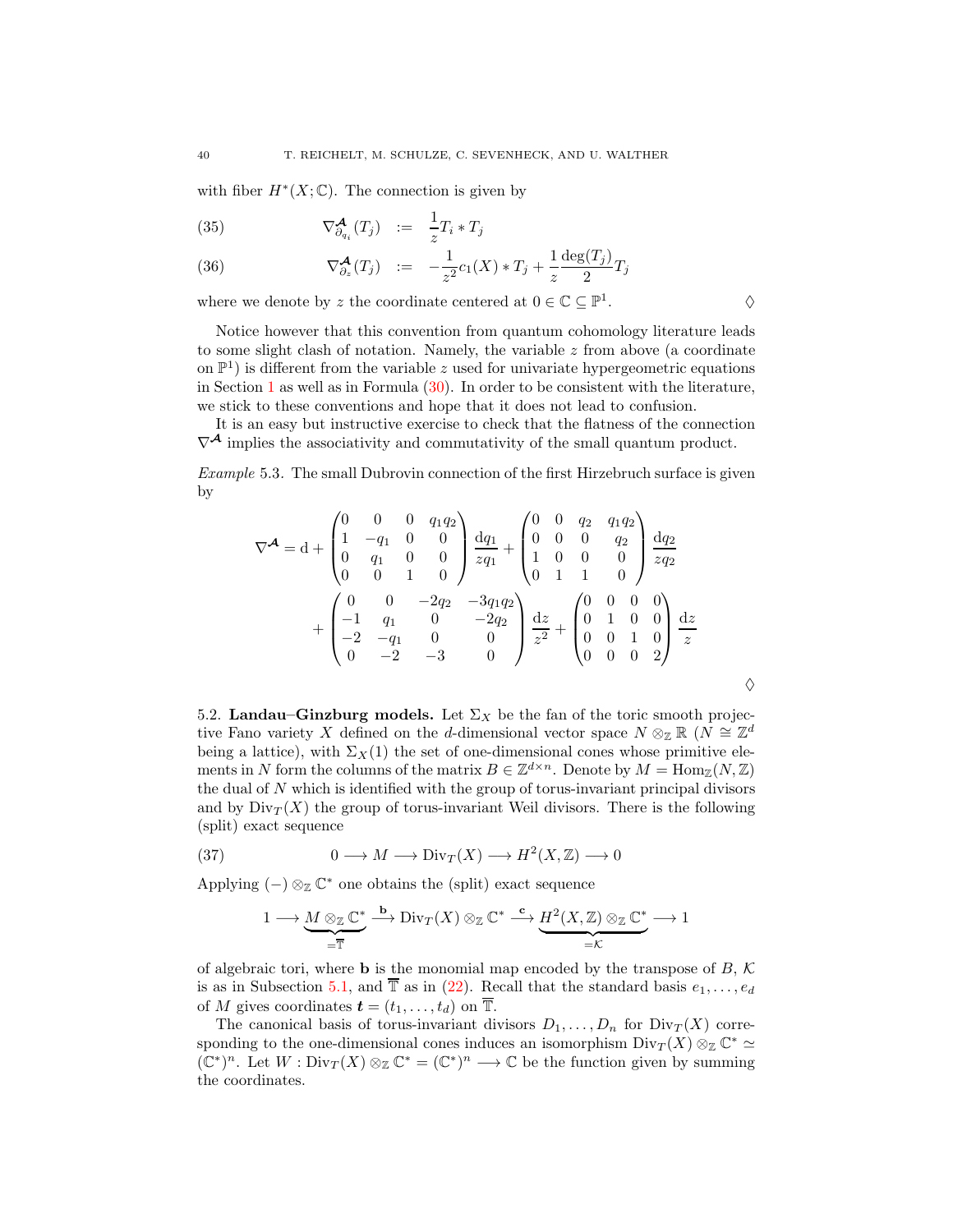with fiber $H^*(X;\mathbb{C})$. The connection is given by

$$\nabla^{\mathcal{A}}_{\partial_{q_i}}(T_j) \;:=\; \frac{1}{z}T_i * T_j \tag{35}$$

$$\nabla^{\mathcal{A}}_{\partial_z}(T_j) \;:=\; -\frac{1}{z^2}c_1(X) * T_j + \frac{1}{z}\frac{\deg(T_j)}{2}T_j \tag{36}$$

where we denote by $z$ the coordinate centered at $0 \in \mathbb{C} \subseteq \mathbb{P}^1$. $\Diamond$

Notice however that this convention from quantum cohomology literature leads to some slight clash of notation. Namely, the variable $z$ from above (a coordinate on $\mathbb{P}^1$) is different from the variable $z$ used for univariate hypergeometric equations in Section 1 as well as in Formula (30). In order to be consistent with the literature, we stick to these conventions and hope that it does not lead to confusion.

It is an easy but instructive exercise to check that the flatness of the connection $\nabla^{\mathcal{A}}$ implies the associativity and commutativity of the small quantum product.

*Example* 5.3. The small Dubrovin connection of the first Hirzebruch surface is given by

$$\nabla^{\mathcal{A}} = \mathrm{d} + \begin{pmatrix} 0 & 0 & 0 & q_1q_2 \\ 1 & -q_1 & 0 & 0 \\ 0 & q_1 & 0 & 0 \\ 0 & 0 & 1 & 0 \end{pmatrix} \frac{\mathrm{d}q_1}{zq_1} + \begin{pmatrix} 0 & 0 & q_2 & q_1q_2 \\ 0 & 0 & 0 & q_2 \\ 1 & 0 & 0 & 0 \\ 0 & 1 & 1 & 0 \end{pmatrix} \frac{\mathrm{d}q_2}{zq_2}$$
$$+ \begin{pmatrix} 0 & 0 & -2q_2 & -3q_1q_2 \\ -1 & q_1 & 0 & -2q_2 \\ -2 & -q_1 & 0 & 0 \\ 0 & -2 & -3 & 0 \end{pmatrix} \frac{\mathrm{d}z}{z^2} + \begin{pmatrix} 0 & 0 & 0 & 0 \\ 0 & 1 & 0 & 0 \\ 0 & 0 & 1 & 0 \\ 0 & 0 & 0 & 2 \end{pmatrix} \frac{\mathrm{d}z}{z}$$

$\Diamond$

5.2. **Landau–Ginzburg models.** Let $\Sigma_X$ be the fan of the toric smooth projective Fano variety $X$ defined on the $d$-dimensional vector space $N \otimes_{\mathbb{Z}} \mathbb{R}$ ($N \cong \mathbb{Z}^d$ being a lattice), with $\Sigma_X(1)$ the set of one-dimensional cones whose primitive elements in $N$ form the columns of the matrix $B \in \mathbb{Z}^{d\times n}$. Denote by $M = \mathrm{Hom}_{\mathbb{Z}}(N,\mathbb{Z})$ the dual of $N$ which is identified with the group of torus-invariant principal divisors and by $\mathrm{Div}_T(X)$ the group of torus-invariant Weil divisors. There is the following (split) exact sequence

$$0 \longrightarrow M \longrightarrow \mathrm{Div}_T(X) \longrightarrow H^2(X,\mathbb{Z}) \longrightarrow 0 \tag{37}$$

Applying $(-)\otimes_{\mathbb{Z}} \mathbb{C}^*$ one obtains the (split) exact sequence

$$1 \longrightarrow \underbrace{M \otimes_{\mathbb{Z}} \mathbb{C}^*}_{=\overline{\mathbb{T}}} \xrightarrow{\ \mathbf{b}\ } \mathrm{Div}_T(X)\otimes_{\mathbb{Z}} \mathbb{C}^* \xrightarrow{\ \mathbf{c}\ } \underbrace{H^2(X,\mathbb{Z})\otimes_{\mathbb{Z}} \mathbb{C}^*}_{=\mathcal{K}} \longrightarrow 1$$

of algebraic tori, where $\mathbf{b}$ is the monomial map encoded by the transpose of $B$, $\mathcal{K}$ is as in Subsection 5.1, and $\overline{\mathbb{T}}$ as in (22). Recall that the standard basis $e_1,\ldots,e_d$ of $M$ gives coordinates $\boldsymbol{t} = (t_1,\ldots,t_d)$ on $\overline{\mathbb{T}}$.

The canonical basis of torus-invariant divisors $D_1,\ldots,D_n$ for $\mathrm{Div}_T(X)$ corresponding to the one-dimensional cones induces an isomorphism $\mathrm{Div}_T(X)\otimes_{\mathbb{Z}} \mathbb{C}^* \simeq (\mathbb{C}^*)^n$. Let $W : \mathrm{Div}_T(X)\otimes_{\mathbb{Z}} \mathbb{C}^* = (\mathbb{C}^*)^n \longrightarrow \mathbb{C}$ be the function given by summing the coordinates.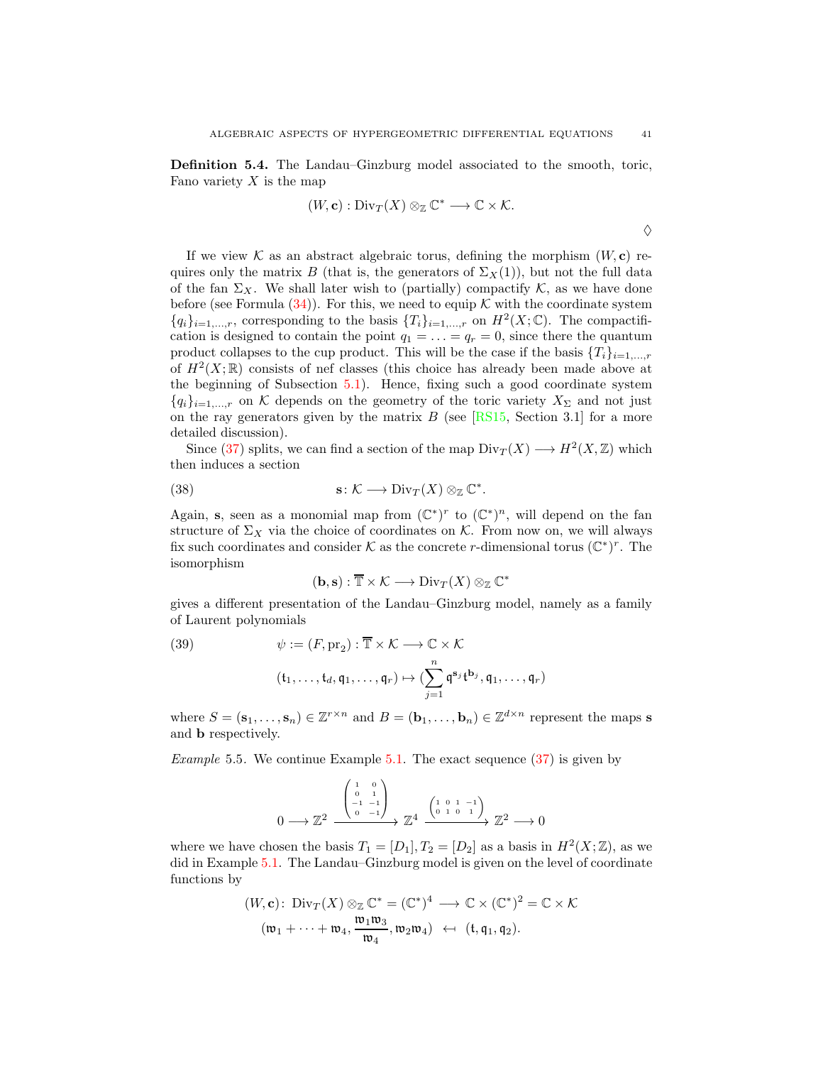**Definition 5.4.** The Landau–Ginzburg model associated to the smooth, toric, Fano variety $X$ is the map

$$(W, \mathbf{c}) : \mathrm{Div}_T(X) \otimes_{\mathbb{Z}} \mathbb{C}^* \longrightarrow \mathbb{C} \times \mathcal{K}.$$

$\Diamond$

If we view $\mathcal{K}$ as an abstract algebraic torus, defining the morphism $(W, \mathbf{c})$ requires only the matrix $B$ (that is, the generators of $\Sigma_X(1)$), but not the full data of the fan $\Sigma_X$. We shall later wish to (partially) compactify $\mathcal{K}$, as we have done before (see Formula (34)). For this, we need to equip $\mathcal{K}$ with the coordinate system $\{q_i\}_{i=1,\dots,r}$, corresponding to the basis $\{T_i\}_{i=1,\dots,r}$ on $H^2(X;\mathbb{C})$. The compactification is designed to contain the point $q_1 = \ldots = q_r = 0$, since there the quantum product collapses to the cup product. This will be the case if the basis $\{T_i\}_{i=1,\dots,r}$ of $H^2(X;\mathbb{R})$ consists of nef classes (this choice has already been made above at the beginning of Subsection 5.1). Hence, fixing such a good coordinate system $\{q_i\}_{i=1,\dots,r}$ on $\mathcal{K}$ depends on the geometry of the toric variety $X_\Sigma$ and not just on the ray generators given by the matrix $B$ (see [RS15, Section 3.1] for a more detailed discussion).

Since (37) splits, we can find a section of the map $\mathrm{Div}_T(X) \longrightarrow H^2(X, \mathbb{Z})$ which then induces a section

$$\mathbf{s} \colon \mathcal{K} \longrightarrow \mathrm{Div}_T(X) \otimes_{\mathbb{Z}} \mathbb{C}^*. \tag{38}$$

Again, $\mathbf{s}$, seen as a monomial map from $(\mathbb{C}^*)^r$ to $(\mathbb{C}^*)^n$, will depend on the fan structure of $\Sigma_X$ via the choice of coordinates on $\mathcal{K}$. From now on, we will always fix such coordinates and consider $\mathcal{K}$ as the concrete $r$-dimensional torus $(\mathbb{C}^*)^r$. The isomorphism

$$(\mathbf{b}, \mathbf{s}) : \overline{\mathbb{T}} \times \mathcal{K} \longrightarrow \mathrm{Div}_T(X) \otimes_{\mathbb{Z}} \mathbb{C}^*$$

gives a different presentation of the Landau–Ginzburg model, namely as a family of Laurent polynomials

$$\begin{aligned} \psi := (F, \mathrm{pr}_2) : \overline{\mathbb{T}} \times \mathcal{K} &\longrightarrow \mathbb{C} \times \mathcal{K} \\ (\mathfrak{t}_1, \ldots, \mathfrak{t}_d, \mathfrak{q}_1, \ldots, \mathfrak{q}_r) &\mapsto (\sum_{j=1}^{n} \mathfrak{q}^{\mathbf{s}_j} \mathfrak{t}^{\mathbf{b}_j}, \mathfrak{q}_1, \ldots, \mathfrak{q}_r) \end{aligned} \tag{39}$$

where $S = (\mathbf{s}_1, \ldots, \mathbf{s}_n) \in \mathbb{Z}^{r \times n}$ and $B = (\mathbf{b}_1, \ldots, \mathbf{b}_n) \in \mathbb{Z}^{d \times n}$ represent the maps $\mathbf{s}$ and $\mathbf{b}$ respectively.

*Example* 5.5. We continue Example 5.1. The exact sequence (37) is given by

$$0 \longrightarrow \mathbb{Z}^2 \xrightarrow{\begin{pmatrix} 1 & 0 \\ 0 & 1 \\ -1 & -1 \\ 0 & -1 \end{pmatrix}} \mathbb{Z}^4 \xrightarrow{\begin{pmatrix} 1 & 0 & 1 & -1 \\ 0 & 1 & 0 & 1 \end{pmatrix}} \mathbb{Z}^2 \longrightarrow 0$$

where we have chosen the basis $T_1 = [D_1], T_2 = [D_2]$ as a basis in $H^2(X;\mathbb{Z})$, as we did in Example 5.1. The Landau–Ginzburg model is given on the level of coordinate functions by

$$\begin{aligned} (W, \mathbf{c}) \colon \ \mathrm{Div}_T(X) \otimes_{\mathbb{Z}} \mathbb{C}^* = (\mathbb{C}^*)^4 \ &\longrightarrow \ \mathbb{C} \times (\mathbb{C}^*)^2 = \mathbb{C} \times \mathcal{K} \\ (\mathfrak{w}_1 + \cdots + \mathfrak{w}_4, \frac{\mathfrak{w}_1 \mathfrak{w}_3}{\mathfrak{w}_4}, \mathfrak{w}_2 \mathfrak{w}_4) \ &\leftarrow\!\shortmid \ (\mathfrak{t}, \mathfrak{q}_1, \mathfrak{q}_2). \end{aligned}$$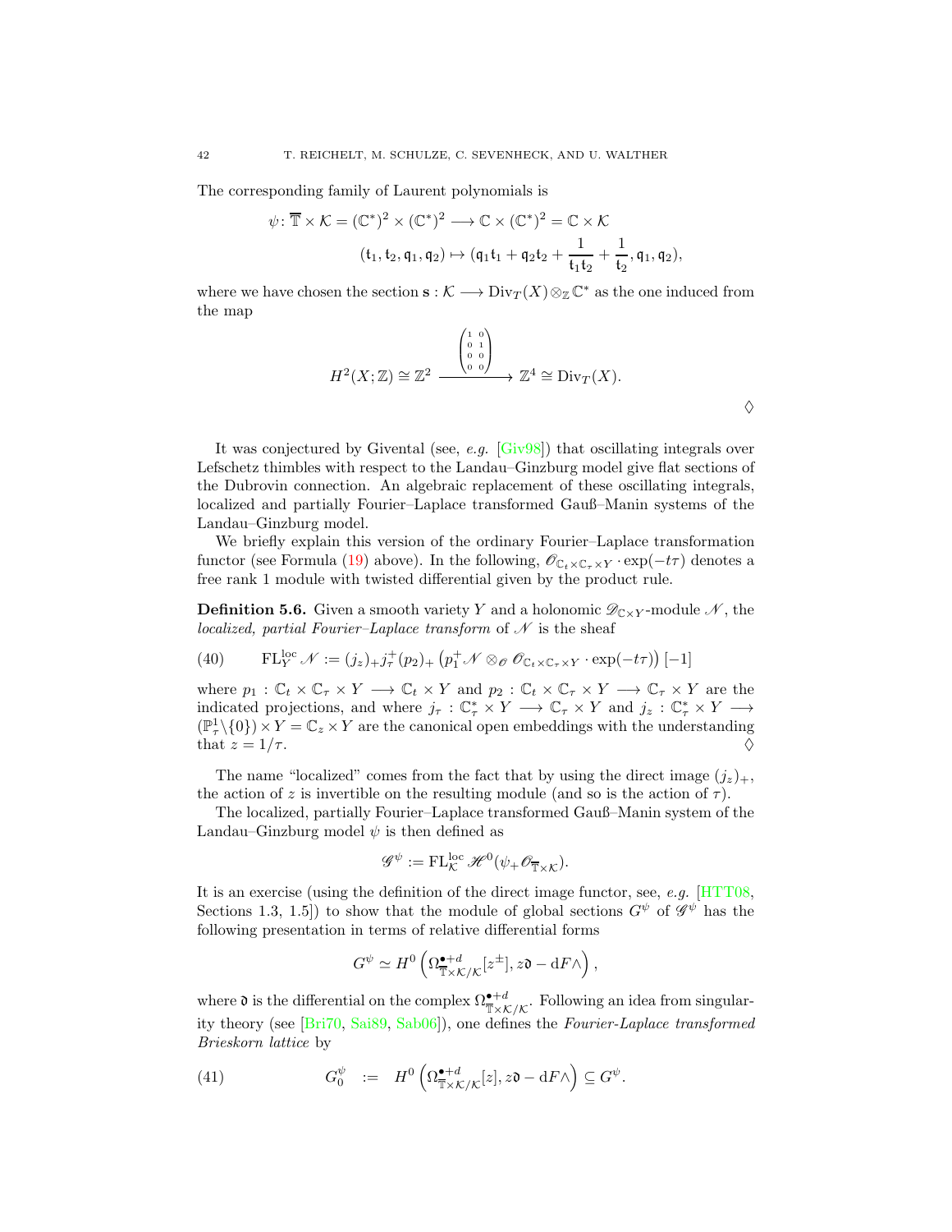The corresponding family of Laurent polynomials is

$$\psi\colon \overline{\mathbb{T}} \times \mathcal{K} = (\mathbb{C}^*)^2 \times (\mathbb{C}^*)^2 \longrightarrow \mathbb{C} \times (\mathbb{C}^*)^2 = \mathbb{C} \times \mathcal{K}$$
$$(\mathfrak{t}_1, \mathfrak{t}_2, \mathfrak{q}_1, \mathfrak{q}_2) \mapsto (\mathfrak{q}_1\mathfrak{t}_1 + \mathfrak{q}_2\mathfrak{t}_2 + \frac{1}{\mathfrak{t}_1\mathfrak{t}_2} + \frac{1}{\mathfrak{t}_2}, \mathfrak{q}_1, \mathfrak{q}_2),$$

where we have chosen the section $\mathbf{s} : \mathcal{K} \longrightarrow \mathrm{Div}_T(X) \otimes_{\mathbb{Z}} \mathbb{C}^*$ as the one induced from the map

$$H^2(X;\mathbb{Z}) \cong \mathbb{Z}^2 \xrightarrow{\begin{pmatrix} 1 & 0 \\ 0 & 1 \\ 0 & 0 \\ 0 & 0 \end{pmatrix}} \mathbb{Z}^4 \cong \mathrm{Div}_T(X).$$

◊

It was conjectured by Givental (see, *e.g.* [Giv98]) that oscillating integrals over Lefschetz thimbles with respect to the Landau–Ginzburg model give flat sections of the Dubrovin connection. An algebraic replacement of these oscillating integrals, localized and partially Fourier–Laplace transformed Gauß–Manin systems of the Landau–Ginzburg model.

We briefly explain this version of the ordinary Fourier–Laplace transformation functor (see Formula (19) above). In the following, $\mathscr{O}_{\mathbb{C}_t \times \mathbb{C}_\tau \times Y} \cdot \exp(-t\tau)$ denotes a free rank 1 module with twisted differential given by the product rule.

**Definition 5.6.** Given a smooth variety $Y$ and a holonomic $\mathscr{D}_{\mathbb{C}\times Y}$-module $\mathscr{N}$, the *localized, partial Fourier–Laplace transform* of $\mathscr{N}$ is the sheaf

$$\mathrm{FL}_Y^{\mathrm{loc}} \mathscr{N} := (j_z)_+ j_\tau^+ (p_2)_+ \left(p_1^+ \mathscr{N} \otimes_{\mathscr{O}} \mathscr{O}_{\mathbb{C}_t \times \mathbb{C}_\tau \times Y} \cdot \exp(-t\tau)\right)[-1] \tag{40}$$

where $p_1 : \mathbb{C}_t \times \mathbb{C}_\tau \times Y \longrightarrow \mathbb{C}_t \times Y$ and $p_2 : \mathbb{C}_t \times \mathbb{C}_\tau \times Y \longrightarrow \mathbb{C}_\tau \times Y$ are the indicated projections, and where $j_\tau : \mathbb{C}_\tau^* \times Y \longrightarrow \mathbb{C}_\tau \times Y$ and $j_z : \mathbb{C}_\tau^* \times Y \longrightarrow (\mathbb{P}_\tau^1 \backslash \{0\}) \times Y = \mathbb{C}_z \times Y$ are the canonical open embeddings with the understanding that $z = 1/\tau$. ◊

The name "localized" comes from the fact that by using the direct image $(j_z)_+$, the action of $z$ is invertible on the resulting module (and so is the action of $\tau$).

The localized, partially Fourier–Laplace transformed Gauß–Manin system of the Landau–Ginzburg model $\psi$ is then defined as

$$\mathscr{G}^\psi := \mathrm{FL}_{\mathcal{K}}^{\mathrm{loc}} \mathscr{H}^0(\psi_+ \mathscr{O}_{\overline{\mathbb{T}}\times\mathcal{K}}).$$

It is an exercise (using the definition of the direct image functor, see, *e.g.* [HTT08, Sections 1.3, 1.5]) to show that the module of global sections $G^\psi$ of $\mathscr{G}^\psi$ has the following presentation in terms of relative differential forms

$$G^\psi \simeq H^0\left(\Omega^{\bullet+d}_{\overline{\mathbb{T}}\times\mathcal{K}/\mathcal{K}}[z^\pm], z\mathfrak{d} - \mathrm{d}F\wedge\right),$$

where $\mathfrak{d}$ is the differential on the complex $\Omega^{\bullet+d}_{\overline{\mathbb{T}}\times\mathcal{K}/\mathcal{K}}$. Following an idea from singularity theory (see [Bri70, Sai89, Sab06]), one defines the *Fourier-Laplace transformed Brieskorn lattice* by

$$G_0^\psi \quad := \quad H^0\left(\Omega^{\bullet+d}_{\overline{\mathbb{T}}\times\mathcal{K}/\mathcal{K}}[z], z\mathfrak{d} - \mathrm{d}F\wedge\right) \subseteq G^\psi. \tag{41}$$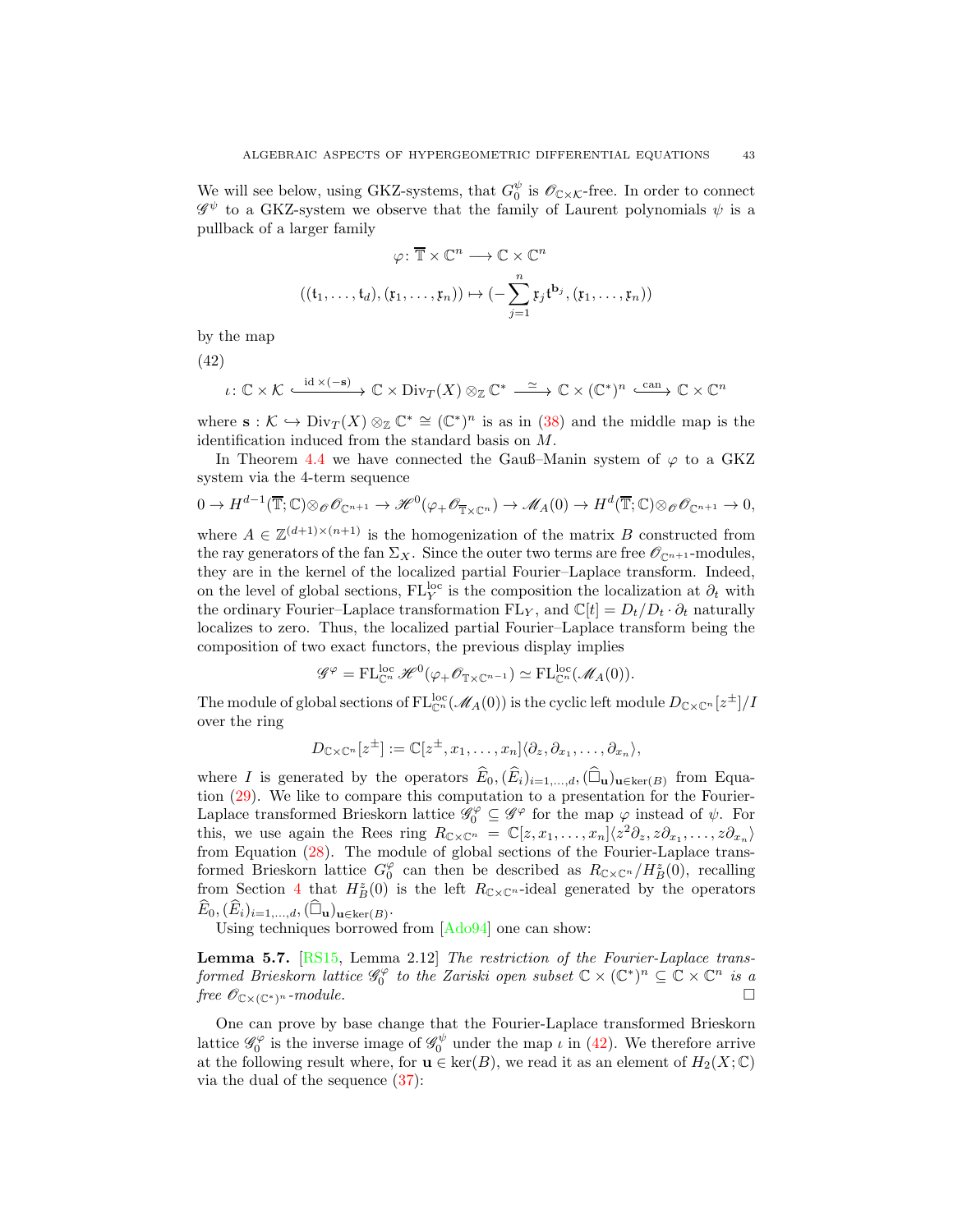We will see below, using GKZ-systems, that $G_0^\psi$ is $\mathscr{O}_{\mathbb{C}\times\mathcal{K}}$-free. In order to connect $\mathscr{G}^\psi$ to a GKZ-system we observe that the family of Laurent polynomials $\psi$ is a pullback of a larger family

$$\varphi\colon \overline{\mathbb{T}} \times \mathbb{C}^n \longrightarrow \mathbb{C} \times \mathbb{C}^n$$

$$((\mathfrak{t}_1,\ldots,\mathfrak{t}_d),(\mathfrak{x}_1,\ldots,\mathfrak{x}_n)) \mapsto (-\sum_{j=1}^n \mathfrak{x}_j \mathfrak{t}^{\mathbf{b}_j},(\mathfrak{x}_1,\ldots,\mathfrak{x}_n))$$

by the map

(42)

$$\iota\colon \mathbb{C}\times\mathcal{K} \xrightarrow{\ \mathrm{id}\times(-\mathbf{s})\ } \mathbb{C}\times \mathrm{Div}_T(X)\otimes_{\mathbb{Z}}\mathbb{C}^* \xrightarrow{\ \simeq\ } \mathbb{C}\times(\mathbb{C}^*)^n \xrightarrow{\ \mathrm{can}\ } \mathbb{C}\times\mathbb{C}^n$$

where $\mathbf{s}:\mathcal{K}\hookrightarrow \mathrm{Div}_T(X)\otimes_{\mathbb{Z}}\mathbb{C}^*\cong(\mathbb{C}^*)^n$ is as in (38) and the middle map is the identification induced from the standard basis on $M$.

In Theorem 4.4 we have connected the Gauß–Manin system of $\varphi$ to a GKZ system via the 4-term sequence

$$0\to H^{d-1}(\overline{\mathbb{T}};\mathbb{C})\otimes_{\mathscr{O}}\mathscr{O}_{\mathbb{C}^{n+1}} \to \mathscr{H}^0(\varphi_+\mathscr{O}_{\overline{\mathbb{T}}\times\mathbb{C}^n}) \to \mathscr{M}_A(0) \to H^d(\overline{\mathbb{T}};\mathbb{C})\otimes_{\mathscr{O}}\mathscr{O}_{\mathbb{C}^{n+1}}\to 0,$$

where $A\in\mathbb{Z}^{(d+1)\times(n+1)}$ is the homogenization of the matrix $B$ constructed from the ray generators of the fan $\Sigma_X$. Since the outer two terms are free $\mathscr{O}_{\mathbb{C}^{n+1}}$-modules, they are in the kernel of the localized partial Fourier–Laplace transform. Indeed, on the level of global sections, $\mathrm{FL}_Y^{\mathrm{loc}}$ is the composition the localization at $\partial_t$ with the ordinary Fourier–Laplace transformation $\mathrm{FL}_Y$, and $\mathbb{C}[t]=D_t/D_t\cdot\partial_t$ naturally localizes to zero. Thus, the localized partial Fourier–Laplace transform being the composition of two exact functors, the previous display implies

$$\mathscr{G}^\varphi = \mathrm{FL}^{\mathrm{loc}}_{\mathbb{C}^n}\mathscr{H}^0(\varphi_+\mathscr{O}_{\mathbb{T}\times\mathbb{C}^{n-1}}) \simeq \mathrm{FL}^{\mathrm{loc}}_{\mathbb{C}^n}(\mathscr{M}_A(0)).$$

The module of global sections of $\mathrm{FL}^{\mathrm{loc}}_{\mathbb{C}^n}(\mathscr{M}_A(0))$ is the cyclic left module $D_{\mathbb{C}\times\mathbb{C}^n}[z^\pm]/I$ over the ring

$$D_{\mathbb{C}\times\mathbb{C}^n}[z^\pm] := \mathbb{C}[z^\pm,x_1,\ldots,x_n]\langle\partial_z,\partial_{x_1},\ldots,\partial_{x_n}\rangle,$$

where $I$ is generated by the operators $\widehat{E}_0,(\widehat{E}_i)_{i=1,\ldots,d},(\widehat{\Box}_{\mathbf{u}})_{\mathbf{u}\in\ker(B)}$ from Equation (29). We like to compare this computation to a presentation for the Fourier-Laplace transformed Brieskorn lattice $\mathscr{G}_0^\varphi\subseteq\mathscr{G}^\varphi$ for the map $\varphi$ instead of $\psi$. For this, we use again the Rees ring $R_{\mathbb{C}\times\mathbb{C}^n}=\mathbb{C}[z,x_1,\ldots,x_n]\langle z^2\partial_z,z\partial_{x_1},\ldots,z\partial_{x_n}\rangle$ from Equation (28). The module of global sections of the Fourier-Laplace transformed Brieskorn lattice $G_0^\varphi$ can then be described as $R_{\mathbb{C}\times\mathbb{C}^n}/H_B^z(0)$, recalling from Section 4 that $H_B^z(0)$ is the left $R_{\mathbb{C}\times\mathbb{C}^n}$-ideal generated by the operators $\widehat{E}_0,(\widehat{E}_i)_{i=1,\ldots,d},(\widehat{\Box}_{\mathbf{u}})_{\mathbf{u}\in\ker(B)}$.

Using techniques borrowed from [Ado94] one can show:

**Lemma 5.7.** [RS15, Lemma 2.12] *The restriction of the Fourier-Laplace transformed Brieskorn lattice $\mathscr{G}_0^\varphi$ to the Zariski open subset $\mathbb{C}\times(\mathbb{C}^*)^n\subseteq\mathbb{C}\times\mathbb{C}^n$ is a free $\mathscr{O}_{\mathbb{C}\times(\mathbb{C}^*)^n}$-module.* □

One can prove by base change that the Fourier-Laplace transformed Brieskorn lattice $\mathscr{G}_0^\varphi$ is the inverse image of $\mathscr{G}_0^\psi$ under the map $\iota$ in (42). We therefore arrive at the following result where, for $\mathbf{u}\in\ker(B)$, we read it as an element of $H_2(X;\mathbb{C})$ via the dual of the sequence (37):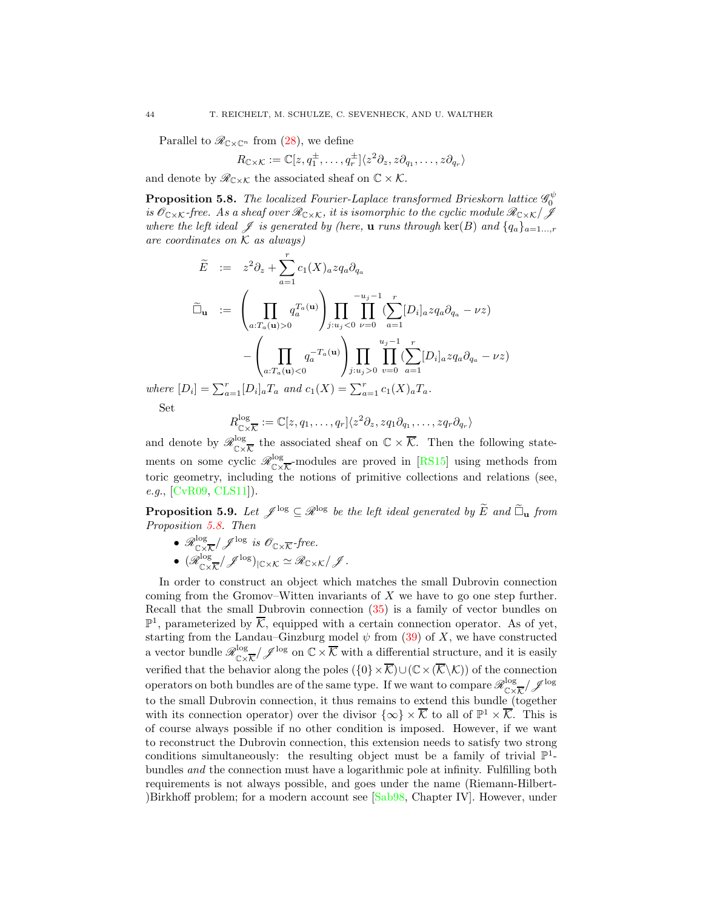Parallel to $\mathscr{R}_{\mathbb{C}\times\mathbb{C}^n}$ from (28), we define

$$R_{\mathbb{C}\times\mathcal{K}} := \mathbb{C}[z, q_1^{\pm}, \dots, q_r^{\pm}]\langle z^2\partial_z, z\partial_{q_1}, \dots, z\partial_{q_r}\rangle$$

and denote by $\mathscr{R}_{\mathbb{C}\times\mathcal{K}}$ the associated sheaf on $\mathbb{C}\times\mathcal{K}$.

**Proposition 5.8.** *The localized Fourier-Laplace transformed Brieskorn lattice $\mathscr{G}_0^{\psi}$ is $\mathscr{O}_{\mathbb{C}\times\mathcal{K}}$-free. As a sheaf over $\mathscr{R}_{\mathbb{C}\times\mathcal{K}}$, it is isomorphic to the cyclic module $\mathscr{R}_{\mathbb{C}\times\mathcal{K}}/\mathscr{J}$ where the left ideal $\mathscr{J}$ is generated by (here, $\mathbf{u}$ runs through $\ker(B)$ and $\{q_a\}_{a=1\dots,r}$ are coordinates on $\mathcal{K}$ as always)*

$$\begin{aligned}
\widetilde{E} \quad &:= \quad z^2\partial_z + \sum_{a=1}^{r} c_1(X)_a z q_a \partial_{q_a} \\
\widetilde{\Box}_{\mathbf{u}} \quad &:= \quad \left(\prod_{a:T_a(\mathbf{u})>0} q_a^{T_a(\mathbf{u})}\right) \prod_{j:u_j<0} \prod_{\nu=0}^{-u_j-1} \left(\sum_{a=1}^{r} [D_i]_a z q_a \partial_{q_a} - \nu z\right) \\
&\qquad - \left(\prod_{a:T_a(\mathbf{u})<0} q_a^{-T_a(\mathbf{u})}\right) \prod_{j:u_j>0} \prod_{v=0}^{u_j-1} \left(\sum_{a=1}^{r} [D_i]_a z q_a \partial_{q_a} - \nu z\right)
\end{aligned}$$

*where $[D_i] = \sum_{a=1}^{r} [D_i]_a T_a$ and $c_1(X) = \sum_{a=1}^{r} c_1(X)_a T_a$.*

Set

$$R^{\log}_{\mathbb{C}\times\overline{\mathcal{K}}} := \mathbb{C}[z, q_1, \dots, q_r]\langle z^2\partial_z, z q_1 \partial_{q_1}, \dots, z q_r \partial_{q_r}\rangle$$

and denote by $\mathscr{R}^{\log}_{\mathbb{C}\times\overline{\mathcal{K}}}$ the associated sheaf on $\mathbb{C}\times\overline{\mathcal{K}}$. Then the following statements on some cyclic $\mathscr{R}^{\log}_{\mathbb{C}\times\overline{\mathcal{K}}}$-modules are proved in [RS15] using methods from toric geometry, including the notions of primitive collections and relations (see, *e.g.*, [CvR09, CLS11]).

**Proposition 5.9.** *Let $\mathscr{J}^{\log} \subseteq \mathscr{R}^{\log}$ be the left ideal generated by $\widetilde{E}$ and $\widetilde{\Box}_{\mathbf{u}}$ from Proposition 5.8. Then*

- *$\mathscr{R}^{\log}_{\mathbb{C}\times\overline{\mathcal{K}}}/\mathscr{J}^{\log}$ is $\mathscr{O}_{\mathbb{C}\times\overline{\mathcal{K}}}$-free.*
- *$(\mathscr{R}^{\log}_{\mathbb{C}\times\overline{\mathcal{K}}}/\mathscr{J}^{\log})_{|\mathbb{C}\times\mathcal{K}} \simeq \mathscr{R}_{\mathbb{C}\times\mathcal{K}}/\mathscr{J}$.*

In order to construct an object which matches the small Dubrovin connection coming from the Gromov–Witten invariants of $X$ we have to go one step further. Recall that the small Dubrovin connection (35) is a family of vector bundles on $\mathbb{P}^1$, parameterized by $\overline{\mathcal{K}}$, equipped with a certain connection operator. As of yet, starting from the Landau–Ginzburg model $\psi$ from (39) of $X$, we have constructed a vector bundle $\mathscr{R}^{\log}_{\mathbb{C}\times\overline{\mathcal{K}}}/\mathscr{J}^{\log}$ on $\mathbb{C}\times\overline{\mathcal{K}}$ with a differential structure, and it is easily verified that the behavior along the poles $(\{0\}\times\overline{\mathcal{K}})\cup(\mathbb{C}\times(\overline{\mathcal{K}}\setminus\mathcal{K}))$ of the connection operators on both bundles are of the same type. If we want to compare $\mathscr{R}^{\log}_{\mathbb{C}\times\overline{\mathcal{K}}}/\mathscr{J}^{\log}$ to the small Dubrovin connection, it thus remains to extend this bundle (together with its connection operator) over the divisor $\{\infty\}\times\overline{\mathcal{K}}$ to all of $\mathbb{P}^1\times\overline{\mathcal{K}}$. This is of course always possible if no other condition is imposed. However, if we want to reconstruct the Dubrovin connection, this extension needs to satisfy two strong conditions simultaneously: the resulting object must be a family of trivial $\mathbb{P}^1$-bundles *and* the connection must have a logarithmic pole at infinity. Fulfilling both requirements is not always possible, and goes under the name (Riemann-Hilbert-)Birkhoff problem; for a modern account see [Sab98, Chapter IV]. However, under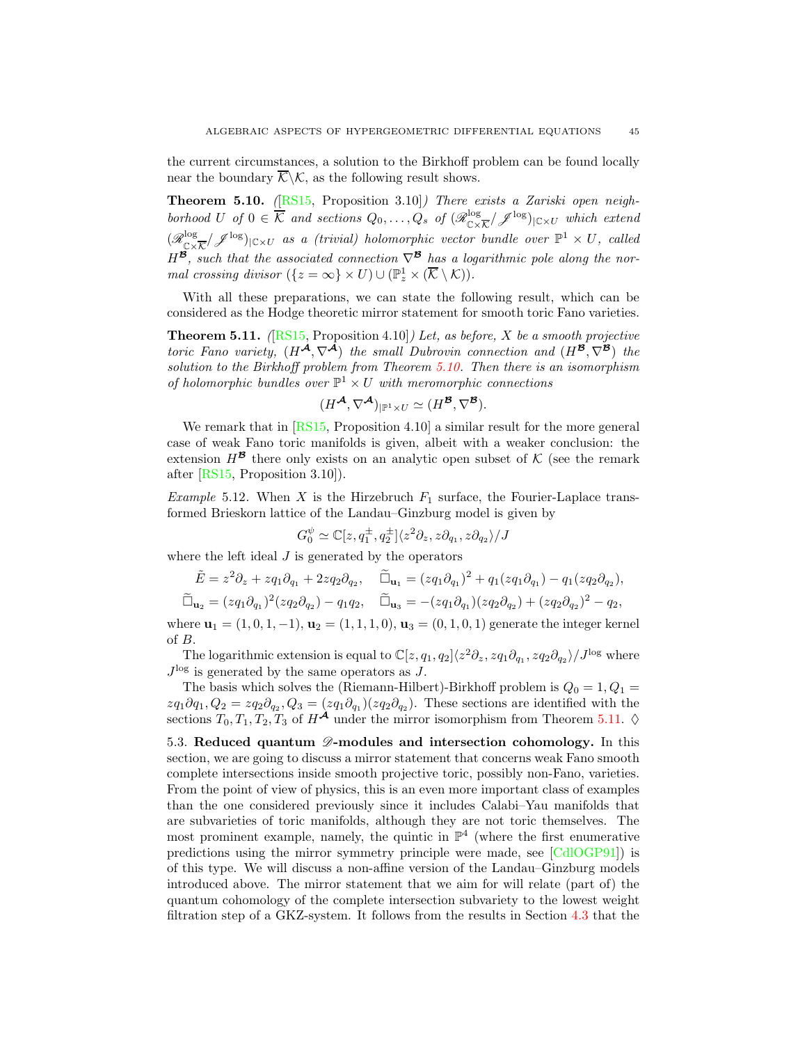the current circumstances, a solution to the Birkhoff problem can be found locally near the boundary $\overline{\mathcal{K}}\backslash\mathcal{K}$, as the following result shows.

**Theorem 5.10.** *([RS15, Proposition 3.10]) There exists a Zariski open neighborhood $U$ of $0 \in \overline{\mathcal{K}}$ and sections $Q_0, \ldots, Q_s$ of $(\mathscr{R}^{\log}_{\mathbb{C}\times\overline{\mathcal{K}}}/\mathscr{J}^{\log})_{|\mathbb{C}\times U}$ which extend $(\mathscr{R}^{\log}_{\mathbb{C}\times\overline{\mathcal{K}}}/\mathscr{J}^{\log})_{|\mathbb{C}\times U}$ as a (trivial) holomorphic vector bundle over $\mathbb{P}^1 \times U$, called $H^{\boldsymbol{\mathcal{B}}}$, such that the associated connection $\nabla^{\boldsymbol{\mathcal{B}}}$ has a logarithmic pole along the normal crossing divisor $(\{z = \infty\} \times U) \cup (\mathbb{P}^1_z \times (\overline{\mathcal{K}} \setminus \mathcal{K}))$.*

With all these preparations, we can state the following result, which can be considered as the Hodge theoretic mirror statement for smooth toric Fano varieties.

**Theorem 5.11.** *([RS15, Proposition 4.10]) Let, as before, $X$ be a smooth projective toric Fano variety, $(H^{\boldsymbol{\mathcal{A}}}, \nabla^{\boldsymbol{\mathcal{A}}})$ the small Dubrovin connection and $(H^{\boldsymbol{\mathcal{B}}}, \nabla^{\boldsymbol{\mathcal{B}}})$ the solution to the Birkhoff problem from Theorem 5.10. Then there is an isomorphism of holomorphic bundles over $\mathbb{P}^1 \times U$ with meromorphic connections*

$$(H^{\boldsymbol{\mathcal{A}}}, \nabla^{\boldsymbol{\mathcal{A}}})_{|\mathbb{P}^1\times U} \simeq (H^{\boldsymbol{\mathcal{B}}}, \nabla^{\boldsymbol{\mathcal{B}}}).$$

We remark that in [RS15, Proposition 4.10] a similar result for the more general case of weak Fano toric manifolds is given, albeit with a weaker conclusion: the extension $H^{\boldsymbol{\mathcal{B}}}$ there only exists on an analytic open subset of $\mathcal{K}$ (see the remark after [RS15, Proposition 3.10]).

*Example* 5.12. When $X$ is the Hirzebruch $F_1$ surface, the Fourier-Laplace transformed Brieskorn lattice of the Landau–Ginzburg model is given by

$$G_0^{\psi} \simeq \mathbb{C}[z, q_1^{\pm}, q_2^{\pm}]\langle z^2\partial_z, z\partial_{q_1}, z\partial_{q_2}\rangle/J$$

where the left ideal $J$ is generated by the operators

$$\tilde{E} = z^2\partial_z + zq_1\partial_{q_1} + 2zq_2\partial_{q_2}, \quad \widetilde{\Box}_{\mathbf{u}_1} = (zq_1\partial_{q_1})^2 + q_1(zq_1\partial_{q_1}) - q_1(zq_2\partial_{q_2}),$$
$$\widetilde{\Box}_{\mathbf{u}_2} = (zq_1\partial_{q_1})^2(zq_2\partial_{q_2}) - q_1q_2, \quad \widetilde{\Box}_{\mathbf{u}_3} = -(zq_1\partial_{q_1})(zq_2\partial_{q_2}) + (zq_2\partial_{q_2})^2 - q_2,$$

where $\mathbf{u}_1 = (1, 0, 1, -1)$, $\mathbf{u}_2 = (1, 1, 1, 0)$, $\mathbf{u}_3 = (0, 1, 0, 1)$ generate the integer kernel of $B$.

The logarithmic extension is equal to $\mathbb{C}[z, q_1, q_2]\langle z^2\partial_z, zq_1\partial_{q_1}, zq_2\partial_{q_2}\rangle/J^{\log}$ where $J^{\log}$ is generated by the same operators as $J$.

The basis which solves the (Riemann-Hilbert)-Birkhoff problem is $Q_0 = 1, Q_1 = zq_1\partial q_1, Q_2 = zq_2\partial_{q_2}, Q_3 = (zq_1\partial_{q_1})(zq_2\partial_{q_2})$. These sections are identified with the sections $T_0, T_1, T_2, T_3$ of $H^{\boldsymbol{\mathcal{A}}}$ under the mirror isomorphism from Theorem 5.11. ♢

5.3. **Reduced quantum $\mathscr{D}$-modules and intersection cohomology.** In this section, we are going to discuss a mirror statement that concerns weak Fano smooth complete intersections inside smooth projective toric, possibly non-Fano, varieties. From the point of view of physics, this is an even more important class of examples than the one considered previously since it includes Calabi–Yau manifolds that are subvarieties of toric manifolds, although they are not toric themselves. The most prominent example, namely, the quintic in $\mathbb{P}^4$ (where the first enumerative predictions using the mirror symmetry principle were made, see [CdlOGP91]) is of this type. We will discuss a non-affine version of the Landau–Ginzburg models introduced above. The mirror statement that we aim for will relate (part of) the quantum cohomology of the complete intersection subvariety to the lowest weight filtration step of a GKZ-system. It follows from the results in Section 4.3 that the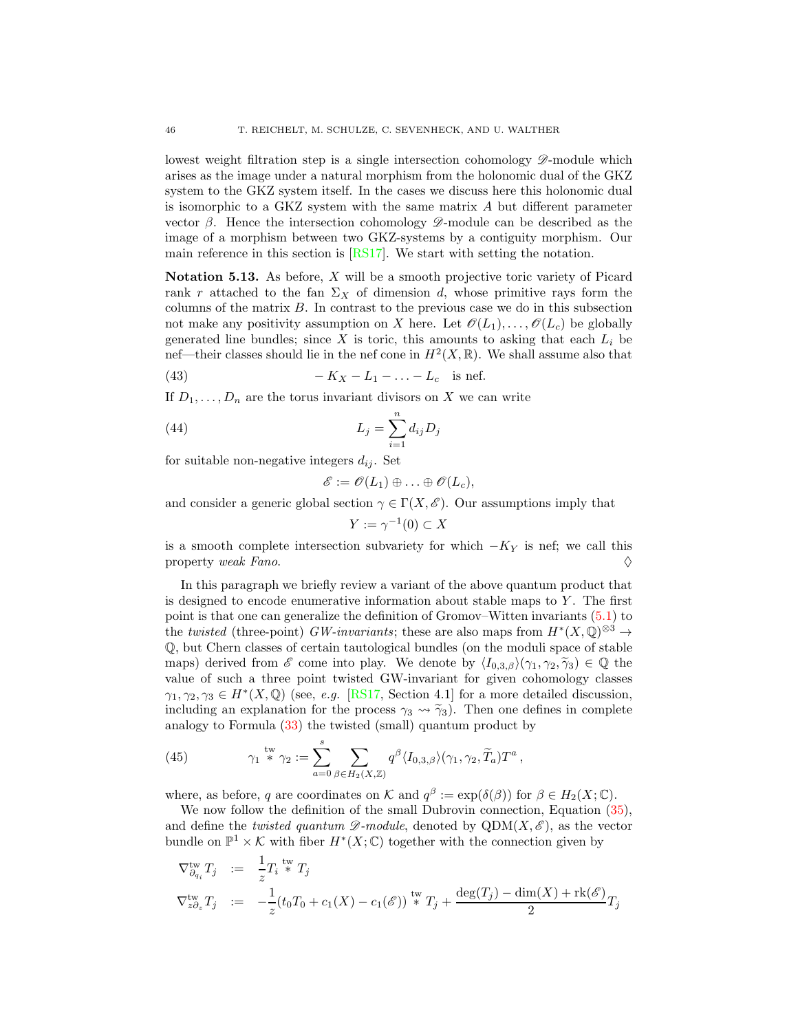lowest weight filtration step is a single intersection cohomology $\mathscr{D}$-module which arises as the image under a natural morphism from the holonomic dual of the GKZ system to the GKZ system itself. In the cases we discuss here this holonomic dual is isomorphic to a GKZ system with the same matrix $A$ but different parameter vector $\beta$. Hence the intersection cohomology $\mathscr{D}$-module can be described as the image of a morphism between two GKZ-systems by a contiguity morphism. Our main reference in this section is [RS17]. We start with setting the notation.

**Notation 5.13.** As before, $X$ will be a smooth projective toric variety of Picard rank $r$ attached to the fan $\Sigma_X$ of dimension $d$, whose primitive rays form the columns of the matrix $B$. In contrast to the previous case we do in this subsection not make any positivity assumption on $X$ here. Let $\mathscr{O}(L_1), \ldots, \mathscr{O}(L_c)$ be globally generated line bundles; since $X$ is toric, this amounts to asking that each $L_i$ be nef—their classes should lie in the nef cone in $H^2(X, \mathbb{R})$. We shall assume also that

$$
-K_X - L_1 - \ldots - L_c \quad \text{is nef.} \tag{43}
$$

If $D_1, \ldots, D_n$ are the torus invariant divisors on $X$ we can write

$$
L_j = \sum_{i=1}^{n} d_{ij} D_j \tag{44}
$$

for suitable non-negative integers $d_{ij}$. Set

$$
\mathscr{E} := \mathscr{O}(L_1) \oplus \ldots \oplus \mathscr{O}(L_c),
$$

and consider a generic global section $\gamma \in \Gamma(X, \mathscr{E})$. Our assumptions imply that

$$
Y := \gamma^{-1}(0) \subset X
$$

is a smooth complete intersection subvariety for which $-K_Y$ is nef; we call this property *weak Fano*. $\diamondsuit$

In this paragraph we briefly review a variant of the above quantum product that is designed to encode enumerative information about stable maps to $Y$. The first point is that one can generalize the definition of Gromov–Witten invariants (5.1) to the *twisted* (three-point) *GW-invariants*; these are also maps from $H^*(X, \mathbb{Q})^{\otimes 3} \to \mathbb{Q}$, but Chern classes of certain tautological bundles (on the moduli space of stable maps) derived from $\mathscr{E}$ come into play. We denote by $\langle I_{0,3,\beta}\rangle(\gamma_1, \gamma_2, \widetilde{\gamma}_3) \in \mathbb{Q}$ the value of such a three point twisted GW-invariant for given cohomology classes $\gamma_1, \gamma_2, \gamma_3 \in H^*(X, \mathbb{Q})$ (see, *e.g.* [RS17, Section 4.1] for a more detailed discussion, including an explanation for the process $\gamma_3 \rightsquigarrow \widetilde{\gamma}_3$). Then one defines in complete analogy to Formula (33) the twisted (small) quantum product by

$$
\gamma_1 \overset{\text{tw}}{*} \gamma_2 := \sum_{a=0}^{s} \sum_{\beta \in H_2(X,\mathbb{Z})} q^\beta \langle I_{0,3,\beta}\rangle(\gamma_1, \gamma_2, \widetilde{T}_a) T^a \,, \tag{45}
$$

where, as before, $q$ are coordinates on $\mathcal{K}$ and $q^\beta := \exp(\delta(\beta))$ for $\beta \in H_2(X; \mathbb{C})$.

We now follow the definition of the small Dubrovin connection, Equation (35), and define the *twisted quantum $\mathscr{D}$-module*, denoted by $\mathrm{QDM}(X, \mathscr{E})$, as the vector bundle on $\mathbb{P}^1 \times \mathcal{K}$ with fiber $H^*(X; \mathbb{C})$ together with the connection given by

$$
\begin{aligned}
\nabla^{\text{tw}}_{\partial_{q_i}} T_j &:= \frac{1}{z} T_i \overset{\text{tw}}{*} T_j \\
\nabla^{\text{tw}}_{z\partial_z} T_j &:= -\frac{1}{z}(t_0 T_0 + c_1(X) - c_1(\mathscr{E})) \overset{\text{tw}}{*} T_j + \frac{\deg(T_j) - \dim(X) + \mathrm{rk}(\mathscr{E})}{2} T_j
\end{aligned}
$$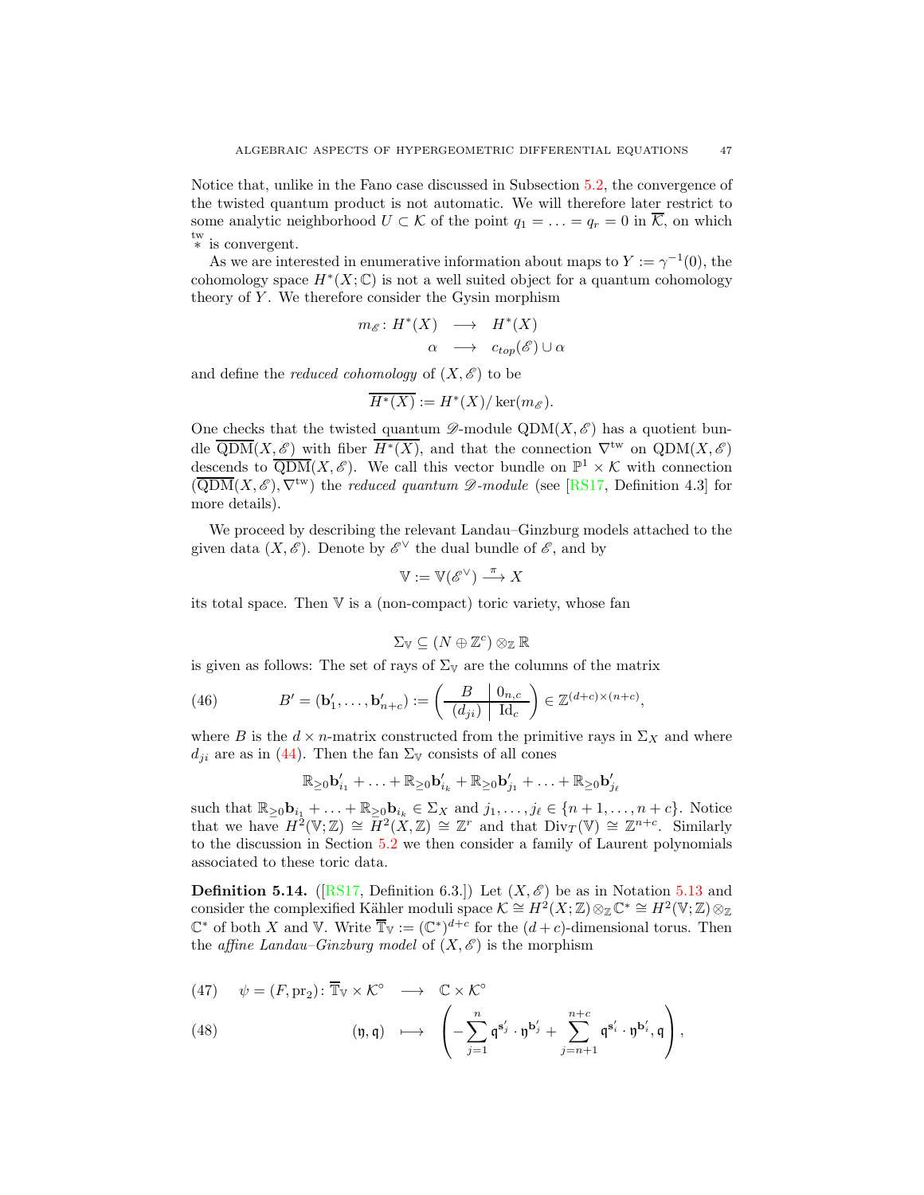Notice that, unlike in the Fano case discussed in Subsection 5.2, the convergence of the twisted quantum product is not automatic. We will therefore later restrict to some analytic neighborhood $U \subset \mathcal{K}$ of the point $q_1 = \ldots = q_r = 0$ in $\overline{\mathcal{K}}$, on which $\overset{\mathrm{tw}}{*}$ is convergent.

As we are interested in enumerative information about maps to $Y := \gamma^{-1}(0)$, the cohomology space $H^*(X;\mathbb{C})$ is not a well suited object for a quantum cohomology theory of $Y$. We therefore consider the Gysin morphism

$$
\begin{array}{rcl}
m_{\mathscr{E}} \colon H^*(X) & \longrightarrow & H^*(X) \\
\alpha & \longrightarrow & c_{top}(\mathscr{E}) \cup \alpha
\end{array}
$$

and define the *reduced cohomology* of $(X, \mathscr{E})$ to be

$$
\overline{H^*(X)} := H^*(X)/\ker(m_{\mathscr{E}}).
$$

One checks that the twisted quantum $\mathscr{D}$-module $\mathrm{QDM}(X,\mathscr{E})$ has a quotient bundle $\overline{\mathrm{QDM}}(X,\mathscr{E})$ with fiber $\overline{H^*(X)}$, and that the connection $\nabla^{\mathrm{tw}}$ on $\mathrm{QDM}(X,\mathscr{E})$ descends to $\overline{\mathrm{QDM}}(X,\mathscr{E})$. We call this vector bundle on $\mathbb{P}^1 \times \mathcal{K}$ with connection $(\overline{\mathrm{QDM}}(X,\mathscr{E}), \nabla^{\mathrm{tw}})$ the *reduced quantum $\mathscr{D}$-module* (see [RS17, Definition 4.3] for more details).

We proceed by describing the relevant Landau–Ginzburg models attached to the given data $(X, \mathscr{E})$. Denote by $\mathscr{E}^\vee$ the dual bundle of $\mathscr{E}$, and by

$$
\mathbb{V} := \mathbb{V}(\mathscr{E}^\vee) \xrightarrow{\ \pi\ } X
$$

its total space. Then $\mathbb{V}$ is a (non-compact) toric variety, whose fan

$$
\Sigma_{\mathbb{V}} \subseteq (N \oplus \mathbb{Z}^c) \otimes_{\mathbb{Z}} \mathbb{R}
$$

is given as follows: The set of rays of $\Sigma_{\mathbb{V}}$ are the columns of the matrix

$$
B' = (\mathbf{b}'_1, \ldots, \mathbf{b}'_{n+c}) := \left( \begin{array}{c|c} B & 0_{n,c} \\ \hline (d_{ji}) & \mathrm{Id}_c \end{array} \right) \in \mathbb{Z}^{(d+c)\times(n+c)}, \tag{46}
$$

where $B$ is the $d \times n$-matrix constructed from the primitive rays in $\Sigma_X$ and where $d_{ji}$ are as in (44). Then the fan $\Sigma_{\mathbb{V}}$ consists of all cones

$$
\mathbb{R}_{\geq 0}\mathbf{b}'_{i_1} + \ldots + \mathbb{R}_{\geq 0}\mathbf{b}'_{i_k} + \mathbb{R}_{\geq 0}\mathbf{b}'_{j_1} + \ldots + \mathbb{R}_{\geq 0}\mathbf{b}'_{j_\ell}
$$

such that $\mathbb{R}_{\geq 0}\mathbf{b}_{i_1} + \ldots + \mathbb{R}_{\geq 0}\mathbf{b}_{i_k} \in \Sigma_X$ and $j_1, \ldots, j_\ell \in \{n+1, \ldots, n+c\}$. Notice that we have $H^2(\mathbb{V};\mathbb{Z}) \cong H^2(X,\mathbb{Z}) \cong \mathbb{Z}^r$ and that $\mathrm{Div}_T(\mathbb{V}) \cong \mathbb{Z}^{n+c}$. Similarly to the discussion in Section 5.2 we then consider a family of Laurent polynomials associated to these toric data.

**Definition 5.14.** ([RS17, Definition 6.3.]) Let $(X, \mathscr{E})$ be as in Notation 5.13 and consider the complexified Kähler moduli space $\mathcal{K} \cong H^2(X;\mathbb{Z}) \otimes_{\mathbb{Z}} \mathbb{C}^* \cong H^2(\mathbb{V};\mathbb{Z}) \otimes_{\mathbb{Z}} \mathbb{C}^*$ of both $X$ and $\mathbb{V}$. Write $\overline{\mathbb{T}}_{\mathbb{V}} := (\mathbb{C}^*)^{d+c}$ for the $(d+c)$-dimensional torus. Then the *affine Landau–Ginzburg model* of $(X, \mathscr{E})$ is the morphism

$$
\psi = (F, \mathrm{pr}_2) \colon \overline{\mathbb{T}}_{\mathbb{V}} \times \mathcal{K}^\circ \longrightarrow \mathbb{C} \times \mathcal{K}^\circ \tag{47}
$$

$$
(\mathfrak{y}, \mathfrak{q}) \longmapsto \left( -\sum_{j=1}^{n} \mathfrak{q}^{\mathbf{s}'_j} \cdot \mathfrak{y}^{\mathbf{b}'_j} + \sum_{j=n+1}^{n+c} \mathfrak{q}^{\mathbf{s}'_i} \cdot \mathfrak{y}^{\mathbf{b}'_i}, \mathfrak{q} \right), \tag{48}
$$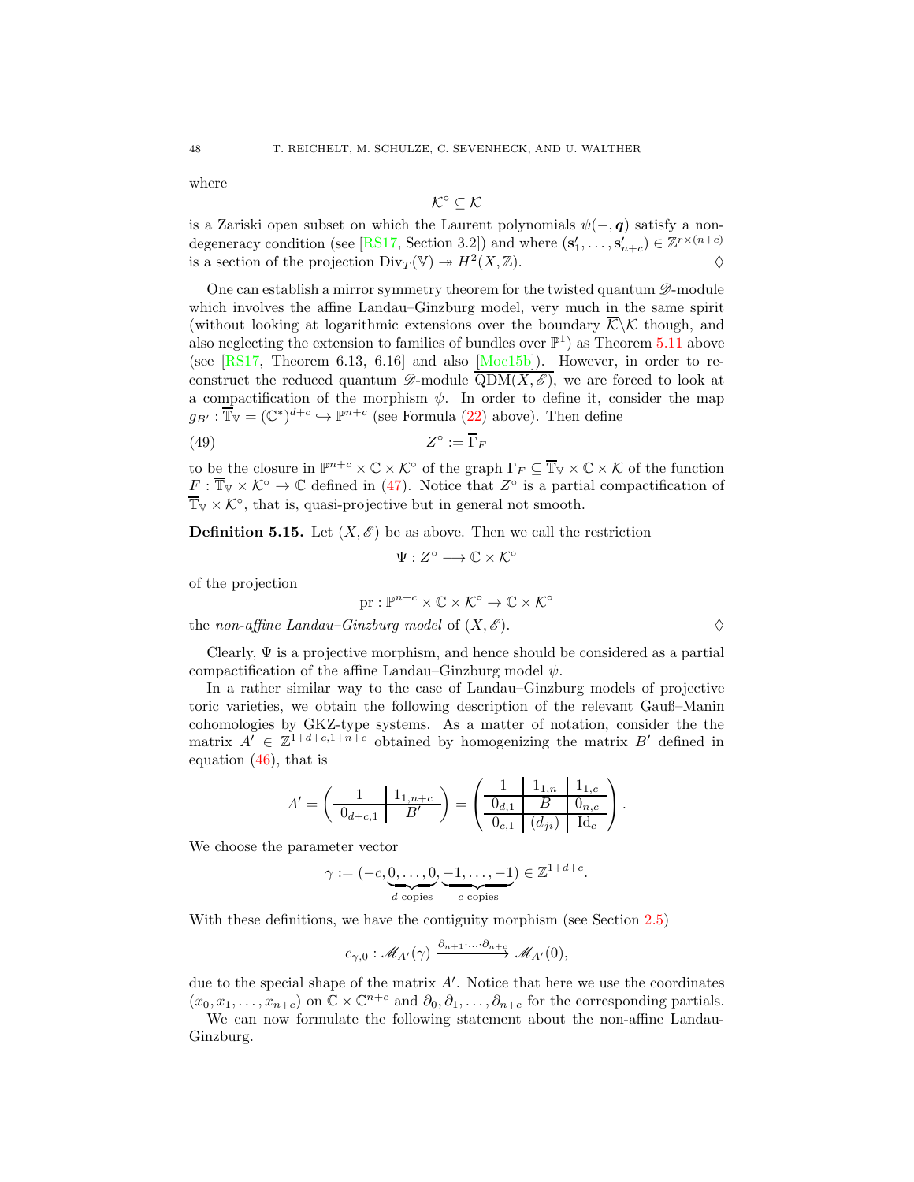where

$$\mathcal{K}^\circ \subseteq \mathcal{K}$$

is a Zariski open subset on which the Laurent polynomials $\psi(-,\boldsymbol{q})$ satisfy a non-degeneracy condition (see [RS17, Section 3.2]) and where $(\mathbf{s}'_1,\ldots,\mathbf{s}'_{n+c}) \in \mathbb{Z}^{r\times(n+c)}$ is a section of the projection $\mathrm{Div}_T(\mathbb{V}) \twoheadrightarrow H^2(X,\mathbb{Z})$. $\diamondsuit$

One can establish a mirror symmetry theorem for the twisted quantum $\mathscr{D}$-module which involves the affine Landau–Ginzburg model, very much in the same spirit (without looking at logarithmic extensions over the boundary $\overline{\mathcal{K}}\backslash\mathcal{K}$ though, and also neglecting the extension to families of bundles over $\mathbb{P}^1$) as Theorem 5.11 above (see [RS17, Theorem 6.13, 6.16] and also [Moc15b]). However, in order to reconstruct the reduced quantum $\mathscr{D}$-module $\overline{\mathrm{QDM}(X,\mathscr{E})}$, we are forced to look at a compactification of the morphism $\psi$. In order to define it, consider the map $g_{B'}: \overline{\mathbb{T}}_{\mathbb{V}} = (\mathbb{C}^*)^{d+c} \hookrightarrow \mathbb{P}^{n+c}$ (see Formula (22) above). Then define

$$Z^\circ := \overline{\Gamma}_F \tag{49}$$

to be the closure in $\mathbb{P}^{n+c}\times\mathbb{C}\times\mathcal{K}^\circ$ of the graph $\Gamma_F \subseteq \overline{\mathbb{T}}_{\mathbb{V}}\times\mathbb{C}\times\mathcal{K}$ of the function $F:\overline{\mathbb{T}}_{\mathbb{V}}\times\mathcal{K}^\circ\to\mathbb{C}$ defined in (47). Notice that $Z^\circ$ is a partial compactification of $\overline{\mathbb{T}}_{\mathbb{V}}\times\mathcal{K}^\circ$, that is, quasi-projective but in general not smooth.

**Definition 5.15.** Let $(X,\mathscr{E})$ be as above. Then we call the restriction

$$\Psi : Z^\circ \longrightarrow \mathbb{C}\times\mathcal{K}^\circ$$

of the projection

$$\mathrm{pr} : \mathbb{P}^{n+c}\times\mathbb{C}\times\mathcal{K}^\circ \to \mathbb{C}\times\mathcal{K}^\circ$$

the *non-affine Landau–Ginzburg model* of $(X,\mathscr{E})$. $\diamondsuit$

Clearly, $\Psi$ is a projective morphism, and hence should be considered as a partial compactification of the affine Landau–Ginzburg model $\psi$.

In a rather similar way to the case of Landau–Ginzburg models of projective toric varieties, we obtain the following description of the relevant Gauß–Manin cohomologies by GKZ-type systems. As a matter of notation, consider the the matrix $A' \in \mathbb{Z}^{1+d+c,1+n+c}$ obtained by homogenizing the matrix $B'$ defined in equation (46), that is

$$A' = \left(\begin{array}{c|c} 1 & 1_{1,n+c} \\ \hline 0_{d+c,1} & B' \end{array}\right) = \left(\begin{array}{c|c|c} 1 & 1_{1,n} & 1_{1,c} \\ \hline 0_{d,1} & B & 0_{n,c} \\ \hline 0_{c,1} & (d_{ji}) & \mathrm{Id}_c \end{array}\right).$$

We choose the parameter vector

$$\gamma := (-c, \underbrace{0,\ldots,0}_{d\text{ copies}}, \underbrace{-1,\ldots,-1}_{c\text{ copies}}) \in \mathbb{Z}^{1+d+c}.$$

With these definitions, we have the contiguity morphism (see Section 2.5)

$$c_{\gamma,0} : \mathscr{M}_{A'}(\gamma) \xrightarrow{\partial_{n+1}\cdot\ldots\cdot\partial_{n+c}} \mathscr{M}_{A'}(0),$$

due to the special shape of the matrix $A'$. Notice that here we use the coordinates $(x_0,x_1,\ldots,x_{n+c})$ on $\mathbb{C}\times\mathbb{C}^{n+c}$ and $\partial_0,\partial_1,\ldots,\partial_{n+c}$ for the corresponding partials.

We can now formulate the following statement about the non-affine Landau-Ginzburg.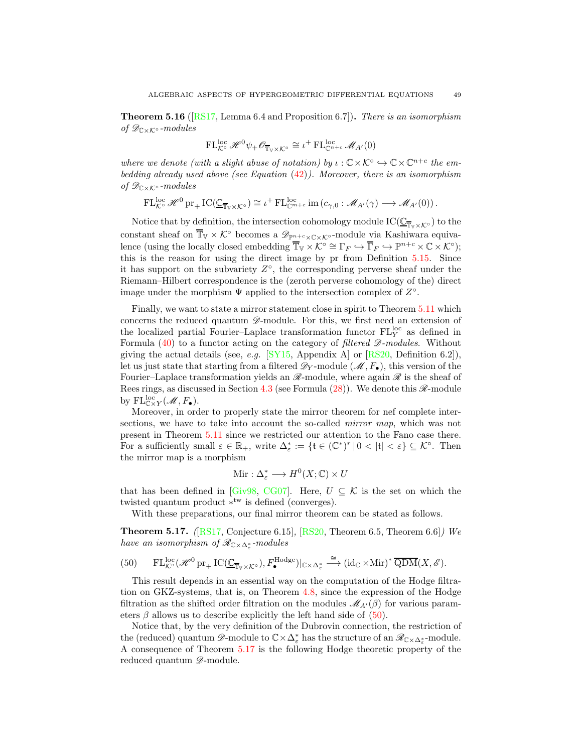**Theorem 5.16** ([RS17, Lemma 6.4 and Proposition 6.7])**.** *There is an isomorphism of $\mathscr{D}_{\mathbb{C}\times\mathcal{K}^\circ}$-modules*

$$\mathrm{FL}^{\mathrm{loc}}_{\mathcal{K}^\circ}\mathscr{H}^0\psi_+\mathscr{O}_{\overline{\mathbb{T}}_{\mathbb{V}}\times\mathcal{K}^\circ} \cong \iota^+\,\mathrm{FL}^{\mathrm{loc}}_{\mathbb{C}^{n+c}}\mathscr{M}_{A'}(0)$$

*where we denote (with a slight abuse of notation) by $\iota:\mathbb{C}\times\mathcal{K}^\circ\hookrightarrow\mathbb{C}\times\mathbb{C}^{n+c}$ the embedding already used above (see Equation (42)). Moreover, there is an isomorphism of $\mathscr{D}_{\mathbb{C}\times\mathcal{K}^\circ}$-modules*

$$\mathrm{FL}^{\mathrm{loc}}_{\mathcal{K}^\circ}\mathscr{H}^0\,\mathrm{pr}_+\,\mathrm{IC}(\underline{\mathbb{C}}_{\overline{\mathbb{T}}_{\mathbb{V}}\times\mathcal{K}^\circ}) \cong \iota^+\,\mathrm{FL}^{\mathrm{loc}}_{\mathbb{C}^{m+c}}\,\mathrm{im}\left(c_{\gamma,0}:\mathscr{M}_{A'}(\gamma)\longrightarrow\mathscr{M}_{A'}(0)\right).$$

Notice that by definition, the intersection cohomology module $\mathrm{IC}(\underline{\mathbb{C}}_{\overline{\mathbb{T}}_{\mathbb{V}}\times\mathcal{K}^\circ})$ to the constant sheaf on $\overline{\mathbb{T}}_{\mathbb{V}}\times\mathcal{K}^\circ$ becomes a $\mathscr{D}_{\mathbb{P}^{n+c}\times\mathbb{C}\times\mathcal{K}^\circ}$-module via Kashiwara equivalence (using the locally closed embedding $\overline{\mathbb{T}}_{\mathbb{V}}\times\mathcal{K}^\circ\cong\Gamma_F\hookrightarrow\overline{\Gamma}_F\hookrightarrow\mathbb{P}^{n+c}\times\mathbb{C}\times\mathcal{K}^\circ$); this is the reason for using the direct image by pr from Definition 5.15. Since it has support on the subvariety $Z^\circ$, the corresponding perverse sheaf under the Riemann–Hilbert correspondence is the (zeroth perverse cohomology of the) direct image under the morphism $\Psi$ applied to the intersection complex of $Z^\circ$.

Finally, we want to state a mirror statement close in spirit to Theorem 5.11 which concerns the reduced quantum $\mathscr{D}$-module. For this, we first need an extension of the localized partial Fourier–Laplace transformation functor $\mathrm{FL}^{\mathrm{loc}}_Y$ as defined in Formula (40) to a functor acting on the category of *filtered $\mathscr{D}$-modules*. Without giving the actual details (see, *e.g.* [SY15, Appendix A] or [RS20, Definition 6.2]), let us just state that starting from a filtered $\mathscr{D}_Y$-module $(\mathscr{M},F_\bullet)$, this version of the Fourier–Laplace transformation yields an $\mathscr{R}$-module, where again $\mathscr{R}$ is the sheaf of Rees rings, as discussed in Section 4.3 (see Formula (28)). We denote this $\mathscr{R}$-module by $\mathrm{FL}^{\mathrm{loc}}_{\mathbb{C}\times Y}(\mathscr{M},F_\bullet)$.

Moreover, in order to properly state the mirror theorem for nef complete intersections, we have to take into account the so-called *mirror map*, which was not present in Theorem 5.11 since we restricted our attention to the Fano case there. For a sufficiently small $\varepsilon\in\mathbb{R}_+$, write $\Delta^*_\varepsilon:=\{\mathfrak{t}\in(\mathbb{C}^*)^r\mid 0<|\mathfrak{t}|<\varepsilon\}\subseteq\mathcal{K}^\circ$. Then the mirror map is a morphism

$$\mathrm{Mir}:\Delta^*_\varepsilon\longrightarrow H^0(X;\mathbb{C})\times U$$

that has been defined in [Giv98, CG07]. Here, $U\subseteq\mathcal{K}$ is the set on which the twisted quantum product $*^{\mathrm{tw}}$ is defined (converges).

With these preparations, our final mirror theorem can be stated as follows.

**Theorem 5.17.** *([RS17, Conjecture 6.15], [RS20, Theorem 6.5, Theorem 6.6]) We have an isomorphism of $\mathscr{R}_{\mathbb{C}\times\Delta^*_\varepsilon}$-modules*

$$\mathrm{FL}^{\mathrm{loc}}_{\mathcal{K}^\circ}(\mathscr{H}^0\,\mathrm{pr}_+\,\mathrm{IC}(\underline{\mathbb{C}}_{\overline{\mathbb{T}}_{\mathbb{V}}\times\mathcal{K}^\circ}),F^{\mathrm{Hodge}}_\bullet)|_{\mathbb{C}\times\Delta^*_\varepsilon}\xrightarrow{\cong}(\mathrm{id}_{\mathbb{C}}\times\mathrm{Mir})^*\,\overline{\mathrm{QDM}}(X,\mathscr{E}). \tag{50}$$

This result depends in an essential way on the computation of the Hodge filtration on GKZ-systems, that is, on Theorem 4.8, since the expression of the Hodge filtration as the shifted order filtration on the modules $\mathscr{M}_{A'}(\beta)$ for various parameters $\beta$ allows us to describe explicitly the left hand side of (50).

Notice that, by the very definition of the Dubrovin connection, the restriction of the (reduced) quantum $\mathscr{D}$-module to $\mathbb{C}\times\Delta^*_\varepsilon$ has the structure of an $\mathscr{R}_{\mathbb{C}\times\Delta^*_\varepsilon}$-module. A consequence of Theorem 5.17 is the following Hodge theoretic property of the reduced quantum $\mathscr{D}$-module.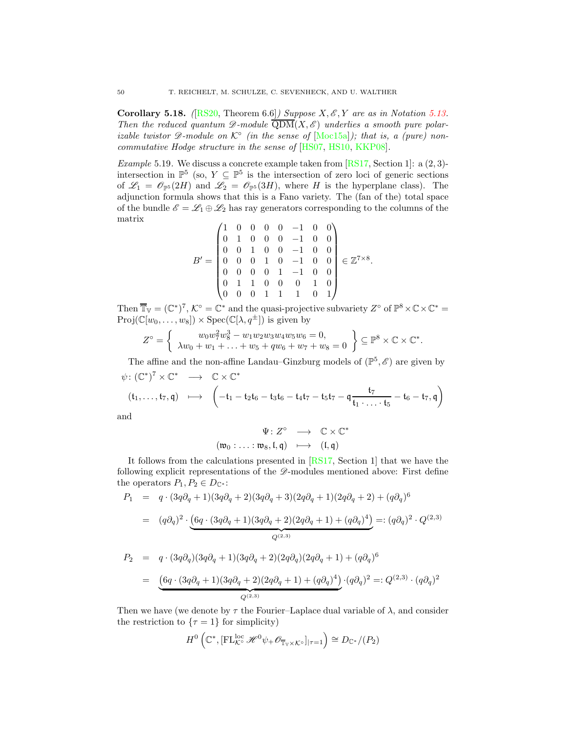**Corollary 5.18.** *([RS20, Theorem 6.6]) Suppose $X, \mathscr{E}, Y$ are as in Notation 5.13. Then the reduced quantum $\mathscr{D}$-module $\overline{\mathrm{QDM}}(X, \mathscr{E})$ underlies a smooth pure polarizable twistor $\mathscr{D}$-module on $\mathcal{K}^\circ$ (in the sense of [Moc15a]); that is, a (pure) noncommutative Hodge structure in the sense of [HS07, HS10, KKP08].*

*Example* 5.19. We discuss a concrete example taken from [RS17, Section 1]: a $(2,3)$-intersection in $\mathbb{P}^5$ (so, $Y \subseteq \mathbb{P}^5$ is the intersection of zero loci of generic sections of $\mathscr{L}_1 = \mathscr{O}_{\mathbb{P}^5}(2H)$ and $\mathscr{L}_2 = \mathscr{O}_{\mathbb{P}^5}(3H)$, where $H$ is the hyperplane class). The adjunction formula shows that this is a Fano variety. The (fan of the) total space of the bundle $\mathscr{E} = \mathscr{L}_1 \oplus \mathscr{L}_2$ has ray generators corresponding to the columns of the matrix

$$B' = \begin{pmatrix} 1 & 0 & 0 & 0 & 0 & -1 & 0 & 0 \\ 0 & 1 & 0 & 0 & 0 & -1 & 0 & 0 \\ 0 & 0 & 1 & 0 & 0 & -1 & 0 & 0 \\ 0 & 0 & 0 & 1 & 0 & -1 & 0 & 0 \\ 0 & 0 & 0 & 0 & 1 & -1 & 0 & 0 \\ 0 & 1 & 1 & 0 & 0 & 0 & 1 & 0 \\ 0 & 0 & 0 & 1 & 1 & 1 & 0 & 1 \end{pmatrix} \in \mathbb{Z}^{7 \times 8}.$$

Then $\overline{\mathbb{T}}_{\mathbb{V}} = (\mathbb{C}^*)^7$, $\mathcal{K}^\circ = \mathbb{C}^*$ and the quasi-projective subvariety $Z^\circ$ of $\mathbb{P}^8 \times \mathbb{C} \times \mathbb{C}^* = \mathrm{Proj}(\mathbb{C}[w_0, \ldots, w_8]) \times \mathrm{Spec}(\mathbb{C}[\lambda, q^{\pm}])$ is given by

$$Z^\circ = \left\{ \begin{array}{c} w_0 w_7^2 w_8^3 - w_1 w_2 w_3 w_4 w_5 w_6 = 0, \\ \lambda w_0 + w_1 + \ldots + w_5 + q w_6 + w_7 + w_8 = 0 \end{array} \right\} \subseteq \mathbb{P}^8 \times \mathbb{C} \times \mathbb{C}^*.$$

The affine and the non-affine Landau–Ginzburg models of $(\mathbb{P}^5, \mathscr{E})$ are given by

$$\begin{array}{rcl} \psi \colon (\mathbb{C}^*)^7 \times \mathbb{C}^* & \longrightarrow & \mathbb{C} \times \mathbb{C}^* \\ (\mathfrak{t}_1, \ldots, \mathfrak{t}_7, \mathfrak{q}) & \longmapsto & \left( -\mathfrak{t}_1 - \mathfrak{t}_2\mathfrak{t}_6 - \mathfrak{t}_3\mathfrak{t}_6 - \mathfrak{t}_4\mathfrak{t}_7 - \mathfrak{t}_5\mathfrak{t}_7 - \mathfrak{q}\dfrac{\mathfrak{t}_7}{\mathfrak{t}_1 \cdot \ldots \cdot \mathfrak{t}_5} - \mathfrak{t}_6 - \mathfrak{t}_7, \mathfrak{q} \right) \end{array}$$

and

$$\begin{array}{rcl} \Psi \colon Z^\circ & \longrightarrow & \mathbb{C} \times \mathbb{C}^* \\ (\mathfrak{w}_0 : \ldots : \mathfrak{w}_8, \mathfrak{l}, \mathfrak{q}) & \longmapsto & (\mathfrak{l}, \mathfrak{q}) \end{array}$$

It follows from the calculations presented in [RS17, Section 1] that we have the following explicit representations of the $\mathscr{D}$-modules mentioned above: First define the operators $P_1, P_2 \in D_{\mathbb{C}^*}$:

$$\begin{aligned} P_1 &= q \cdot (3q\partial_q + 1)(3q\partial_q + 2)(3q\partial_q + 3)(2q\partial_q + 1)(2q\partial_q + 2) + (q\partial_q)^6 \\ &= (q\partial_q)^2 \cdot \underbrace{\left(6q \cdot (3q\partial_q + 1)(3q\partial_q + 2)(2q\partial_q + 1) + (q\partial_q)^4\right)}_{Q^{(2,3)}} =: (q\partial_q)^2 \cdot Q^{(2,3)} \end{aligned}$$

$$\begin{aligned} P_2 &= q \cdot (3q\partial_q)(3q\partial_q + 1)(3q\partial_q + 2)(2q\partial_q)(2q\partial_q + 1) + (q\partial_q)^6 \\ &= \underbrace{\left(6q \cdot (3q\partial_q + 1)(3q\partial_q + 2)(2q\partial_q + 1) + (q\partial_q)^4\right)}_{Q^{(2,3)}} \cdot (q\partial_q)^2 =: Q^{(2,3)} \cdot (q\partial_q)^2 \end{aligned}$$

Then we have (we denote by $\tau$ the Fourier–Laplace dual variable of $\lambda$, and consider the restriction to $\{\tau = 1\}$ for simplicity)

$$H^0\left(\mathbb{C}^*, [\mathrm{FL}^{\mathrm{loc}}_{\mathcal{K}^\circ} \mathscr{H}^0 \psi_+ \mathscr{O}_{\overline{\mathbb{T}}_{\mathbb{V}} \times \mathcal{K}^\circ}]_{|\tau=1}\right) \cong D_{\mathbb{C}^*}/(P_2)$$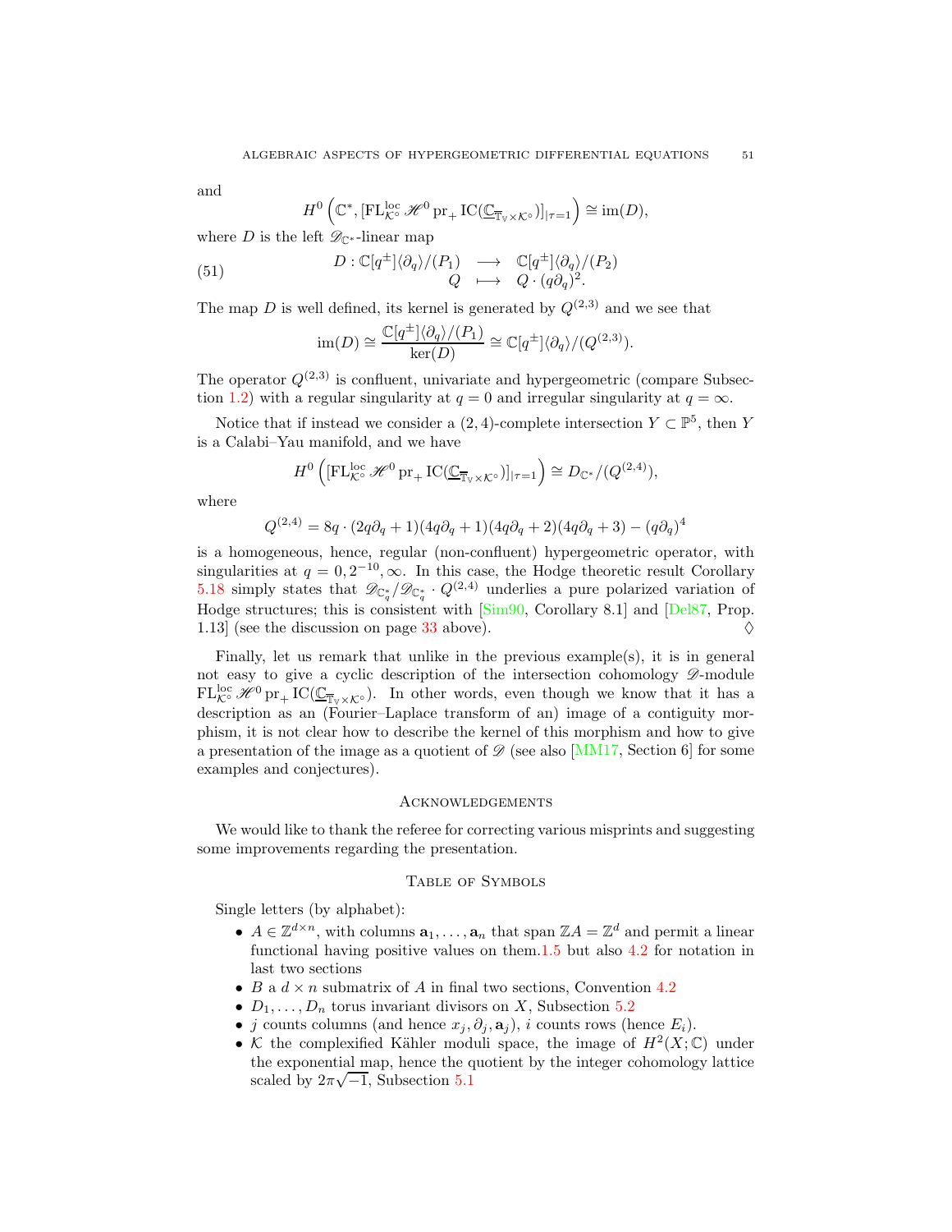and

$$H^0\left(\mathbb{C}^*, [\mathrm{FL}^{\mathrm{loc}}_{\mathcal{K}^\circ}\mathscr{H}^0\,\mathrm{pr}_+\,\mathrm{IC}(\underline{\mathbb{C}}_{\overline{\mathbb{T}}_\mathbb{V}\times\mathcal{K}^\circ})]_{|\tau=1}\right)\cong \mathrm{im}(D),$$

where $D$ is the left $\mathscr{D}_{\mathbb{C}^*}$-linear map

$$\begin{array}{rccc} D: \mathbb{C}[q^\pm]\langle\partial_q\rangle/(P_1) & \longrightarrow & \mathbb{C}[q^\pm]\langle\partial_q\rangle/(P_2) \\ Q & \longmapsto & Q\cdot(q\partial_q)^2. \end{array}\tag{51}$$

The map $D$ is well defined, its kernel is generated by $Q^{(2,3)}$ and we see that

$$\mathrm{im}(D)\cong\frac{\mathbb{C}[q^\pm]\langle\partial_q\rangle/(P_1)}{\ker(D)}\cong\mathbb{C}[q^\pm]\langle\partial_q\rangle/(Q^{(2,3)}).$$

The operator $Q^{(2,3)}$ is confluent, univariate and hypergeometric (compare Subsection 1.2) with a regular singularity at $q=0$ and irregular singularity at $q=\infty$.

Notice that if instead we consider a $(2,4)$-complete intersection $Y\subset\mathbb{P}^5$, then $Y$ is a Calabi–Yau manifold, and we have

$$H^0\left([\mathrm{FL}^{\mathrm{loc}}_{\mathcal{K}^\circ}\mathscr{H}^0\,\mathrm{pr}_+\,\mathrm{IC}(\underline{\mathbb{C}}_{\overline{\mathbb{T}}_\mathbb{V}\times\mathcal{K}^\circ})]_{|\tau=1}\right)\cong D_{\mathbb{C}^*}/(Q^{(2,4)}),$$

where

$$Q^{(2,4)}=8q\cdot(2q\partial_q+1)(4q\partial_q+1)(4q\partial_q+2)(4q\partial_q+3)-(q\partial_q)^4$$

is a homogeneous, hence, regular (non-confluent) hypergeometric operator, with singularities at $q=0,2^{-10},\infty$. In this case, the Hodge theoretic result Corollary 5.18 simply states that $\mathscr{D}_{\mathbb{C}^*_q}/\mathscr{D}_{\mathbb{C}^*_q}\cdot Q^{(2,4)}$ underlies a pure polarized variation of Hodge structures; this is consistent with [Sim90, Corollary 8.1] and [Del87, Prop. 1.13] (see the discussion on page 33 above). ♢

Finally, let us remark that unlike in the previous example(s), it is in general not easy to give a cyclic description of the intersection cohomology $\mathscr{D}$-module $\mathrm{FL}^{\mathrm{loc}}_{\mathcal{K}^\circ}\mathscr{H}^0\,\mathrm{pr}_+\,\mathrm{IC}(\underline{\mathbb{C}}_{\overline{\mathbb{T}}_\mathbb{V}\times\mathcal{K}^\circ})$. In other words, even though we know that it has a description as an (Fourier–Laplace transform of an) image of a contiguity morphism, it is not clear how to describe the kernel of this morphism and how to give a presentation of the image as a quotient of $\mathscr{D}$ (see also [MM17, Section 6] for some examples and conjectures).

## Acknowledgements

We would like to thank the referee for correcting various misprints and suggesting some improvements regarding the presentation.

## Table of Symbols

Single letters (by alphabet):

- $A\in\mathbb{Z}^{d\times n}$, with columns $\mathbf{a}_1,\ldots,\mathbf{a}_n$ that span $\mathbb{Z}A=\mathbb{Z}^d$ and permit a linear functional having positive values on them.1.5 but also 4.2 for notation in last two sections
- $B$ a $d\times n$ submatrix of $A$ in final two sections, Convention 4.2
- $D_1,\ldots,D_n$ torus invariant divisors on $X$, Subsection 5.2
- $j$ counts columns (and hence $x_j,\partial_j,\mathbf{a}_j$), $i$ counts rows (hence $E_i$).
- $\mathcal{K}$ the complexified Kähler moduli space, the image of $H^2(X;\mathbb{C})$ under the exponential map, hence the quotient by the integer cohomology lattice scaled by $2\pi\sqrt{-1}$, Subsection 5.1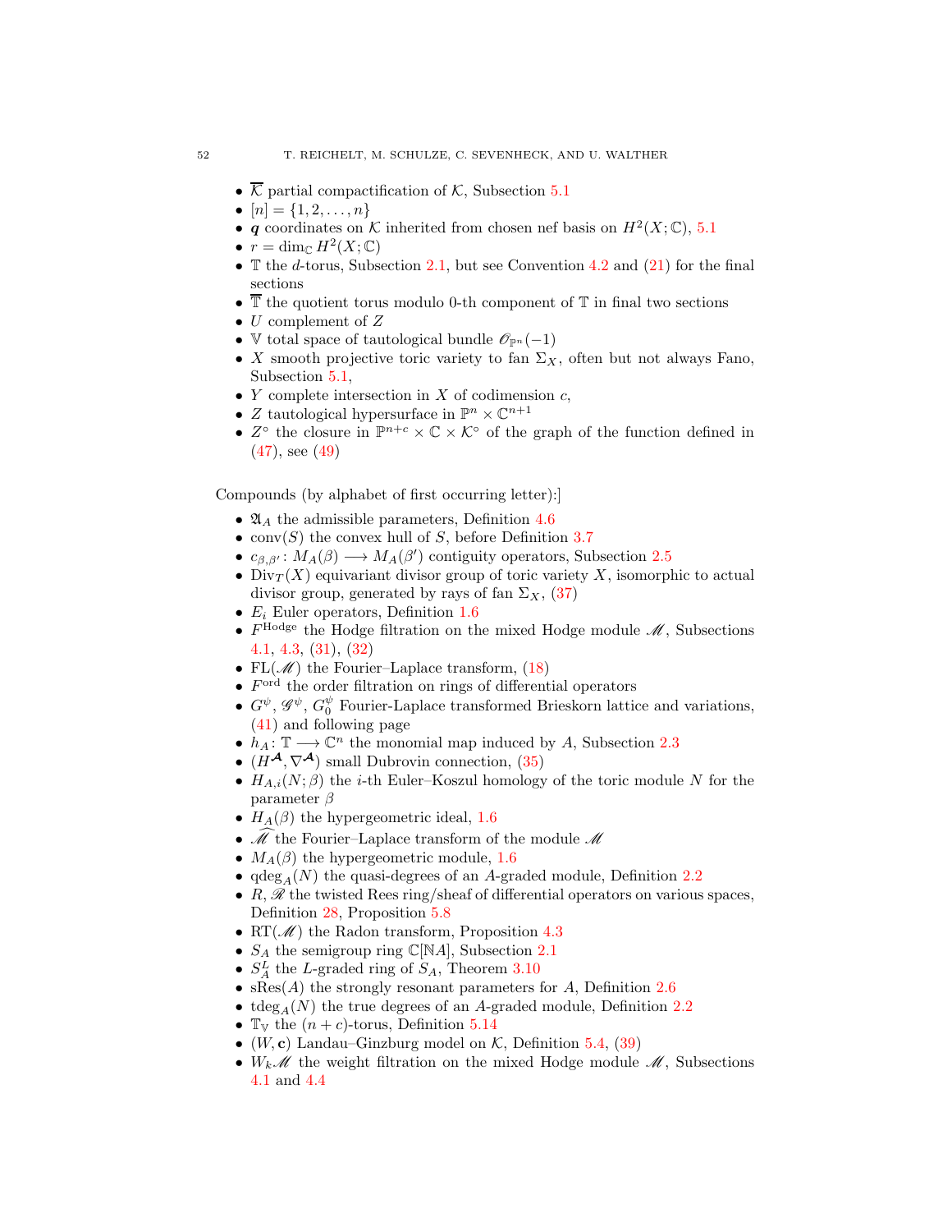- $\overline{\mathcal{K}}$ partial compactification of $\mathcal{K}$, Subsection 5.1
- $[n] = \{1, 2, \dots, n\}$
- $\boldsymbol{q}$ coordinates on $\mathcal{K}$ inherited from chosen nef basis on $H^2(X;\mathbb{C})$, 5.1
- $r = \dim_{\mathbb{C}} H^2(X;\mathbb{C})$
- $\mathbb{T}$ the $d$-torus, Subsection 2.1, but see Convention 4.2 and (21) for the final sections
- $\overline{\mathbb{T}}$ the quotient torus modulo 0-th component of $\mathbb{T}$ in final two sections
- $U$ complement of $Z$
- $\mathbb{V}$ total space of tautological bundle $\mathscr{O}_{\mathbb{P}^n}(-1)$
- $X$ smooth projective toric variety to fan $\Sigma_X$, often but not always Fano, Subsection 5.1,
- $Y$ complete intersection in $X$ of codimension $c$,
- $Z$ tautological hypersurface in $\mathbb{P}^n \times \mathbb{C}^{n+1}$
- $Z^\circ$ the closure in $\mathbb{P}^{n+c} \times \mathbb{C} \times \mathcal{K}^\circ$ of the graph of the function defined in (47), see (49)

Compounds (by alphabet of first occurring letter):]

- $\mathfrak{A}_A$ the admissible parameters, Definition 4.6
- $\operatorname{conv}(S)$ the convex hull of $S$, before Definition 3.7
- $c_{\beta,\beta'}\colon M_A(\beta) \longrightarrow M_A(\beta')$ contiguity operators, Subsection 2.5
- $\operatorname{Div}_T(X)$ equivariant divisor group of toric variety $X$, isomorphic to actual divisor group, generated by rays of fan $\Sigma_X$, (37)
- $E_i$ Euler operators, Definition 1.6
- $F^{\mathrm{Hodge}}$ the Hodge filtration on the mixed Hodge module $\mathscr{M}$, Subsections 4.1, 4.3, (31), (32)
- $\operatorname{FL}(\mathscr{M})$ the Fourier–Laplace transform, (18)
- $F^{\mathrm{ord}}$ the order filtration on rings of differential operators
- $G^\psi$, $\mathscr{G}^\psi$, $G_0^\psi$ Fourier-Laplace transformed Brieskorn lattice and variations, (41) and following page
- $h_A\colon \mathbb{T} \longrightarrow \mathbb{C}^n$ the monomial map induced by $A$, Subsection 2.3
- $(H^{\boldsymbol{\mathcal{A}}}, \nabla^{\boldsymbol{\mathcal{A}}})$ small Dubrovin connection, (35)
- $H_{A,i}(N;\beta)$ the $i$-th Euler–Koszul homology of the toric module $N$ for the parameter $\beta$
- $H_A(\beta)$ the hypergeometric ideal, 1.6
- $\widehat{\mathscr{M}}$ the Fourier–Laplace transform of the module $\mathscr{M}$
- $M_A(\beta)$ the hypergeometric module, 1.6
- $\operatorname{qdeg}_A(N)$ the quasi-degrees of an $A$-graded module, Definition 2.2
- $R$, $\mathscr{R}$ the twisted Rees ring/sheaf of differential operators on various spaces, Definition 28, Proposition 5.8
- $\operatorname{RT}(\mathscr{M})$ the Radon transform, Proposition 4.3
- $S_A$ the semigroup ring $\mathbb{C}[\mathbb{N}A]$, Subsection 2.1
- $S_A^L$ the $L$-graded ring of $S_A$, Theorem 3.10
- $\operatorname{sRes}(A)$ the strongly resonant parameters for $A$, Definition 2.6
- $\operatorname{tdeg}_A(N)$ the true degrees of an $A$-graded module, Definition 2.2
- $\mathbb{T}_{\mathbb{V}}$ the $(n+c)$-torus, Definition 5.14
- $(W, \mathbf{c})$ Landau–Ginzburg model on $\mathcal{K}$, Definition 5.4, (39)
- $W_k\mathscr{M}$ the weight filtration on the mixed Hodge module $\mathscr{M}$, Subsections 4.1 and 4.4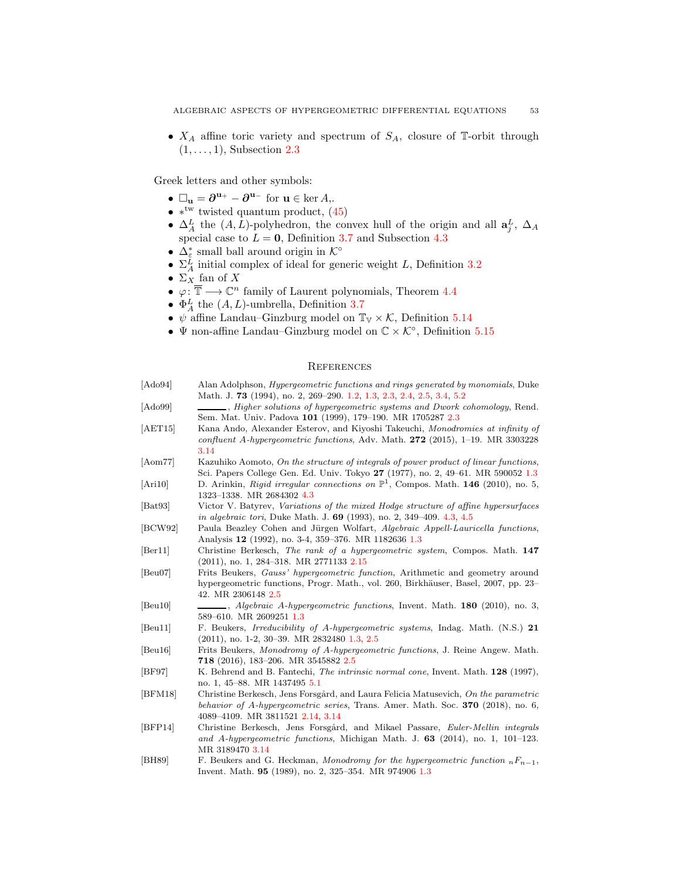- $X_A$ affine toric variety and spectrum of $S_A$, closure of $\mathbb{T}$-orbit through $(1, \ldots, 1)$, Subsection 2.3

Greek letters and other symbols:

- $\Box_{\mathbf{u}} = \boldsymbol{\partial}^{\mathbf{u}_+} - \boldsymbol{\partial}^{\mathbf{u}_-}$ for $\mathbf{u} \in \ker A$,.
- $*^{\mathrm{tw}}$ twisted quantum product, (45)
- $\Delta_A^L$ the $(A, L)$-polyhedron, the convex hull of the origin and all $\mathbf{a}_j^L$, $\Delta_A$ special case to $L = \mathbf{0}$, Definition 3.7 and Subsection 4.3
- $\Delta_\varepsilon^*$ small ball around origin in $\mathcal{K}^\circ$
- $\Sigma_A^L$ initial complex of ideal for generic weight $L$, Definition 3.2
- $\Sigma_X$ fan of $X$
- $\varphi\colon \overline{\mathbb{T}} \longrightarrow \mathbb{C}^n$ family of Laurent polynomials, Theorem 4.4
- $\Phi_A^L$ the $(A, L)$-umbrella, Definition 3.7
- $\psi$ affine Landau–Ginzburg model on $\mathbb{T}_{\mathbb{V}} \times \mathcal{K}$, Definition 5.14
- $\Psi$ non-affine Landau–Ginzburg model on $\mathbb{C} \times \mathcal{K}^\circ$, Definition 5.15

## References

[Ado94] Alan Adolphson, *Hypergeometric functions and rings generated by monomials*, Duke Math. J. **73** (1994), no. 2, 269–290. 1.2, 1.3, 2.3, 2.4, 2.5, 3.4, 5.2

[Ado99] ———, *Higher solutions of hypergeometric systems and Dwork cohomology*, Rend. Sem. Mat. Univ. Padova **101** (1999), 179–190. MR 1705287 2.3

[AET15] Kana Ando, Alexander Esterov, and Kiyoshi Takeuchi, *Monodromies at infinity of confluent A-hypergeometric functions*, Adv. Math. **272** (2015), 1–19. MR 3303228 3.14

[Aom77] Kazuhiko Aomoto, *On the structure of integrals of power product of linear functions*, Sci. Papers College Gen. Ed. Univ. Tokyo **27** (1977), no. 2, 49–61. MR 590052 1.3

[Ari10] D. Arinkin, *Rigid irregular connections on* $\mathbb{P}^1$, Compos. Math. **146** (2010), no. 5, 1323–1338. MR 2684302 4.3

[Bat93] Victor V. Batyrev, *Variations of the mixed Hodge structure of affine hypersurfaces in algebraic tori*, Duke Math. J. **69** (1993), no. 2, 349–409. 4.3, 4.5

[BCW92] Paula Beazley Cohen and Jürgen Wolfart, *Algebraic Appell-Lauricella functions*, Analysis **12** (1992), no. 3-4, 359–376. MR 1182636 1.3

[Ber11] Christine Berkesch, *The rank of a hypergeometric system*, Compos. Math. **147** (2011), no. 1, 284–318. MR 2771133 2.15

[Beu07] Frits Beukers, *Gauss' hypergeometric function*, Arithmetic and geometry around hypergeometric functions, Progr. Math., vol. 260, Birkhäuser, Basel, 2007, pp. 23–42. MR 2306148 2.5

[Beu10] ———, *Algebraic A-hypergeometric functions*, Invent. Math. **180** (2010), no. 3, 589–610. MR 2609251 1.3

[Beu11] F. Beukers, *Irreducibility of A-hypergeometric systems*, Indag. Math. (N.S.) **21** (2011), no. 1-2, 30–39. MR 2832480 1.3, 2.5

[Beu16] Frits Beukers, *Monodromy of A-hypergeometric functions*, J. Reine Angew. Math. **718** (2016), 183–206. MR 3545882 2.5

[BF97] K. Behrend and B. Fantechi, *The intrinsic normal cone*, Invent. Math. **128** (1997), no. 1, 45–88. MR 1437495 5.1

[BFM18] Christine Berkesch, Jens Forsgård, and Laura Felicia Matusevich, *On the parametric behavior of A-hypergeometric series*, Trans. Amer. Math. Soc. **370** (2018), no. 6, 4089–4109. MR 3811521 2.14, 3.14

[BFP14] Christine Berkesch, Jens Forsgård, and Mikael Passare, *Euler-Mellin integrals and A-hypergeometric functions*, Michigan Math. J. **63** (2014), no. 1, 101–123. MR 3189470 3.14

[BH89] F. Beukers and G. Heckman, *Monodromy for the hypergeometric function* ${}_nF_{n-1}$, Invent. Math. **95** (1989), no. 2, 325–354. MR 974906 1.3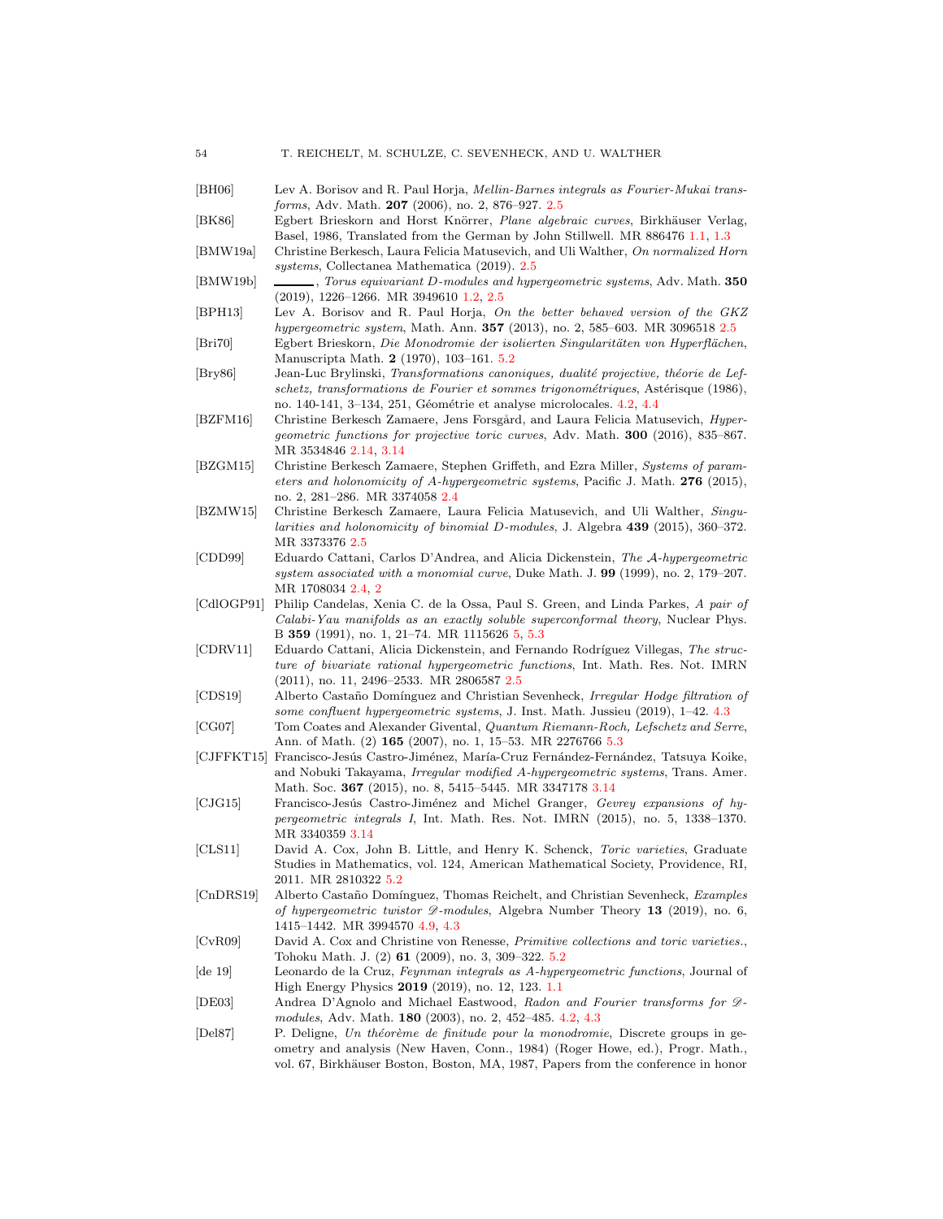[BH06] Lev A. Borisov and R. Paul Horja, *Mellin-Barnes integrals as Fourier-Mukai transforms*, Adv. Math. **207** (2006), no. 2, 876–927. 2.5

[BK86] Egbert Brieskorn and Horst Knörrer, *Plane algebraic curves*, Birkhäuser Verlag, Basel, 1986, Translated from the German by John Stillwell. MR 886476 1.1, 1.3

[BMW19a] Christine Berkesch, Laura Felicia Matusevich, and Uli Walther, *On normalized Horn systems*, Collectanea Mathematica (2019). 2.5

[BMW19b] ———, *Torus equivariant D-modules and hypergeometric systems*, Adv. Math. **350** (2019), 1226–1266. MR 3949610 1.2, 2.5

[BPH13] Lev A. Borisov and R. Paul Horja, *On the better behaved version of the GKZ hypergeometric system*, Math. Ann. **357** (2013), no. 2, 585–603. MR 3096518 2.5

[Bri70] Egbert Brieskorn, *Die Monodromie der isolierten Singularitäten von Hyperflächen*, Manuscripta Math. **2** (1970), 103–161. 5.2

[Bry86] Jean-Luc Brylinski, *Transformations canoniques, dualité projective, théorie de Lefschetz, transformations de Fourier et sommes trigonométriques*, Astérisque (1986), no. 140-141, 3–134, 251, Géométrie et analyse microlocales. 4.2, 4.4

[BZFM16] Christine Berkesch Zamaere, Jens Forsgård, and Laura Felicia Matusevich, *Hypergeometric functions for projective toric curves*, Adv. Math. **300** (2016), 835–867. MR 3534846 2.14, 3.14

[BZGM15] Christine Berkesch Zamaere, Stephen Griffeth, and Ezra Miller, *Systems of parameters and holonomicity of A-hypergeometric systems*, Pacific J. Math. **276** (2015), no. 2, 281–286. MR 3374058 2.4

[BZMW15] Christine Berkesch Zamaere, Laura Felicia Matusevich, and Uli Walther, *Singularities and holonomicity of binomial D-modules*, J. Algebra **439** (2015), 360–372. MR 3373376 2.5

[CDD99] Eduardo Cattani, Carlos D'Andrea, and Alicia Dickenstein, *The $\mathcal{A}$-hypergeometric system associated with a monomial curve*, Duke Math. J. **99** (1999), no. 2, 179–207. MR 1708034 2.4, 2

[CdlOGP91] Philip Candelas, Xenia C. de la Ossa, Paul S. Green, and Linda Parkes, *A pair of Calabi-Yau manifolds as an exactly soluble superconformal theory*, Nuclear Phys. B **359** (1991), no. 1, 21–74. MR 1115626 5, 5.3

[CDRV11] Eduardo Cattani, Alicia Dickenstein, and Fernando Rodríguez Villegas, *The structure of bivariate rational hypergeometric functions*, Int. Math. Res. Not. IMRN (2011), no. 11, 2496–2533. MR 2806587 2.5

[CDS19] Alberto Castaño Domínguez and Christian Sevenheck, *Irregular Hodge filtration of some confluent hypergeometric systems*, J. Inst. Math. Jussieu (2019), 1–42. 4.3

[CG07] Tom Coates and Alexander Givental, *Quantum Riemann-Roch, Lefschetz and Serre*, Ann. of Math. (2) **165** (2007), no. 1, 15–53. MR 2276766 5.3

[CJFFKT15] Francisco-Jesús Castro-Jiménez, María-Cruz Fernández-Fernández, Tatsuya Koike, and Nobuki Takayama, *Irregular modified A-hypergeometric systems*, Trans. Amer. Math. Soc. **367** (2015), no. 8, 5415–5445. MR 3347178 3.14

[CJG15] Francisco-Jesús Castro-Jiménez and Michel Granger, *Gevrey expansions of hypergeometric integrals I*, Int. Math. Res. Not. IMRN (2015), no. 5, 1338–1370. MR 3340359 3.14

[CLS11] David A. Cox, John B. Little, and Henry K. Schenck, *Toric varieties*, Graduate Studies in Mathematics, vol. 124, American Mathematical Society, Providence, RI, 2011. MR 2810322 5.2

[CnDRS19] Alberto Castaño Domínguez, Thomas Reichelt, and Christian Sevenheck, *Examples of hypergeometric twistor $\mathscr{D}$-modules*, Algebra Number Theory **13** (2019), no. 6, 1415–1442. MR 3994570 4.9, 4.3

[CvR09] David A. Cox and Christine von Renesse, *Primitive collections and toric varieties.*, Tohoku Math. J. (2) **61** (2009), no. 3, 309–322. 5.2

[de 19] Leonardo de la Cruz, *Feynman integrals as A-hypergeometric functions*, Journal of High Energy Physics **2019** (2019), no. 12, 123. 1.1

[DE03] Andrea D'Agnolo and Michael Eastwood, *Radon and Fourier transforms for $\mathscr{D}$-modules*, Adv. Math. **180** (2003), no. 2, 452–485. 4.2, 4.3

[Del87] P. Deligne, *Un théorème de finitude pour la monodromie*, Discrete groups in geometry and analysis (New Haven, Conn., 1984) (Roger Howe, ed.), Progr. Math., vol. 67, Birkhäuser Boston, Boston, MA, 1987, Papers from the conference in honor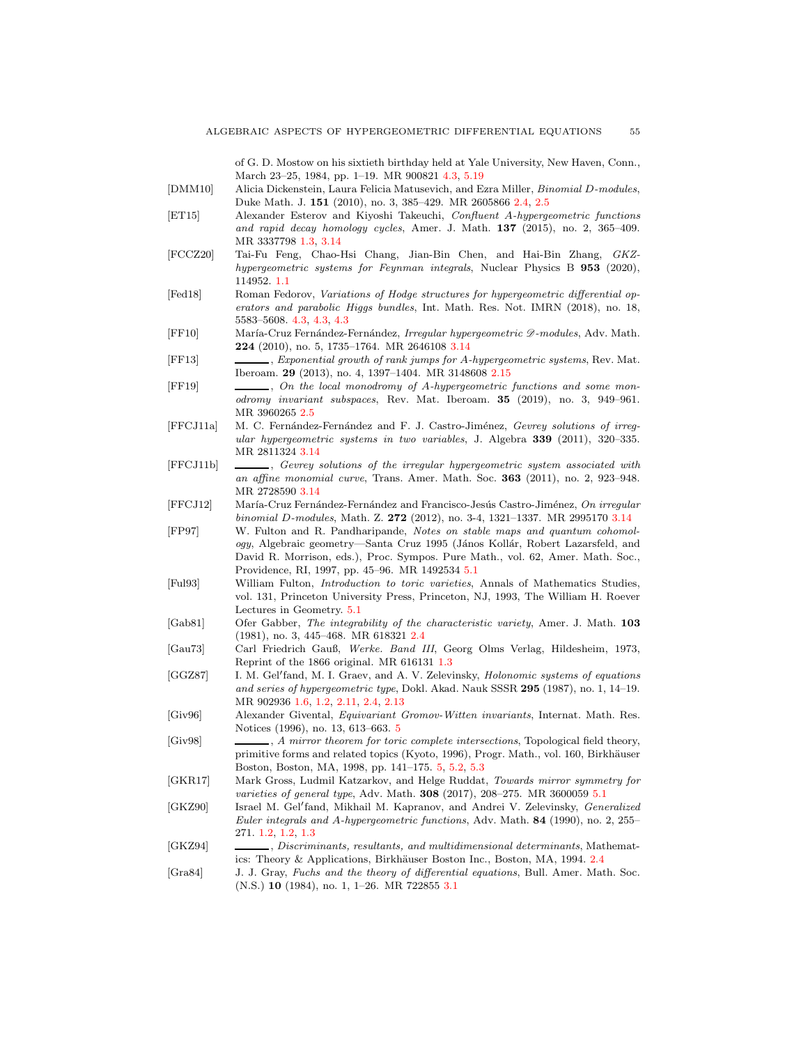of G. D. Mostow on his sixtieth birthday held at Yale University, New Haven, Conn., March 23–25, 1984, pp. 1–19. MR 900821 4.3, 5.19

[DMM10] Alicia Dickenstein, Laura Felicia Matusevich, and Ezra Miller, *Binomial D-modules*, Duke Math. J. **151** (2010), no. 3, 385–429. MR 2605866 2.4, 2.5

[ET15] Alexander Esterov and Kiyoshi Takeuchi, *Confluent A-hypergeometric functions and rapid decay homology cycles*, Amer. J. Math. **137** (2015), no. 2, 365–409. MR 3337798 1.3, 3.14

[FCCZ20] Tai-Fu Feng, Chao-Hsi Chang, Jian-Bin Chen, and Hai-Bin Zhang, *GKZ-hypergeometric systems for Feynman integrals*, Nuclear Physics B **953** (2020), 114952. 1.1

[Fed18] Roman Fedorov, *Variations of Hodge structures for hypergeometric differential operators and parabolic Higgs bundles*, Int. Math. Res. Not. IMRN (2018), no. 18, 5583–5608. 4.3, 4.3, 4.3

[FF10] María-Cruz Fernández-Fernández, *Irregular hypergeometric $\mathscr{D}$-modules*, Adv. Math. **224** (2010), no. 5, 1735–1764. MR 2646108 3.14

[FF13] ———, *Exponential growth of rank jumps for A-hypergeometric systems*, Rev. Mat. Iberoam. **29** (2013), no. 4, 1397–1404. MR 3148608 2.15

[FF19] ———, *On the local monodromy of A-hypergeometric functions and some monodromy invariant subspaces*, Rev. Mat. Iberoam. **35** (2019), no. 3, 949–961. MR 3960265 2.5

[FFCJ11a] M. C. Fernández-Fernández and F. J. Castro-Jiménez, *Gevrey solutions of irregular hypergeometric systems in two variables*, J. Algebra **339** (2011), 320–335. MR 2811324 3.14

[FFCJ11b] ———, *Gevrey solutions of the irregular hypergeometric system associated with an affine monomial curve*, Trans. Amer. Math. Soc. **363** (2011), no. 2, 923–948. MR 2728590 3.14

[FFCJ12] María-Cruz Fernández-Fernández and Francisco-Jesús Castro-Jiménez, *On irregular binomial D-modules*, Math. Z. **272** (2012), no. 3-4, 1321–1337. MR 2995170 3.14

[FP97] W. Fulton and R. Pandharipande, *Notes on stable maps and quantum cohomology*, Algebraic geometry—Santa Cruz 1995 (János Kollár, Robert Lazarsfeld, and David R. Morrison, eds.), Proc. Sympos. Pure Math., vol. 62, Amer. Math. Soc., Providence, RI, 1997, pp. 45–96. MR 1492534 5.1

[Ful93] William Fulton, *Introduction to toric varieties*, Annals of Mathematics Studies, vol. 131, Princeton University Press, Princeton, NJ, 1993, The William H. Roever Lectures in Geometry. 5.1

[Gab81] Ofer Gabber, *The integrability of the characteristic variety*, Amer. J. Math. **103** (1981), no. 3, 445–468. MR 618321 2.4

[Gau73] Carl Friedrich Gauß, *Werke. Band III*, Georg Olms Verlag, Hildesheim, 1973, Reprint of the 1866 original. MR 616131 1.3

[GGZ87] I. M. Gel′fand, M. I. Graev, and A. V. Zelevinsky, *Holonomic systems of equations and series of hypergeometric type*, Dokl. Akad. Nauk SSSR **295** (1987), no. 1, 14–19. MR 902936 1.6, 1.2, 2.11, 2.4, 2.13

[Giv96] Alexander Givental, *Equivariant Gromov-Witten invariants*, Internat. Math. Res. Notices (1996), no. 13, 613–663. 5

[Giv98] ———, *A mirror theorem for toric complete intersections*, Topological field theory, primitive forms and related topics (Kyoto, 1996), Progr. Math., vol. 160, Birkhäuser Boston, Boston, MA, 1998, pp. 141–175. 5, 5.2, 5.3

[GKR17] Mark Gross, Ludmil Katzarkov, and Helge Ruddat, *Towards mirror symmetry for varieties of general type*, Adv. Math. **308** (2017), 208–275. MR 3600059 5.1

[GKZ90] Israel M. Gel′fand, Mikhail M. Kapranov, and Andrei V. Zelevinsky, *Generalized Euler integrals and A-hypergeometric functions*, Adv. Math. **84** (1990), no. 2, 255–271. 1.2, 1.2, 1.3

[GKZ94] ———, *Discriminants, resultants, and multidimensional determinants*, Mathematics: Theory & Applications, Birkhäuser Boston Inc., Boston, MA, 1994. 2.4

[Gra84] J. J. Gray, *Fuchs and the theory of differential equations*, Bull. Amer. Math. Soc. (N.S.) **10** (1984), no. 1, 1–26. MR 722855 3.1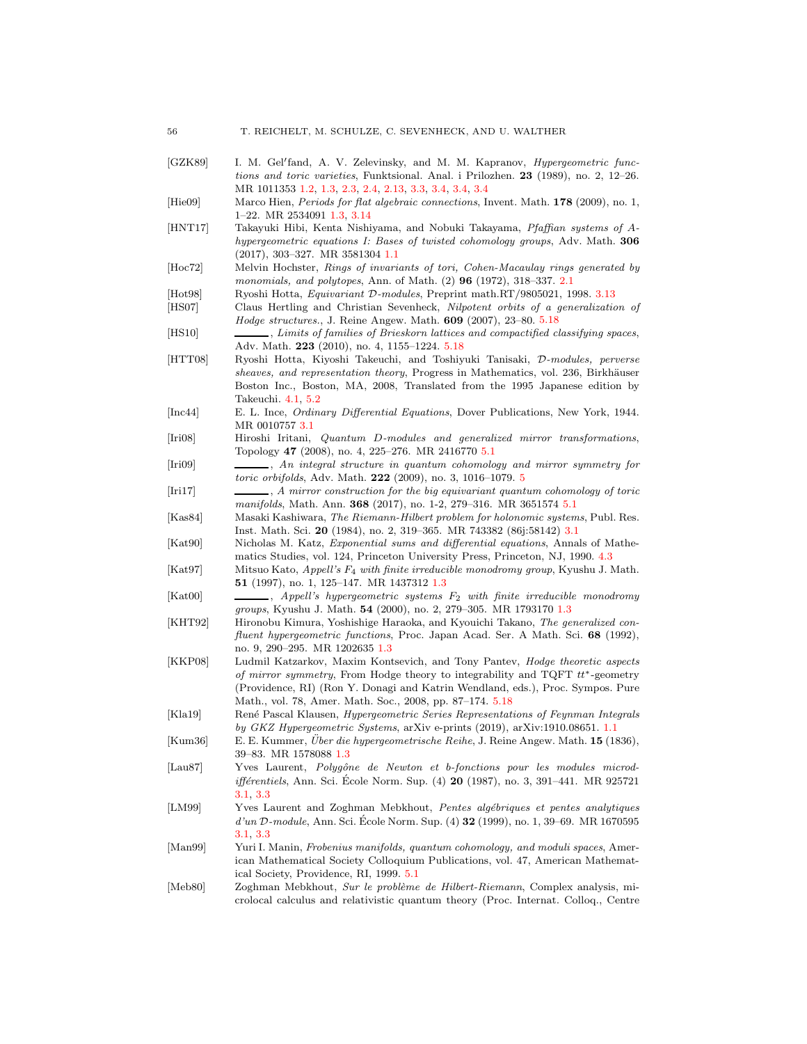[GZK89] I. M. Gel′fand, A. V. Zelevinsky, and M. M. Kapranov, *Hypergeometric functions and toric varieties*, Funktsional. Anal. i Prilozhen. **23** (1989), no. 2, 12–26. MR 1011353 1.2, 1.3, 2.3, 2.4, 2.13, 3.3, 3.4, 3.4, 3.4

[Hie09] Marco Hien, *Periods for flat algebraic connections*, Invent. Math. **178** (2009), no. 1, 1–22. MR 2534091 1.3, 3.14

[HNT17] Takayuki Hibi, Kenta Nishiyama, and Nobuki Takayama, *Pfaffian systems of A-hypergeometric equations I: Bases of twisted cohomology groups*, Adv. Math. **306** (2017), 303–327. MR 3581304 1.1

[Hoc72] Melvin Hochster, *Rings of invariants of tori, Cohen-Macaulay rings generated by monomials, and polytopes*, Ann. of Math. (2) **96** (1972), 318–337. 2.1

[Hot98] Ryoshi Hotta, *Equivariant $\mathcal{D}$-modules*, Preprint math.RT/9805021, 1998. 3.13

[HS07] Claus Hertling and Christian Sevenheck, *Nilpotent orbits of a generalization of Hodge structures.*, J. Reine Angew. Math. **609** (2007), 23–80. 5.18

[HS10] ______, *Limits of families of Brieskorn lattices and compactified classifying spaces*, Adv. Math. **223** (2010), no. 4, 1155–1224. 5.18

[HTT08] Ryoshi Hotta, Kiyoshi Takeuchi, and Toshiyuki Tanisaki, *$\mathcal{D}$-modules, perverse sheaves, and representation theory*, Progress in Mathematics, vol. 236, Birkhäuser Boston Inc., Boston, MA, 2008, Translated from the 1995 Japanese edition by Takeuchi. 4.1, 5.2

[Inc44] E. L. Ince, *Ordinary Differential Equations*, Dover Publications, New York, 1944. MR 0010757 3.1

[Iri08] Hiroshi Iritani, *Quantum D-modules and generalized mirror transformations*, Topology **47** (2008), no. 4, 225–276. MR 2416770 5.1

[Iri09] ______, *An integral structure in quantum cohomology and mirror symmetry for toric orbifolds*, Adv. Math. **222** (2009), no. 3, 1016–1079. 5

[Iri17] ______, *A mirror construction for the big equivariant quantum cohomology of toric manifolds*, Math. Ann. **368** (2017), no. 1-2, 279–316. MR 3651574 5.1

[Kas84] Masaki Kashiwara, *The Riemann-Hilbert problem for holonomic systems*, Publ. Res. Inst. Math. Sci. **20** (1984), no. 2, 319–365. MR 743382 (86j:58142) 3.1

[Kat90] Nicholas M. Katz, *Exponential sums and differential equations*, Annals of Mathematics Studies, vol. 124, Princeton University Press, Princeton, NJ, 1990. 4.3

[Kat97] Mitsuo Kato, *Appell's $F_4$ with finite irreducible monodromy group*, Kyushu J. Math. **51** (1997), no. 1, 125–147. MR 1437312 1.3

[Kat00] ______, *Appell's hypergeometric systems $F_2$ with finite irreducible monodromy groups*, Kyushu J. Math. **54** (2000), no. 2, 279–305. MR 1793170 1.3

[KHT92] Hironobu Kimura, Yoshishige Haraoka, and Kyouichi Takano, *The generalized confluent hypergeometric functions*, Proc. Japan Acad. Ser. A Math. Sci. **68** (1992), no. 9, 290–295. MR 1202635 1.3

[KKP08] Ludmil Katzarkov, Maxim Kontsevich, and Tony Pantev, *Hodge theoretic aspects of mirror symmetry*, From Hodge theory to integrability and TQFT $tt^*$-geometry (Providence, RI) (Ron Y. Donagi and Katrin Wendland, eds.), Proc. Sympos. Pure Math., vol. 78, Amer. Math. Soc., 2008, pp. 87–174. 5.18

[Kla19] René Pascal Klausen, *Hypergeometric Series Representations of Feynman Integrals by GKZ Hypergeometric Systems*, arXiv e-prints (2019), arXiv:1910.08651. 1.1

[Kum36] E. E. Kummer, *Über die hypergeometrische Reihe*, J. Reine Angew. Math. **15** (1836), 39–83. MR 1578088 1.3

[Lau87] Yves Laurent, *Polygône de Newton et b-fonctions pour les modules microdifférentiels*, Ann. Sci. École Norm. Sup. (4) **20** (1987), no. 3, 391–441. MR 925721 3.1, 3.3

[LM99] Yves Laurent and Zoghman Mebkhout, *Pentes algébriques et pentes analytiques d'un $\mathcal{D}$-module*, Ann. Sci. École Norm. Sup. (4) **32** (1999), no. 1, 39–69. MR 1670595 3.1, 3.3

[Man99] Yuri I. Manin, *Frobenius manifolds, quantum cohomology, and moduli spaces*, American Mathematical Society Colloquium Publications, vol. 47, American Mathematical Society, Providence, RI, 1999. 5.1

[Meb80] Zoghman Mebkhout, *Sur le problème de Hilbert-Riemann*, Complex analysis, microlocal calculus and relativistic quantum theory (Proc. Internat. Colloq., Centre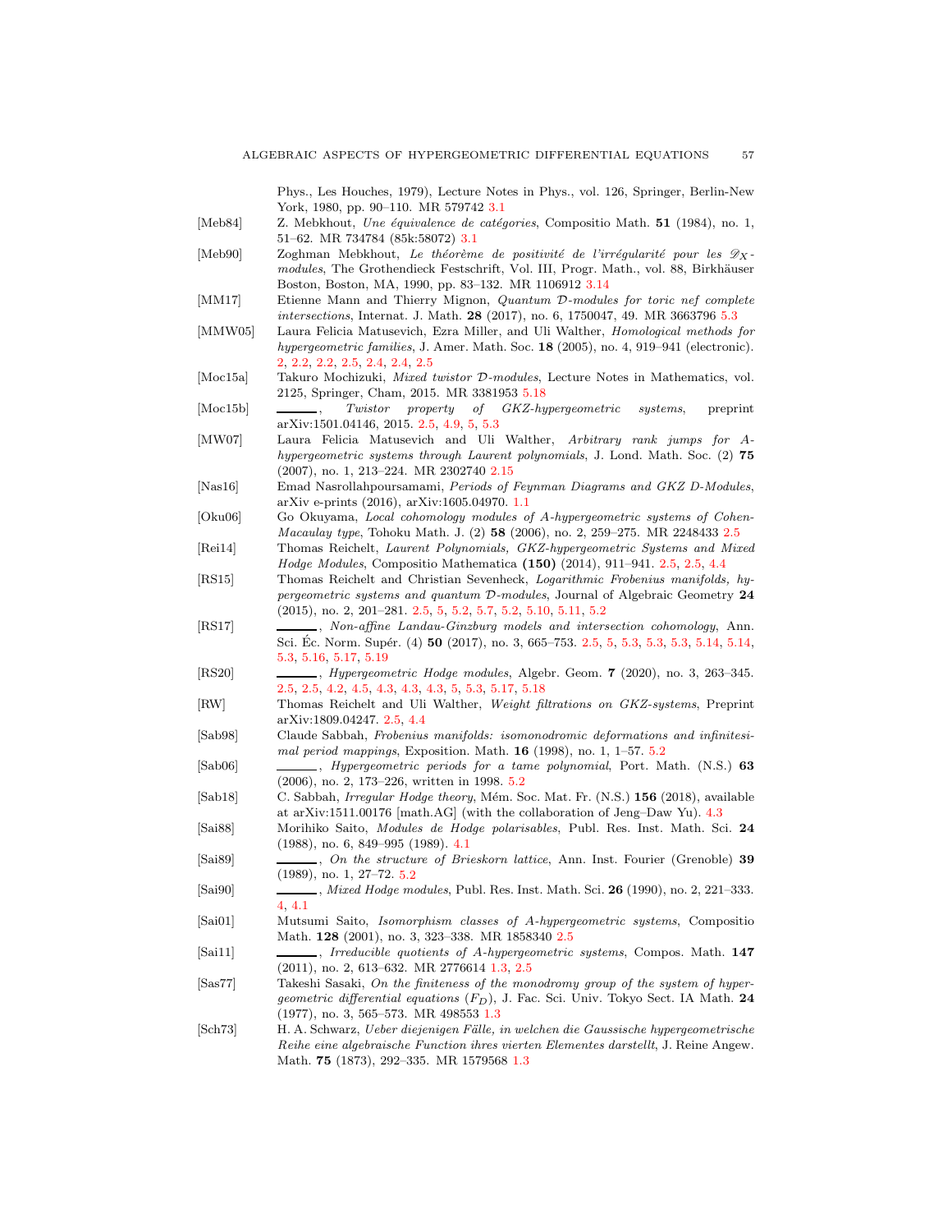Phys., Les Houches, 1979), Lecture Notes in Phys., vol. 126, Springer, Berlin-New York, 1980, pp. 90–110. MR 579742 3.1

[Meb84] Z. Mebkhout, *Une équivalence de catégories*, Compositio Math. **51** (1984), no. 1, 51–62. MR 734784 (85k:58072) 3.1

[Meb90] Zoghman Mebkhout, *Le théorème de positivité de l'irrégularité pour les $\mathscr{D}_X$-modules*, The Grothendieck Festschrift, Vol. III, Progr. Math., vol. 88, Birkhäuser Boston, Boston, MA, 1990, pp. 83–132. MR 1106912 3.14

[MM17] Etienne Mann and Thierry Mignon, *Quantum $\mathcal{D}$-modules for toric nef complete intersections*, Internat. J. Math. **28** (2017), no. 6, 1750047, 49. MR 3663796 5.3

[MMW05] Laura Felicia Matusevich, Ezra Miller, and Uli Walther, *Homological methods for hypergeometric families*, J. Amer. Math. Soc. **18** (2005), no. 4, 919–941 (electronic). 2, 2.2, 2.2, 2.5, 2.4, 2.4, 2.5

[Moc15a] Takuro Mochizuki, *Mixed twistor $\mathcal{D}$-modules*, Lecture Notes in Mathematics, vol. 2125, Springer, Cham, 2015. MR 3381953 5.18

[Moc15b] ______, *Twistor property of GKZ-hypergeometric systems*, preprint arXiv:1501.04146, 2015. 2.5, 4.9, 5, 5.3

[MW07] Laura Felicia Matusevich and Uli Walther, *Arbitrary rank jumps for A-hypergeometric systems through Laurent polynomials*, J. Lond. Math. Soc. (2) **75** (2007), no. 1, 213–224. MR 2302740 2.15

[Nas16] Emad Nasrollahpoursamami, *Periods of Feynman Diagrams and GKZ D-Modules*, arXiv e-prints (2016), arXiv:1605.04970. 1.1

[Oku06] Go Okuyama, *Local cohomology modules of A-hypergeometric systems of Cohen-Macaulay type*, Tohoku Math. J. (2) **58** (2006), no. 2, 259–275. MR 2248433 2.5

[Rei14] Thomas Reichelt, *Laurent Polynomials, GKZ-hypergeometric Systems and Mixed Hodge Modules*, Compositio Mathematica **(150)** (2014), 911–941. 2.5, 2.5, 4.4

[RS15] Thomas Reichelt and Christian Sevenheck, *Logarithmic Frobenius manifolds, hypergeometric systems and quantum $\mathcal{D}$-modules*, Journal of Algebraic Geometry **24** (2015), no. 2, 201–281. 2.5, 5, 5.2, 5.7, 5.2, 5.10, 5.11, 5.2

[RS17] ______, *Non-affine Landau-Ginzburg models and intersection cohomology*, Ann. Sci. Éc. Norm. Supér. (4) **50** (2017), no. 3, 665–753. 2.5, 5, 5.3, 5.3, 5.3, 5.14, 5.14, 5.3, 5.16, 5.17, 5.19

[RS20] ______, *Hypergeometric Hodge modules*, Algebr. Geom. **7** (2020), no. 3, 263–345. 2.5, 2.5, 4.2, 4.5, 4.3, 4.3, 4.3, 5, 5.3, 5.17, 5.18

[RW] Thomas Reichelt and Uli Walther, *Weight filtrations on GKZ-systems*, Preprint arXiv:1809.04247. 2.5, 4.4

[Sab98] Claude Sabbah, *Frobenius manifolds: isomonodromic deformations and infinitesimal period mappings*, Exposition. Math. **16** (1998), no. 1, 1–57. 5.2

[Sab06] ______, *Hypergeometric periods for a tame polynomial*, Port. Math. (N.S.) **63** (2006), no. 2, 173–226, written in 1998. 5.2

[Sab18] C. Sabbah, *Irregular Hodge theory*, Mém. Soc. Mat. Fr. (N.S.) **156** (2018), available at arXiv:1511.00176 [math.AG] (with the collaboration of Jeng–Daw Yu). 4.3

[Sai88] Morihiko Saito, *Modules de Hodge polarisables*, Publ. Res. Inst. Math. Sci. **24** (1988), no. 6, 849–995 (1989). 4.1

[Sai89] ______, *On the structure of Brieskorn lattice*, Ann. Inst. Fourier (Grenoble) **39** (1989), no. 1, 27–72. 5.2

[Sai90] ______, *Mixed Hodge modules*, Publ. Res. Inst. Math. Sci. **26** (1990), no. 2, 221–333. 4, 4.1

[Sai01] Mutsumi Saito, *Isomorphism classes of A-hypergeometric systems*, Compositio Math. **128** (2001), no. 3, 323–338. MR 1858340 2.5

[Sai11] ______, *Irreducible quotients of A-hypergeometric systems*, Compos. Math. **147** (2011), no. 2, 613–632. MR 2776614 1.3, 2.5

[Sas77] Takeshi Sasaki, *On the finiteness of the monodromy group of the system of hypergeometric differential equations ($F_D$)*, J. Fac. Sci. Univ. Tokyo Sect. IA Math. **24** (1977), no. 3, 565–573. MR 498553 1.3

[Sch73] H. A. Schwarz, *Ueber diejenigen Fälle, in welchen die Gaussische hypergeometrische Reihe eine algebraische Function ihres vierten Elementes darstellt*, J. Reine Angew. Math. **75** (1873), 292–335. MR 1579568 1.3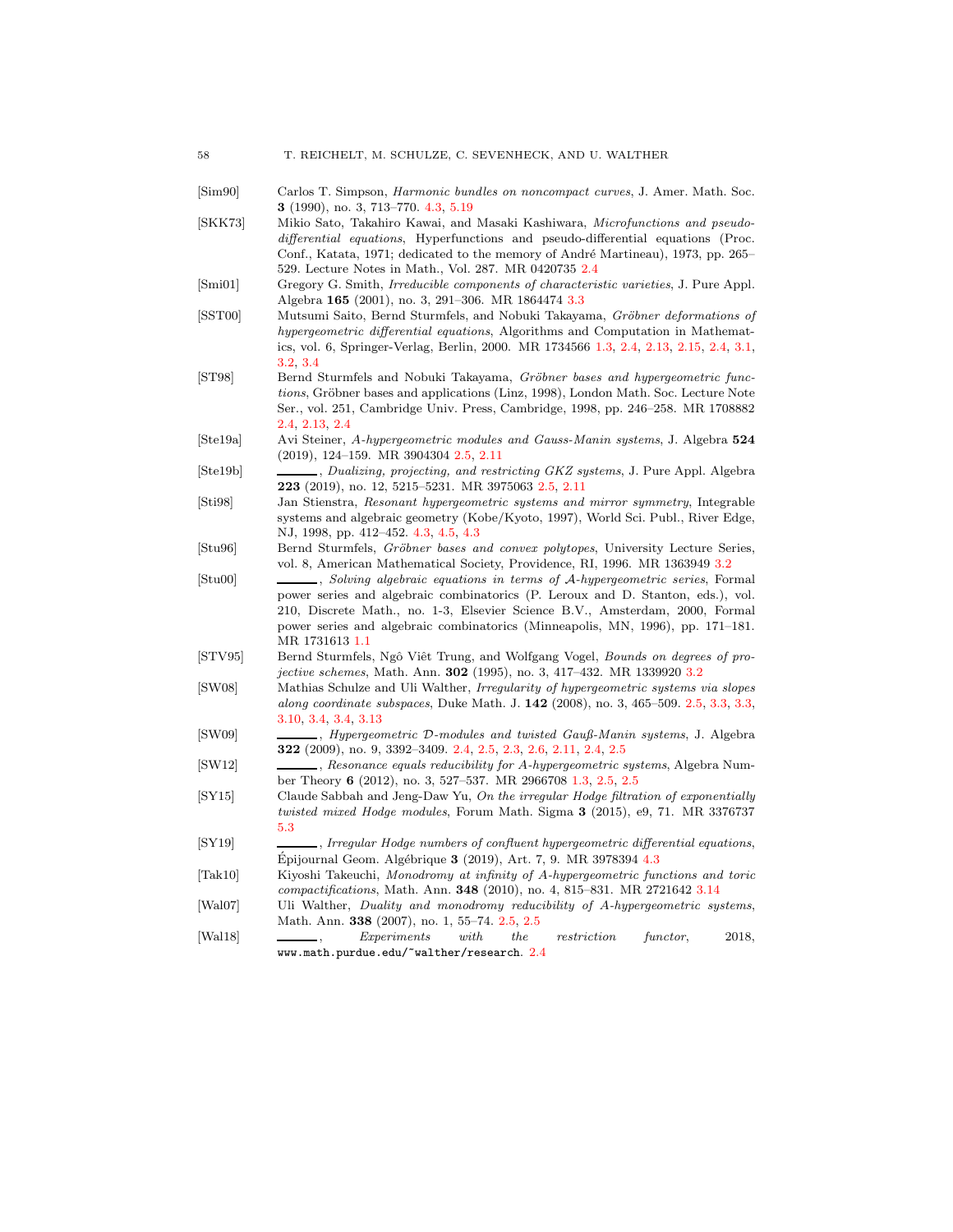[Sim90] Carlos T. Simpson, *Harmonic bundles on noncompact curves*, J. Amer. Math. Soc. **3** (1990), no. 3, 713–770. 4.3, 5.19

[SKK73] Mikio Sato, Takahiro Kawai, and Masaki Kashiwara, *Microfunctions and pseudo-differential equations*, Hyperfunctions and pseudo-differential equations (Proc. Conf., Katata, 1971; dedicated to the memory of André Martineau), 1973, pp. 265–529. Lecture Notes in Math., Vol. 287. MR 0420735 2.4

[Smi01] Gregory G. Smith, *Irreducible components of characteristic varieties*, J. Pure Appl. Algebra **165** (2001), no. 3, 291–306. MR 1864474 3.3

[SST00] Mutsumi Saito, Bernd Sturmfels, and Nobuki Takayama, *Gröbner deformations of hypergeometric differential equations*, Algorithms and Computation in Mathematics, vol. 6, Springer-Verlag, Berlin, 2000. MR 1734566 1.3, 2.4, 2.13, 2.15, 2.4, 3.1, 3.2, 3.4

[ST98] Bernd Sturmfels and Nobuki Takayama, *Gröbner bases and hypergeometric functions*, Gröbner bases and applications (Linz, 1998), London Math. Soc. Lecture Note Ser., vol. 251, Cambridge Univ. Press, Cambridge, 1998, pp. 246–258. MR 1708882 2.4, 2.13, 2.4

[Ste19a] Avi Steiner, *A-hypergeometric modules and Gauss-Manin systems*, J. Algebra **524** (2019), 124–159. MR 3904304 2.5, 2.11

[Ste19b] ______, *Dualizing, projecting, and restricting GKZ systems*, J. Pure Appl. Algebra **223** (2019), no. 12, 5215–5231. MR 3975063 2.5, 2.11

[Sti98] Jan Stienstra, *Resonant hypergeometric systems and mirror symmetry*, Integrable systems and algebraic geometry (Kobe/Kyoto, 1997), World Sci. Publ., River Edge, NJ, 1998, pp. 412–452. 4.3, 4.5, 4.3

[Stu96] Bernd Sturmfels, *Gröbner bases and convex polytopes*, University Lecture Series, vol. 8, American Mathematical Society, Providence, RI, 1996. MR 1363949 3.2

[Stu00] ______, *Solving algebraic equations in terms of $\mathcal{A}$-hypergeometric series*, Formal power series and algebraic combinatorics (P. Leroux and D. Stanton, eds.), vol. 210, Discrete Math., no. 1-3, Elsevier Science B.V., Amsterdam, 2000, Formal power series and algebraic combinatorics (Minneapolis, MN, 1996), pp. 171–181. MR 1731613 1.1

[STV95] Bernd Sturmfels, Ngô Viêt Trung, and Wolfgang Vogel, *Bounds on degrees of projective schemes*, Math. Ann. **302** (1995), no. 3, 417–432. MR 1339920 3.2

[SW08] Mathias Schulze and Uli Walther, *Irregularity of hypergeometric systems via slopes along coordinate subspaces*, Duke Math. J. **142** (2008), no. 3, 465–509. 2.5, 3.3, 3.3, 3.10, 3.4, 3.4, 3.13

[SW09] ______, *Hypergeometric $\mathcal{D}$-modules and twisted Gauß-Manin systems*, J. Algebra **322** (2009), no. 9, 3392–3409. 2.4, 2.5, 2.3, 2.6, 2.11, 2.4, 2.5

[SW12] ______, *Resonance equals reducibility for A-hypergeometric systems*, Algebra Number Theory **6** (2012), no. 3, 527–537. MR 2966708 1.3, 2.5, 2.5

[SY15] Claude Sabbah and Jeng-Daw Yu, *On the irregular Hodge filtration of exponentially twisted mixed Hodge modules*, Forum Math. Sigma **3** (2015), e9, 71. MR 3376737 5.3

[SY19] ______, *Irregular Hodge numbers of confluent hypergeometric differential equations*, Épijournal Geom. Algébrique **3** (2019), Art. 7, 9. MR 3978394 4.3

[Tak10] Kiyoshi Takeuchi, *Monodromy at infinity of A-hypergeometric functions and toric compactifications*, Math. Ann. **348** (2010), no. 4, 815–831. MR 2721642 3.14

[Wal07] Uli Walther, *Duality and monodromy reducibility of A-hypergeometric systems*, Math. Ann. **338** (2007), no. 1, 55–74. 2.5, 2.5

[Wal18] ______, *Experiments with the restriction functor*, 2018, www.math.purdue.edu/~walther/research. 2.4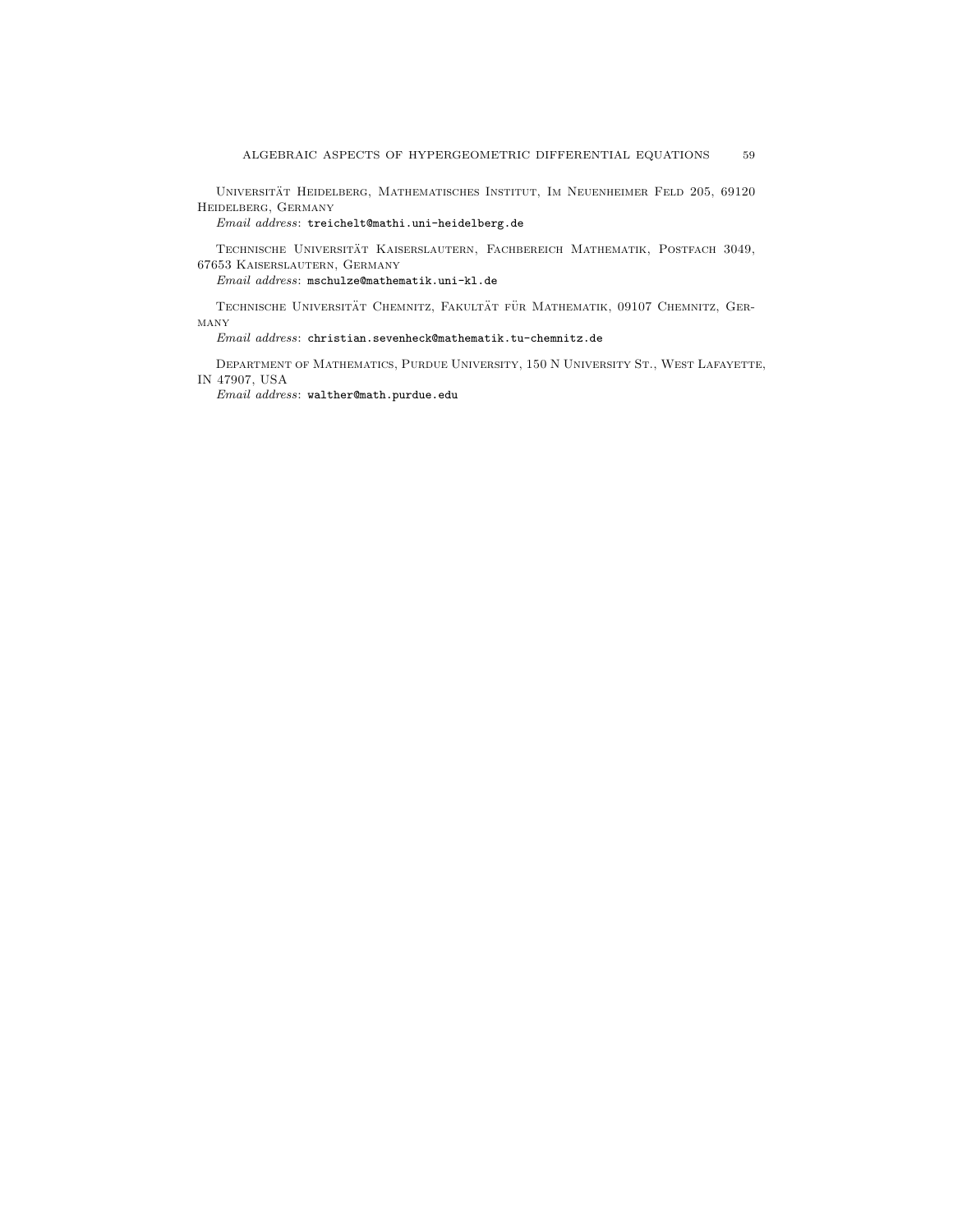Universität Heidelberg, Mathematisches Institut, Im Neuenheimer Feld 205, 69120 Heidelberg, Germany

*Email address*: treichelt@mathi.uni-heidelberg.de

Technische Universität Kaiserslautern, Fachbereich Mathematik, Postfach 3049, 67653 Kaiserslautern, Germany

*Email address*: mschulze@mathematik.uni-kl.de

Technische Universität Chemnitz, Fakultät für Mathematik, 09107 Chemnitz, Germany

*Email address*: christian.sevenheck@mathematik.tu-chemnitz.de

Department of Mathematics, Purdue University, 150 N University St., West Lafayette, IN 47907, USA

*Email address*: walther@math.purdue.edu